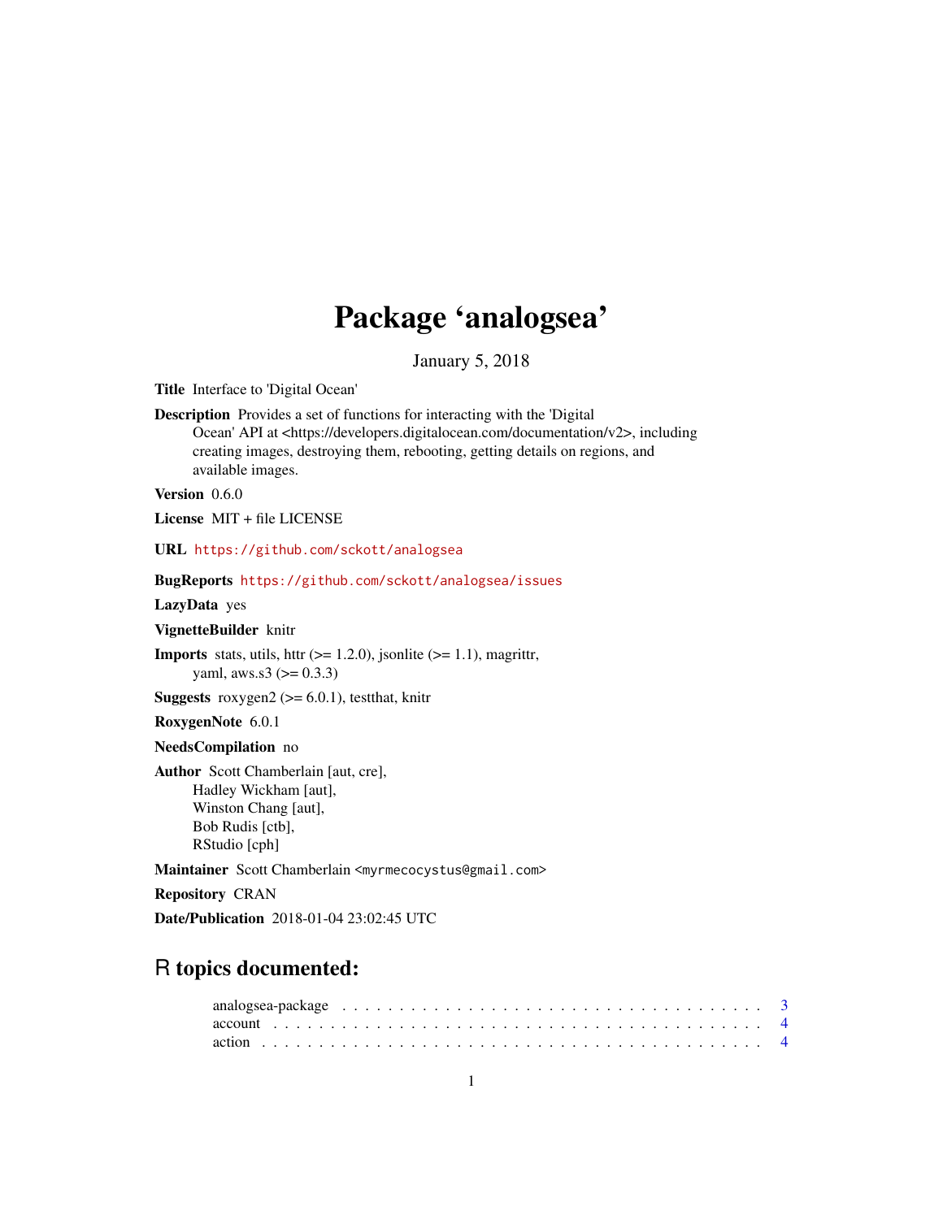# Package 'analogsea'

January 5, 2018

**Title** Interface to 'Digital Ocean'

**Description** Provides a set of functions for interacting with the 'Digital Ocean' API at <https://developers.digitalocean.com/documentation/v2>, including creating images, destroying them, rebooting, getting details on regions, and available images.

**Version** 0.6.0

**License** MIT + file LICENSE

**URL** https://github.com/sckott/analogsea

**BugReports** https://github.com/sckott/analogsea/issues

**LazyData** yes

**VignetteBuilder** knitr

**Imports** stats, utils, httr (>= 1.2.0), jsonlite (>= 1.1), magrittr, yaml, aws.s3 (>= 0.3.3)

**Suggests** roxygen2 (>= 6.0.1), testthat, knitr

**RoxygenNote** 6.0.1

**NeedsCompilation** no

**Author** Scott Chamberlain [aut, cre],
Hadley Wickham [aut],
Winston Chang [aut],
Bob Rudis [ctb],
RStudio [cph]

**Maintainer** Scott Chamberlain <myrmecocystus@gmail.com>

**Repository** CRAN

**Date/Publication** 2018-01-04 23:02:45 UTC

## R topics documented:

analogsea-package . . . . . . . . . . . . . . . . . . . . . . . . . . . . . . . . . . 3
account . . . . . . . . . . . . . . . . . . . . . . . . . . . . . . . . . . . . . . . . 4
action . . . . . . . . . . . . . . . . . . . . . . . . . . . . . . . . . . . . . . . . . 4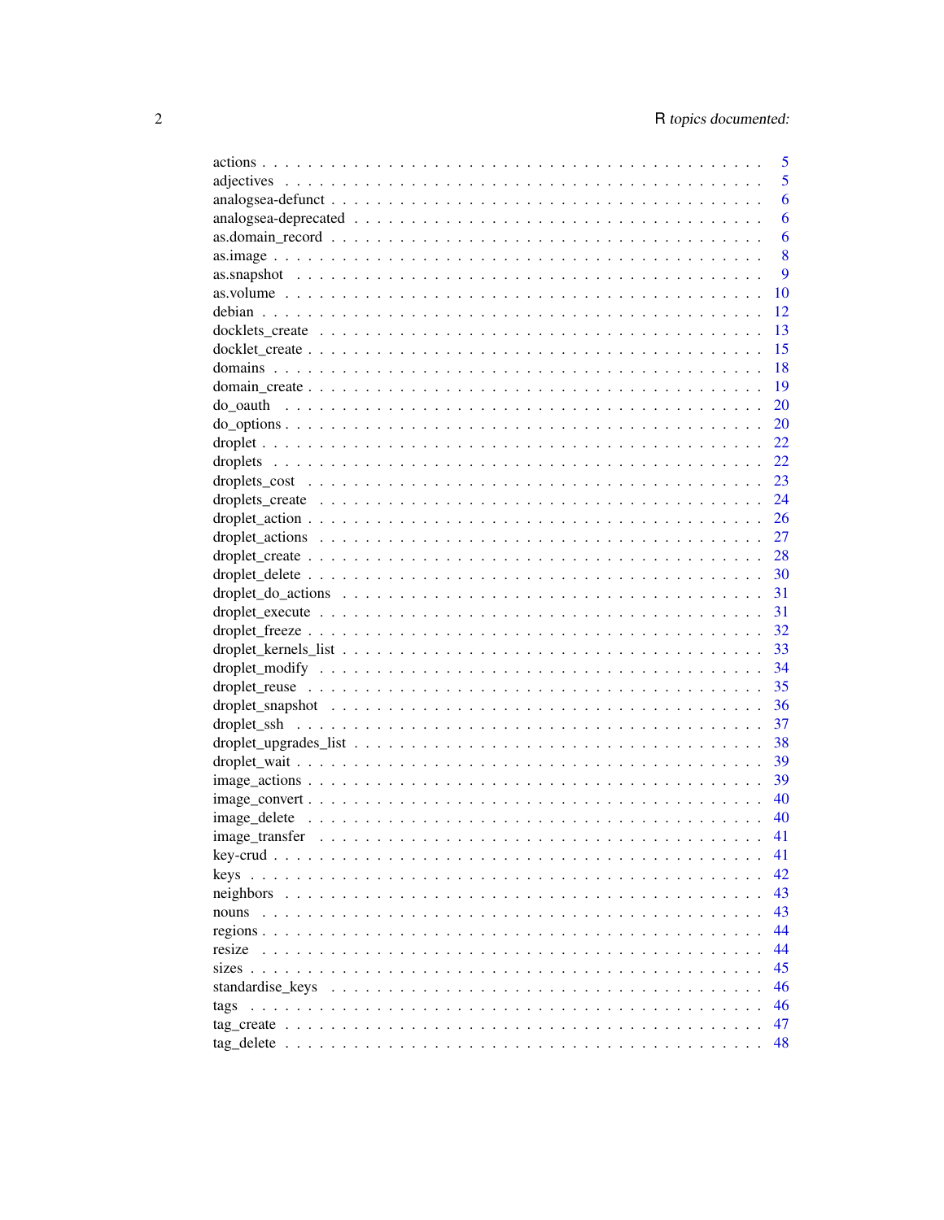| Topic | Page |
|---|---|
| actions | 5 |
| adjectives | 5 |
| analogsea-defunct | 6 |
| analogsea-deprecated | 6 |
| as.domain_record | 6 |
| as.image | 8 |
| as.snapshot | 9 |
| as.volume | 10 |
| debian | 12 |
| docklets_create | 13 |
| docklet_create | 15 |
| domains | 18 |
| domain_create | 19 |
| do_oauth | 20 |
| do_options | 20 |
| droplet | 22 |
| droplets | 22 |
| droplets_cost | 23 |
| droplets_create | 24 |
| droplet_action | 26 |
| droplet_actions | 27 |
| droplet_create | 28 |
| droplet_delete | 30 |
| droplet_do_actions | 31 |
| droplet_execute | 31 |
| droplet_freeze | 32 |
| droplet_kernels_list | 33 |
| droplet_modify | 34 |
| droplet_reuse | 35 |
| droplet_snapshot | 36 |
| droplet_ssh | 37 |
| droplet_upgrades_list | 38 |
| droplet_wait | 39 |
| image_actions | 39 |
| image_convert | 40 |
| image_delete | 40 |
| image_transfer | 41 |
| key-crud | 41 |
| keys | 42 |
| neighbors | 43 |
| nouns | 43 |
| regions | 44 |
| resize | 44 |
| sizes | 45 |
| standardise_keys | 46 |
| tags | 46 |
| tag_create | 47 |
| tag_delete | 48 |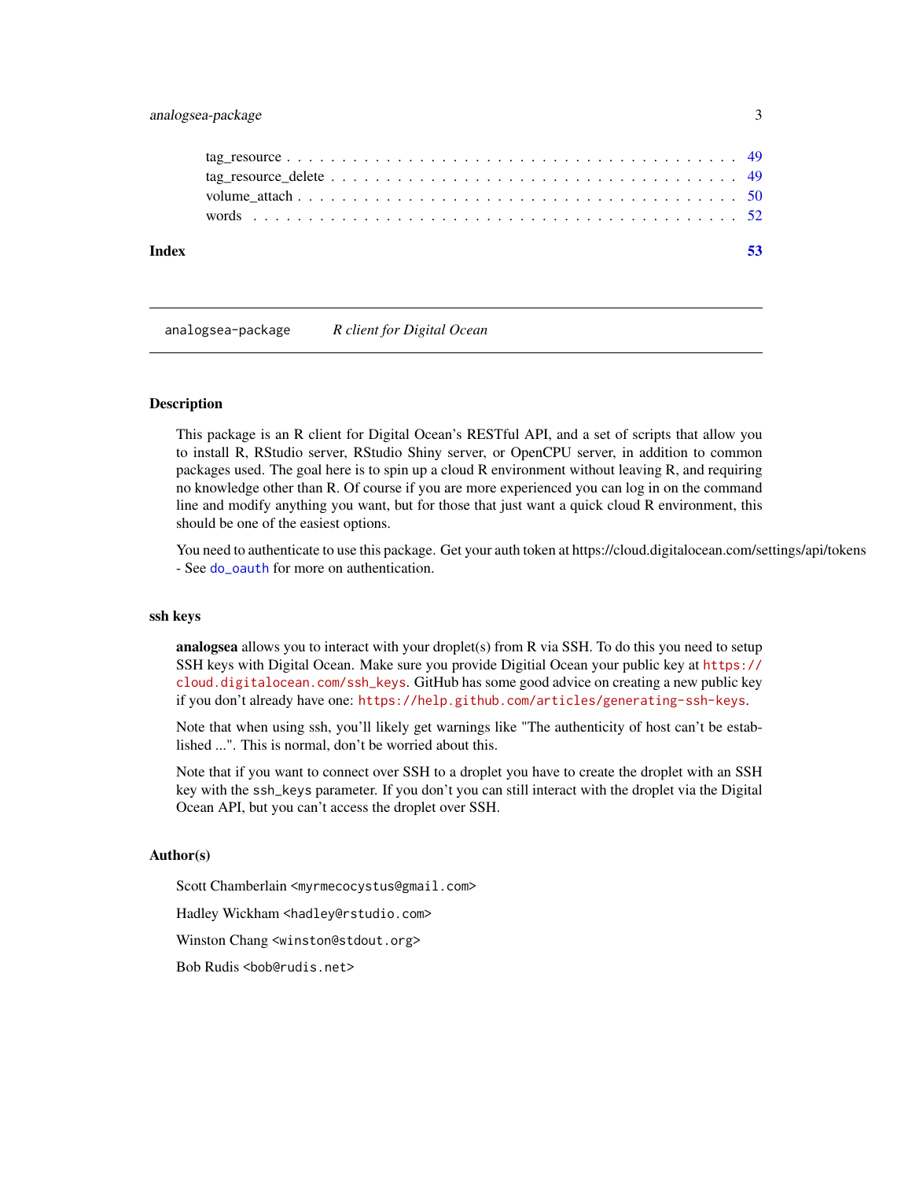tag_resource . . . . . . . . . . . . . . . . . . . . . . . . . . . . . . . . . . . . . . . 49
tag_resource_delete . . . . . . . . . . . . . . . . . . . . . . . . . . . . . . . . . . . . 49
volume_attach . . . . . . . . . . . . . . . . . . . . . . . . . . . . . . . . . . . . . . . 50
words . . . . . . . . . . . . . . . . . . . . . . . . . . . . . . . . . . . . . . . . . . . 52

**Index** **53**

---

`analogsea-package` *R client for Digital Ocean*

---

### Description

This package is an R client for Digital Ocean's RESTful API, and a set of scripts that allow you to install R, RStudio server, RStudio Shiny server, or OpenCPU server, in addition to common packages used. The goal here is to spin up a cloud R environment without leaving R, and requiring no knowledge other than R. Of course if you are more experienced you can log in on the command line and modify anything you want, but for those that just want a quick cloud R environment, this should be one of the easiest options.

You need to authenticate to use this package. Get your auth token at https://cloud.digitalocean.com/settings/api/tokens - See `do_oauth` for more on authentication.

### ssh keys

**analogsea** allows you to interact with your droplet(s) from R via SSH. To do this you need to setup SSH keys with Digital Ocean. Make sure you provide Digitial Ocean your public key at `https://cloud.digitalocean.com/ssh_keys`. GitHub has some good advice on creating a new public key if you don't already have one: `https://help.github.com/articles/generating-ssh-keys`.

Note that when using ssh, you'll likely get warnings like "The authenticity of host can't be established ...". This is normal, don't be worried about this.

Note that if you want to connect over SSH to a droplet you have to create the droplet with an SSH key with the `ssh_keys` parameter. If you don't you can still interact with the droplet via the Digital Ocean API, but you can't access the droplet over SSH.

### Author(s)

Scott Chamberlain <myrmecocystus@gmail.com>

Hadley Wickham <hadley@rstudio.com>

Winston Chang <winston@stdout.org>

Bob Rudis <bob@rudis.net>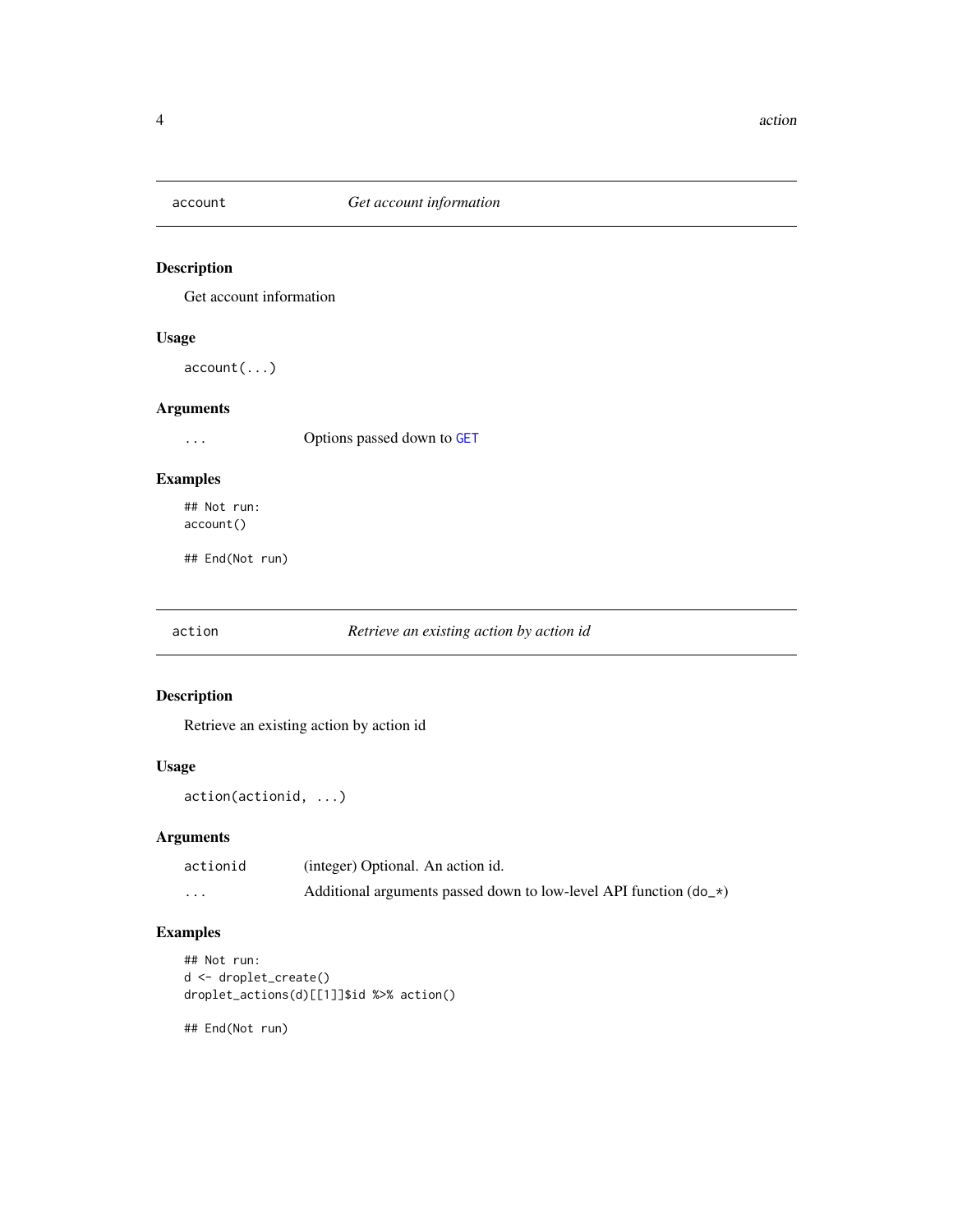## account — *Get account information*

### Description

Get account information

### Usage

```
account(...)
```

### Arguments

| | |
|---|---|
| ... | Options passed down to GET |

### Examples

```
## Not run:
account()

## End(Not run)
```

## action — *Retrieve an existing action by action id*

### Description

Retrieve an existing action by action id

### Usage

```
action(actionid, ...)
```

### Arguments

| | |
|---|---|
| actionid | (integer) Optional. An action id. |
| ... | Additional arguments passed down to low-level API function (do_*) |

### Examples

```
## Not run:
d <- droplet_create()
droplet_actions(d)[[1]]$id %>% action()

## End(Not run)
```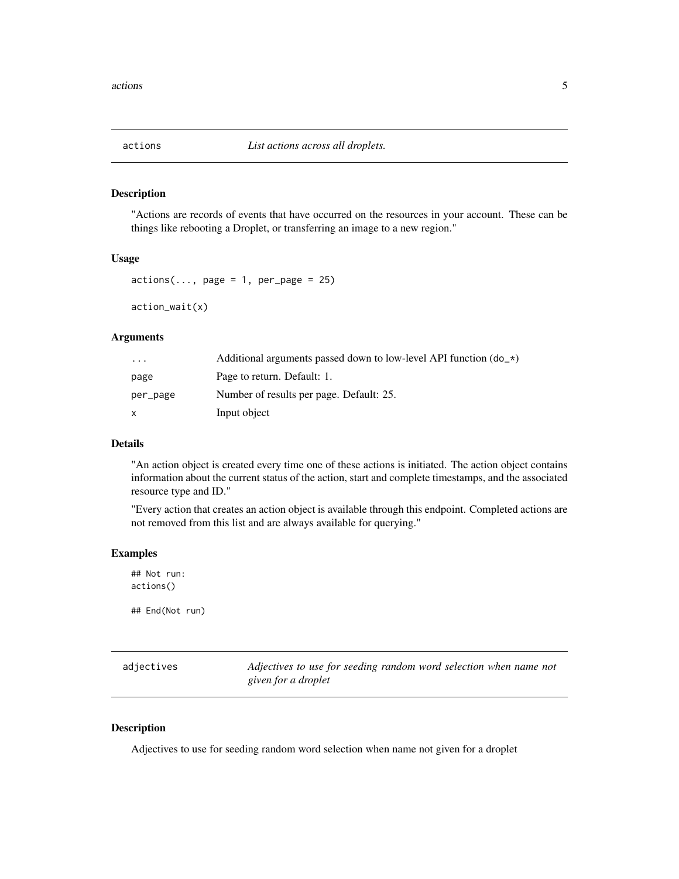## actions — *List actions across all droplets.*

### Description

"Actions are records of events that have occurred on the resources in your account. These can be things like rebooting a Droplet, or transferring an image to a new region."

### Usage

```
actions(..., page = 1, per_page = 25)

action_wait(x)
```

### Arguments

| | |
|---|---|
| ... | Additional arguments passed down to low-level API function (do_*) |
| page | Page to return. Default: 1. |
| per_page | Number of results per page. Default: 25. |
| x | Input object |

### Details

"An action object is created every time one of these actions is initiated. The action object contains information about the current status of the action, start and complete timestamps, and the associated resource type and ID."

"Every action that creates an action object is available through this endpoint. Completed actions are not removed from this list and are always available for querying."

### Examples

```
## Not run:
actions()

## End(Not run)
```

## adjectives — *Adjectives to use for seeding random word selection when name not given for a droplet*

### Description

Adjectives to use for seeding random word selection when name not given for a droplet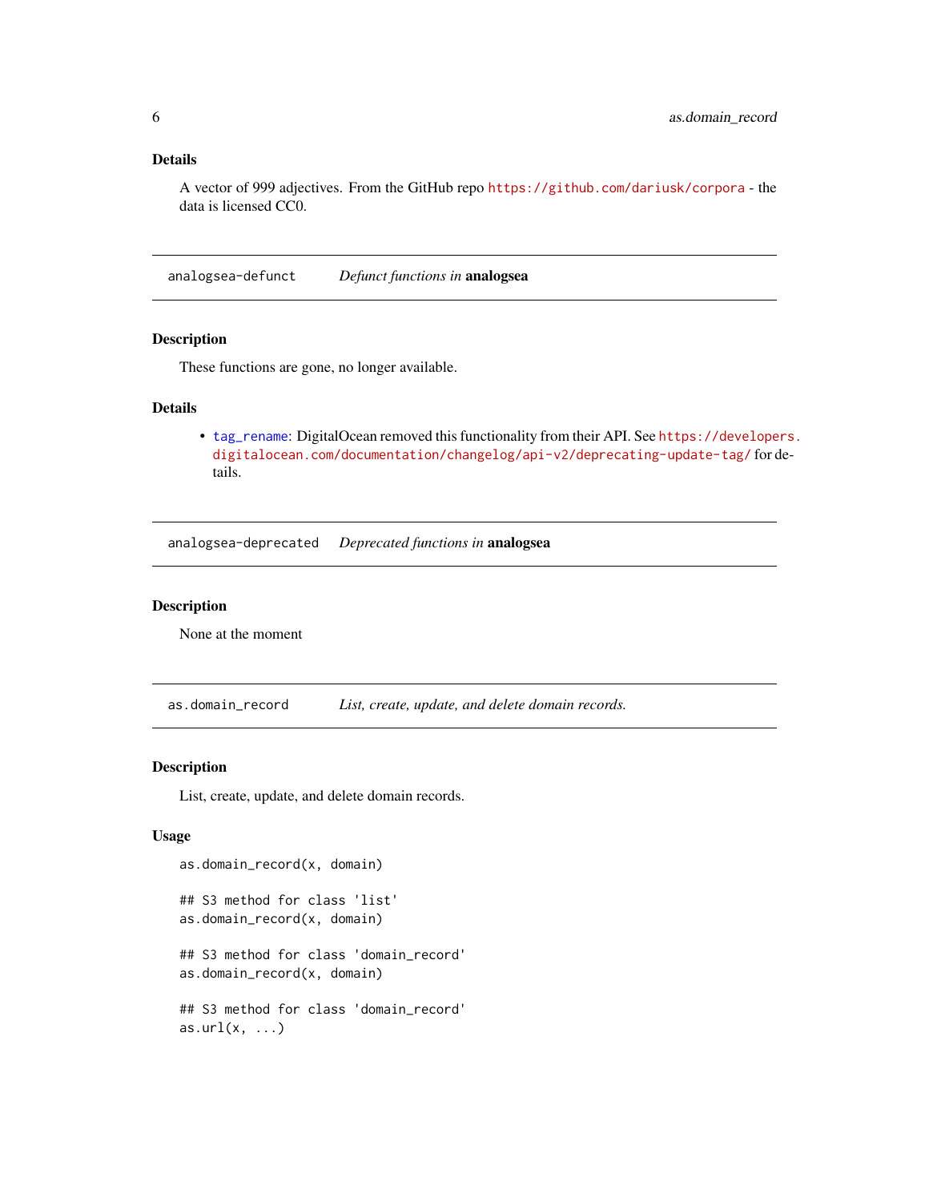### Details

A vector of 999 adjectives. From the GitHub repo https://github.com/dariusk/corpora - the data is licensed CC0.

---

## analogsea-defunct — *Defunct functions in* **analogsea**

### Description

These functions are gone, no longer available.

### Details

- tag_rename: DigitalOcean removed this functionality from their API. See https://developers.digitalocean.com/documentation/changelog/api-v2/deprecating-update-tag/ for details.

---

## analogsea-deprecated — *Deprecated functions in* **analogsea**

### Description

None at the moment

---

## as.domain_record — *List, create, update, and delete domain records.*

### Description

List, create, update, and delete domain records.

### Usage

```
as.domain_record(x, domain)

## S3 method for class 'list'
as.domain_record(x, domain)

## S3 method for class 'domain_record'
as.domain_record(x, domain)

## S3 method for class 'domain_record'
as.url(x, ...)
```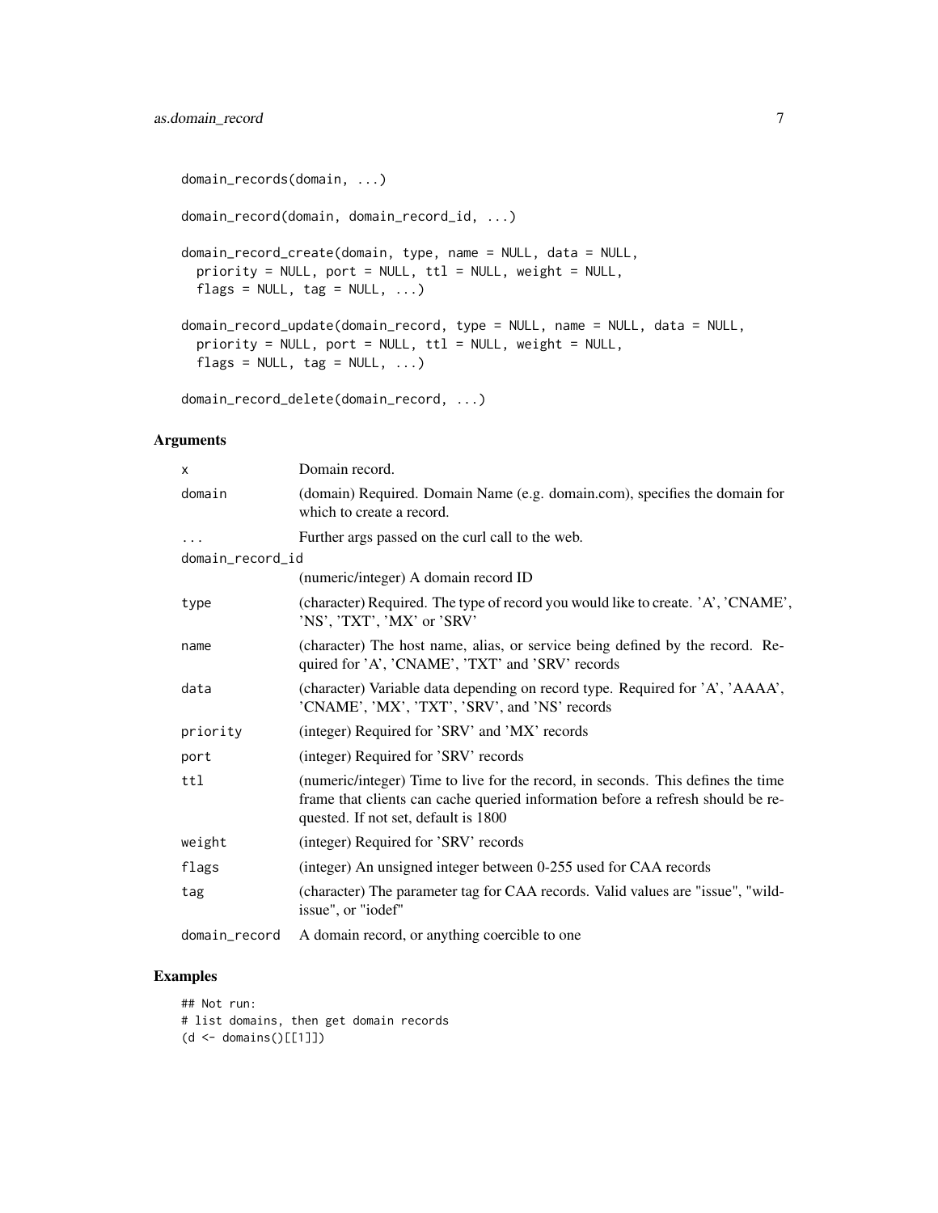```
domain_records(domain, ...)

domain_record(domain, domain_record_id, ...)

domain_record_create(domain, type, name = NULL, data = NULL,
  priority = NULL, port = NULL, ttl = NULL, weight = NULL,
  flags = NULL, tag = NULL, ...)

domain_record_update(domain_record, type = NULL, name = NULL, data = NULL,
  priority = NULL, port = NULL, ttl = NULL, weight = NULL,
  flags = NULL, tag = NULL, ...)

domain_record_delete(domain_record, ...)
```

## Arguments

| | |
|---|---|
| x | Domain record. |
| domain | (domain) Required. Domain Name (e.g. domain.com), specifies the domain for which to create a record. |
| ... | Further args passed on the curl call to the web. |
| domain_record_id | (numeric/integer) A domain record ID |
| type | (character) Required. The type of record you would like to create. 'A', 'CNAME', 'NS', 'TXT', 'MX' or 'SRV' |
| name | (character) The host name, alias, or service being defined by the record. Required for 'A', 'CNAME', 'TXT' and 'SRV' records |
| data | (character) Variable data depending on record type. Required for 'A', 'AAAA', 'CNAME', 'MX', 'TXT', 'SRV', and 'NS' records |
| priority | (integer) Required for 'SRV' and 'MX' records |
| port | (integer) Required for 'SRV' records |
| ttl | (numeric/integer) Time to live for the record, in seconds. This defines the time frame that clients can cache queried information before a refresh should be requested. If not set, default is 1800 |
| weight | (integer) Required for 'SRV' records |
| flags | (integer) An unsigned integer between 0-255 used for CAA records |
| tag | (character) The parameter tag for CAA records. Valid values are "issue", "wildissue", or "iodef" |
| domain_record | A domain record, or anything coercible to one |

## Examples

```
## Not run:
# list domains, then get domain records
(d <- domains()[[1]])
```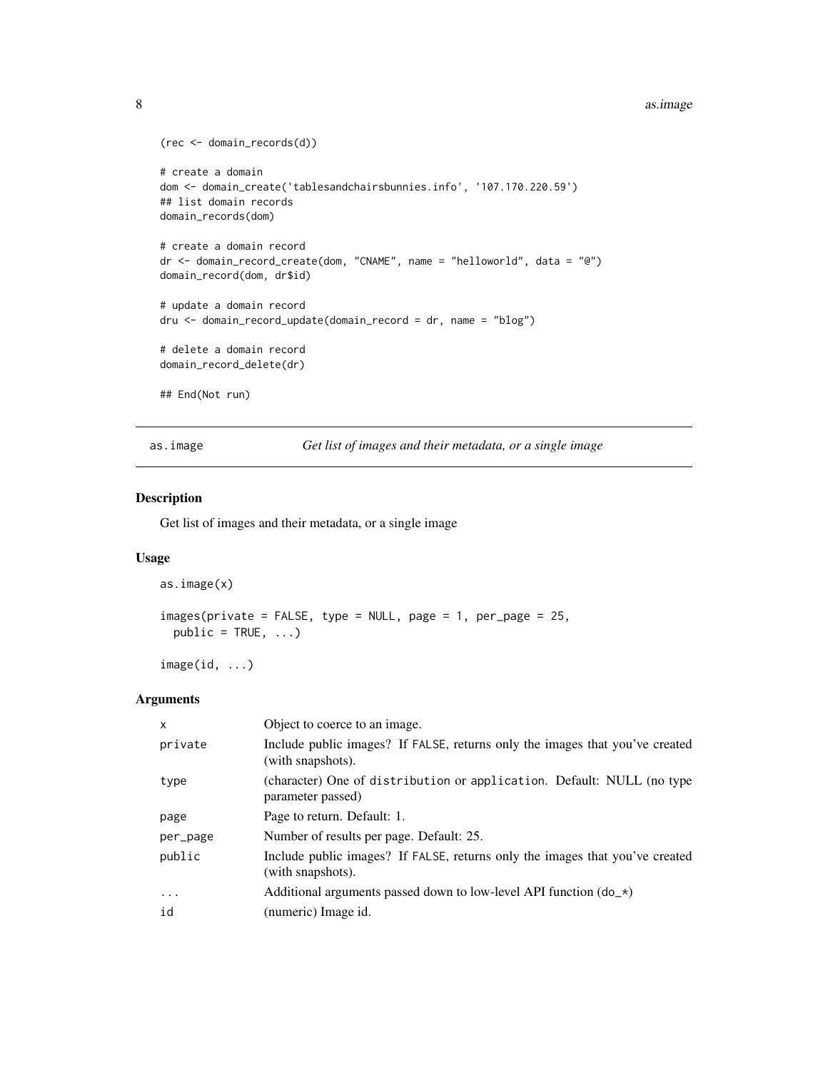```
(rec <- domain_records(d))

# create a domain
dom <- domain_create('tablesandchairsbunnies.info', '107.170.220.59')
## list domain records
domain_records(dom)

# create a domain record
dr <- domain_record_create(dom, "CNAME", name = "helloworld", data = "@")
domain_record(dom, dr$id)

# update a domain record
dru <- domain_record_update(domain_record = dr, name = "blog")

# delete a domain record
domain_record_delete(dr)

## End(Not run)
```

## as.image — *Get list of images and their metadata, or a single image*

### Description

Get list of images and their metadata, or a single image

### Usage

```
as.image(x)

images(private = FALSE, type = NULL, page = 1, per_page = 25,
  public = TRUE, ...)

image(id, ...)
```

### Arguments

| | |
|---|---|
| x | Object to coerce to an image. |
| private | Include public images? If FALSE, returns only the images that you've created (with snapshots). |
| type | (character) One of distribution or application. Default: NULL (no type parameter passed) |
| page | Page to return. Default: 1. |
| per_page | Number of results per page. Default: 25. |
| public | Include public images? If FALSE, returns only the images that you've created (with snapshots). |
| ... | Additional arguments passed down to low-level API function (do_*) |
| id | (numeric) Image id. |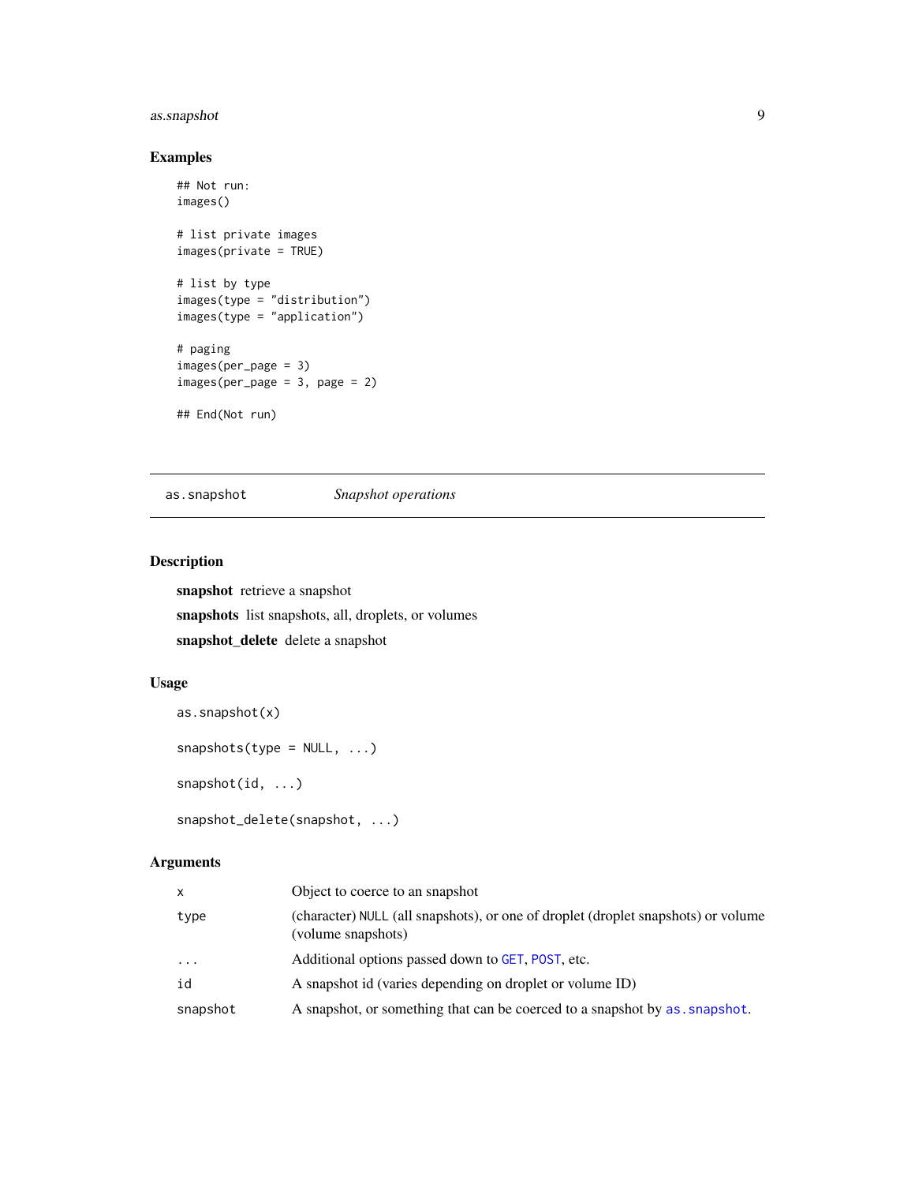### Examples

```
## Not run:
images()

# list private images
images(private = TRUE)

# list by type
images(type = "distribution")
images(type = "application")

# paging
images(per_page = 3)
images(per_page = 3, page = 2)

## End(Not run)
```

---

## as.snapshot *Snapshot operations*

---

### Description

**snapshot** retrieve a snapshot

**snapshots** list snapshots, all, droplets, or volumes

**snapshot_delete** delete a snapshot

### Usage

```
as.snapshot(x)

snapshots(type = NULL, ...)

snapshot(id, ...)

snapshot_delete(snapshot, ...)
```

### Arguments

| | |
|---|---|
| x | Object to coerce to an snapshot |
| type | (character) NULL (all snapshots), or one of droplet (droplet snapshots) or volume (volume snapshots) |
| ... | Additional options passed down to GET, POST, etc. |
| id | A snapshot id (varies depending on droplet or volume ID) |
| snapshot | A snapshot, or something that can be coerced to a snapshot by as.snapshot. |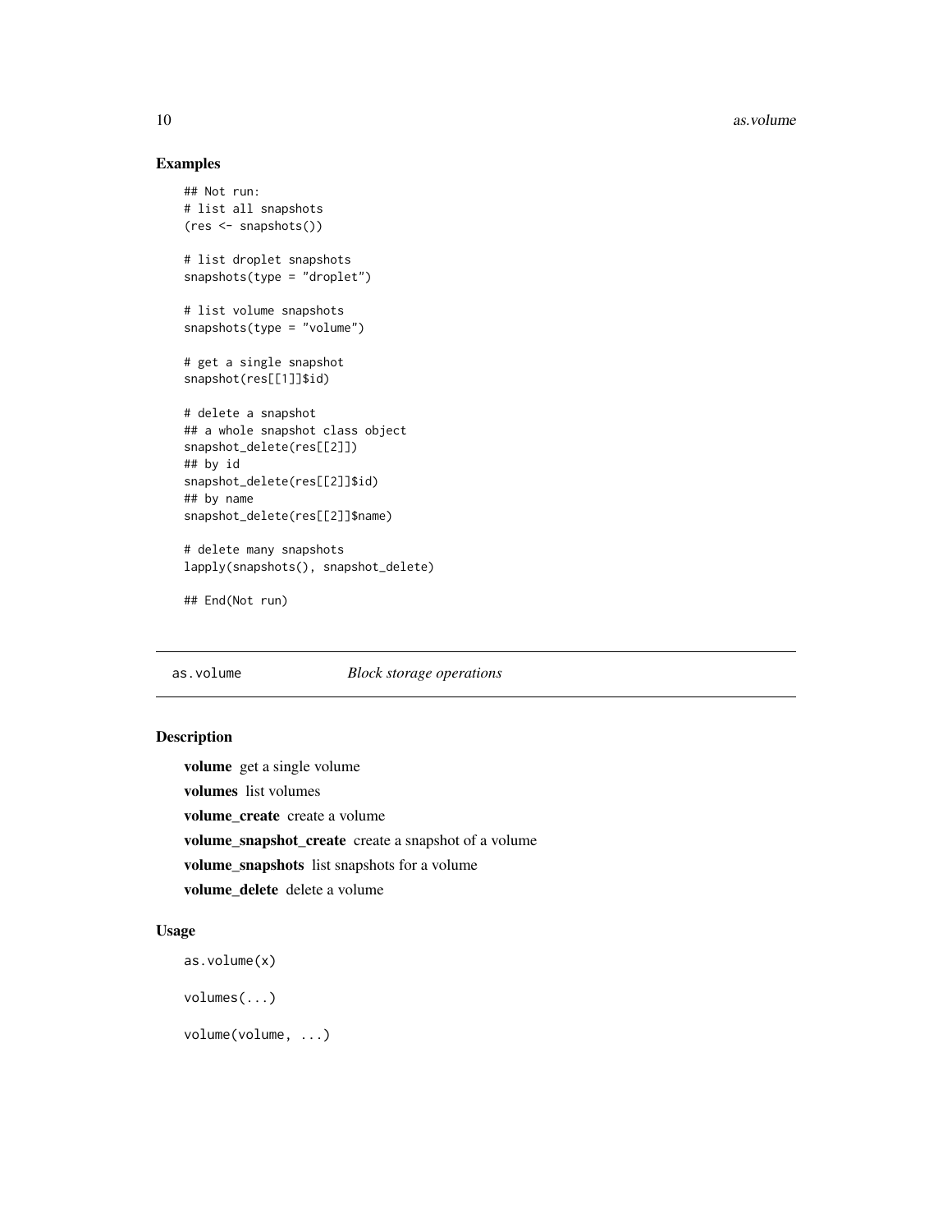## Examples

```
## Not run:
# list all snapshots
(res <- snapshots())

# list droplet snapshots
snapshots(type = "droplet")

# list volume snapshots
snapshots(type = "volume")

# get a single snapshot
snapshot(res[[1]]$id)

# delete a snapshot
## a whole snapshot class object
snapshot_delete(res[[2]])
## by id
snapshot_delete(res[[2]]$id)
## by name
snapshot_delete(res[[2]]$name)

# delete many snapshots
lapply(snapshots(), snapshot_delete)

## End(Not run)
```

---

`as.volume` *Block storage operations*

---

## Description

**volume** get a single volume

**volumes** list volumes

**volume_create** create a volume

**volume_snapshot_create** create a snapshot of a volume

**volume_snapshots** list snapshots for a volume

**volume_delete** delete a volume

## Usage

```
as.volume(x)

volumes(...)

volume(volume, ...)
```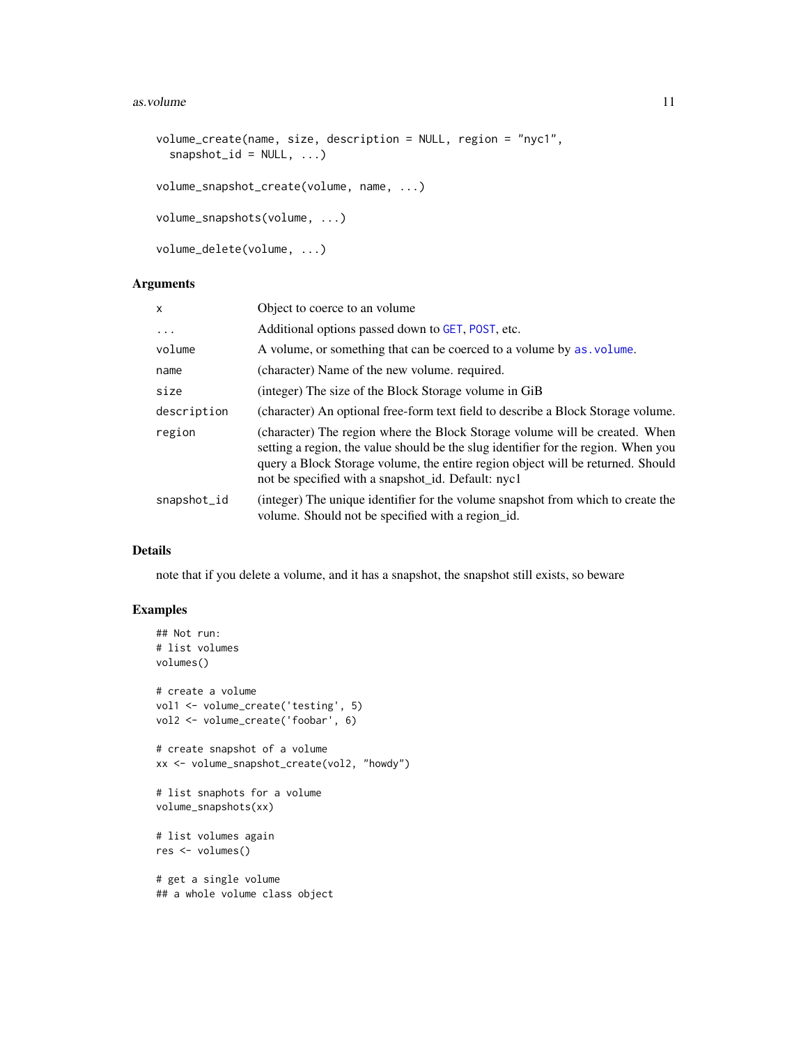```
volume_create(name, size, description = NULL, region = "nyc1",
  snapshot_id = NULL, ...)

volume_snapshot_create(volume, name, ...)

volume_snapshots(volume, ...)

volume_delete(volume, ...)
```

## Arguments

| | |
|---|---|
| x | Object to coerce to an volume |
| ... | Additional options passed down to GET, POST, etc. |
| volume | A volume, or something that can be coerced to a volume by as.volume. |
| name | (character) Name of the new volume. required. |
| size | (integer) The size of the Block Storage volume in GiB |
| description | (character) An optional free-form text field to describe a Block Storage volume. |
| region | (character) The region where the Block Storage volume will be created. When setting a region, the value should be the slug identifier for the region. When you query a Block Storage volume, the entire region object will be returned. Should not be specified with a snapshot_id. Default: nyc1 |
| snapshot_id | (integer) The unique identifier for the volume snapshot from which to create the volume. Should not be specified with a region_id. |

## Details

note that if you delete a volume, and it has a snapshot, the snapshot still exists, so beware

## Examples

```
## Not run:
# list volumes
volumes()

# create a volume
vol1 <- volume_create('testing', 5)
vol2 <- volume_create('foobar', 6)

# create snapshot of a volume
xx <- volume_snapshot_create(vol2, "howdy")

# list snaphots for a volume
volume_snapshots(xx)

# list volumes again
res <- volumes()

# get a single volume
## a whole volume class object
```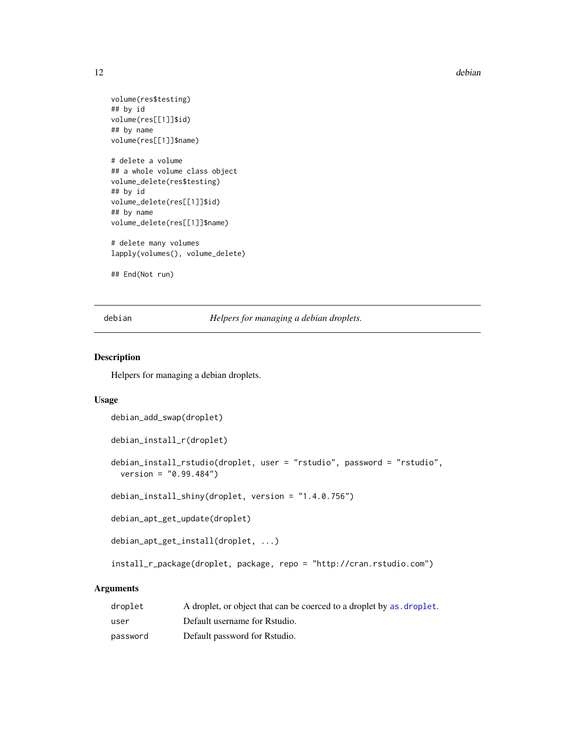```
volume(res$testing)
## by id
volume(res[[1]]$id)
## by name
volume(res[[1]]$name)

# delete a volume
## a whole volume class object
volume_delete(res$testing)
## by id
volume_delete(res[[1]]$id)
## by name
volume_delete(res[[1]]$name)

# delete many volumes
lapply(volumes(), volume_delete)

## End(Not run)
```

---

## debian — *Helpers for managing a debian droplets.*

### Description

Helpers for managing a debian droplets.

### Usage

```
debian_add_swap(droplet)

debian_install_r(droplet)

debian_install_rstudio(droplet, user = "rstudio", password = "rstudio",
  version = "0.99.484")

debian_install_shiny(droplet, version = "1.4.0.756")

debian_apt_get_update(droplet)

debian_apt_get_install(droplet, ...)

install_r_package(droplet, package, repo = "http://cran.rstudio.com")
```

### Arguments

| | |
|---|---|
| droplet | A droplet, or object that can be coerced to a droplet by as.droplet. |
| user | Default username for Rstudio. |
| password | Default password for Rstudio. |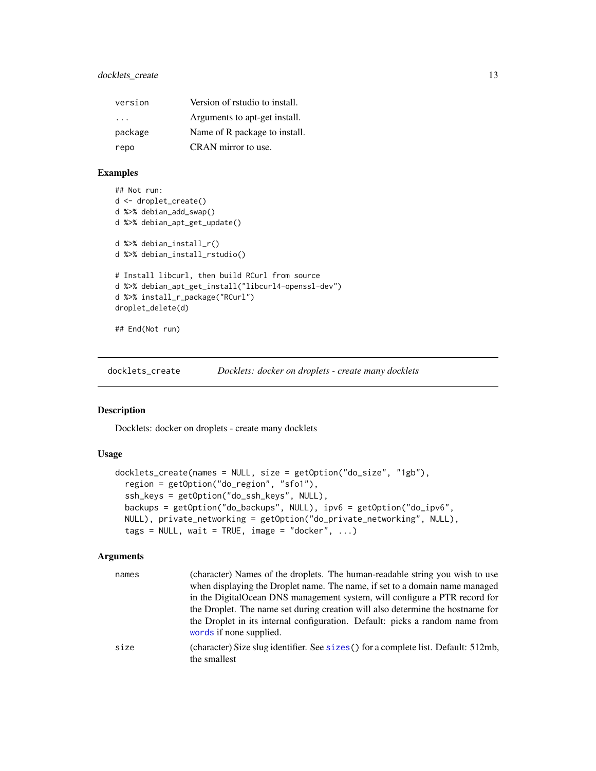| | |
|---|---|
| version | Version of rstudio to install. |
| ... | Arguments to apt-get install. |
| package | Name of R package to install. |
| repo | CRAN mirror to use. |

### Examples

```
## Not run:
d <- droplet_create()
d %>% debian_add_swap()
d %>% debian_apt_get_update()

d %>% debian_install_r()
d %>% debian_install_rstudio()

# Install libcurl, then build RCurl from source
d %>% debian_apt_get_install("libcurl4-openssl-dev")
d %>% install_r_package("RCurl")
droplet_delete(d)

## End(Not run)
```

---

## docklets_create — *Docklets: docker on droplets - create many docklets*

### Description

Docklets: docker on droplets - create many docklets

### Usage

```
docklets_create(names = NULL, size = getOption("do_size", "1gb"),
  region = getOption("do_region", "sfo1"),
  ssh_keys = getOption("do_ssh_keys", NULL),
  backups = getOption("do_backups", NULL), ipv6 = getOption("do_ipv6",
  NULL), private_networking = getOption("do_private_networking", NULL),
  tags = NULL, wait = TRUE, image = "docker", ...)
```

### Arguments

| | |
|---|---|
| names | (character) Names of the droplets. The human-readable string you wish to use when displaying the Droplet name. The name, if set to a domain name managed in the DigitalOcean DNS management system, will configure a PTR record for the Droplet. The name set during creation will also determine the hostname for the Droplet in its internal configuration. Default: picks a random name from `words` if none supplied. |
| size | (character) Size slug identifier. See `sizes()` for a complete list. Default: 512mb, the smallest |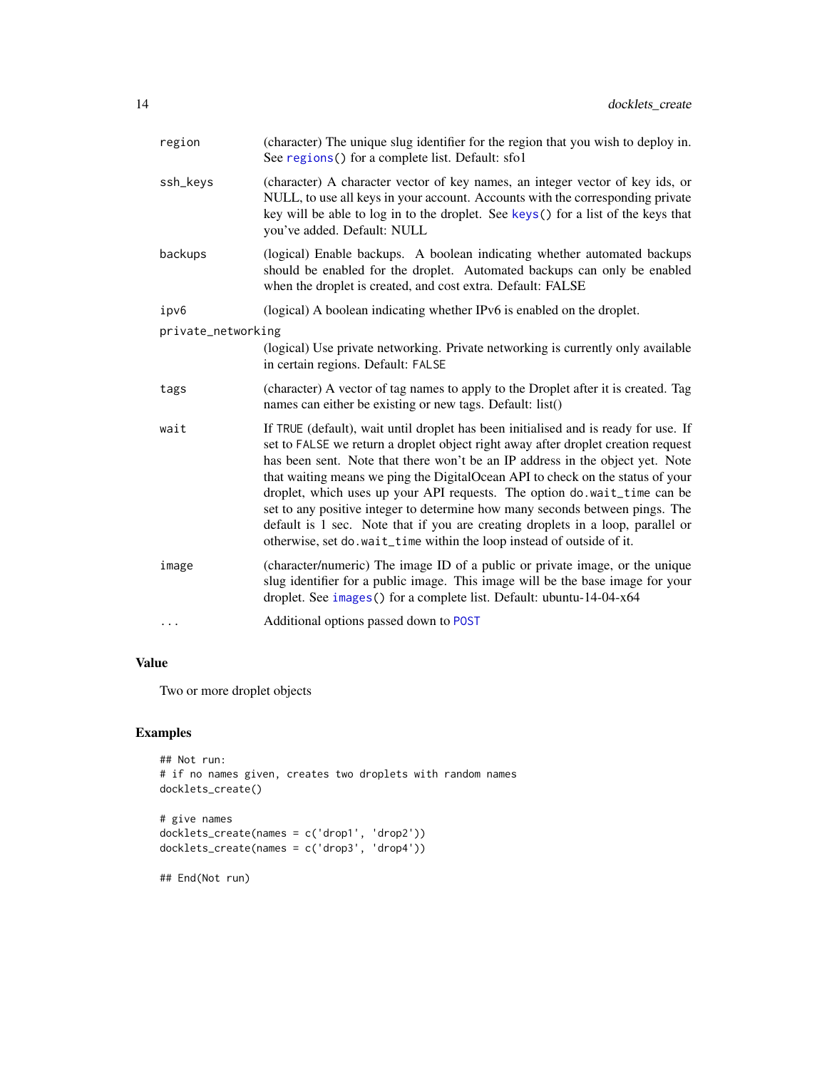| | |
|---|---|
| region | (character) The unique slug identifier for the region that you wish to deploy in. See regions() for a complete list. Default: sfo1 |
| ssh_keys | (character) A character vector of key names, an integer vector of key ids, or NULL, to use all keys in your account. Accounts with the corresponding private key will be able to log in to the droplet. See keys() for a list of the keys that you've added. Default: NULL |
| backups | (logical) Enable backups. A boolean indicating whether automated backups should be enabled for the droplet. Automated backups can only be enabled when the droplet is created, and cost extra. Default: FALSE |
| ipv6 | (logical) A boolean indicating whether IPv6 is enabled on the droplet. |
| private_networking | (logical) Use private networking. Private networking is currently only available in certain regions. Default: FALSE |
| tags | (character) A vector of tag names to apply to the Droplet after it is created. Tag names can either be existing or new tags. Default: list() |
| wait | If TRUE (default), wait until droplet has been initialised and is ready for use. If set to FALSE we return a droplet object right away after droplet creation request has been sent. Note that there won't be an IP address in the object yet. Note that waiting means we ping the DigitalOcean API to check on the status of your droplet, which uses up your API requests. The option do.wait_time can be set to any positive integer to determine how many seconds between pings. The default is 1 sec. Note that if you are creating droplets in a loop, parallel or otherwise, set do.wait_time within the loop instead of outside of it. |
| image | (character/numeric) The image ID of a public or private image, or the unique slug identifier for a public image. This image will be the base image for your droplet. See images() for a complete list. Default: ubuntu-14-04-x64 |
| ... | Additional options passed down to POST |

## Value

Two or more droplet objects

## Examples

```
## Not run:
# if no names given, creates two droplets with random names
docklets_create()

# give names
docklets_create(names = c('drop1', 'drop2'))
docklets_create(names = c('drop3', 'drop4'))

## End(Not run)
```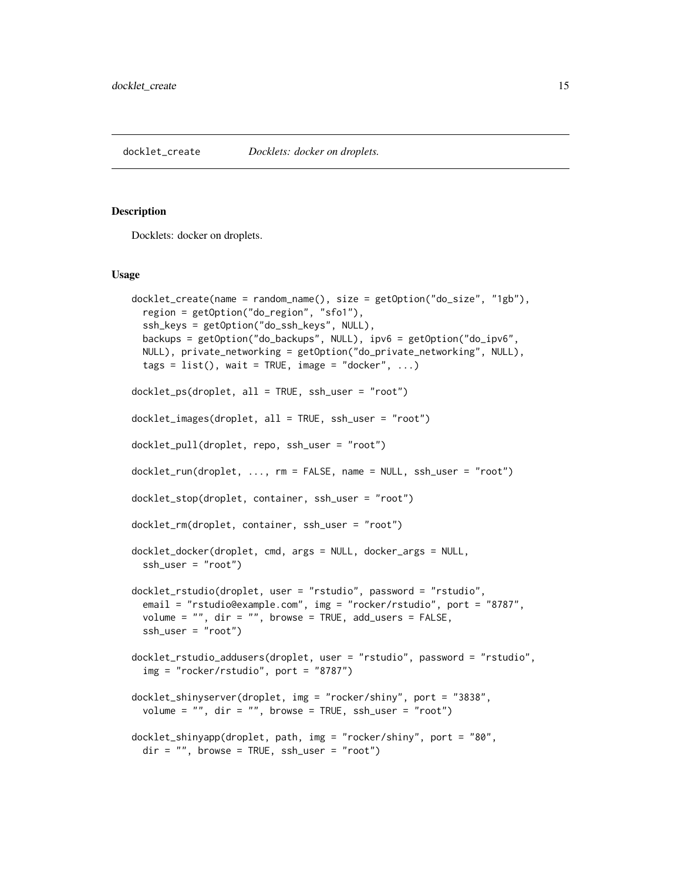docklet_create *Docklets: docker on droplets.*

## Description

Docklets: docker on droplets.

## Usage

```
docklet_create(name = random_name(), size = getOption("do_size", "1gb"),
  region = getOption("do_region", "sfo1"),
  ssh_keys = getOption("do_ssh_keys", NULL),
  backups = getOption("do_backups", NULL), ipv6 = getOption("do_ipv6",
  NULL), private_networking = getOption("do_private_networking", NULL),
  tags = list(), wait = TRUE, image = "docker", ...)

docklet_ps(droplet, all = TRUE, ssh_user = "root")

docklet_images(droplet, all = TRUE, ssh_user = "root")

docklet_pull(droplet, repo, ssh_user = "root")

docklet_run(droplet, ..., rm = FALSE, name = NULL, ssh_user = "root")

docklet_stop(droplet, container, ssh_user = "root")

docklet_rm(droplet, container, ssh_user = "root")

docklet_docker(droplet, cmd, args = NULL, docker_args = NULL,
  ssh_user = "root")

docklet_rstudio(droplet, user = "rstudio", password = "rstudio",
  email = "rstudio@example.com", img = "rocker/rstudio", port = "8787",
  volume = "", dir = "", browse = TRUE, add_users = FALSE,
  ssh_user = "root")

docklet_rstudio_addusers(droplet, user = "rstudio", password = "rstudio",
  img = "rocker/rstudio", port = "8787")

docklet_shinyserver(droplet, img = "rocker/shiny", port = "3838",
  volume = "", dir = "", browse = TRUE, ssh_user = "root")

docklet_shinyapp(droplet, path, img = "rocker/shiny", port = "80",
  dir = "", browse = TRUE, ssh_user = "root")
```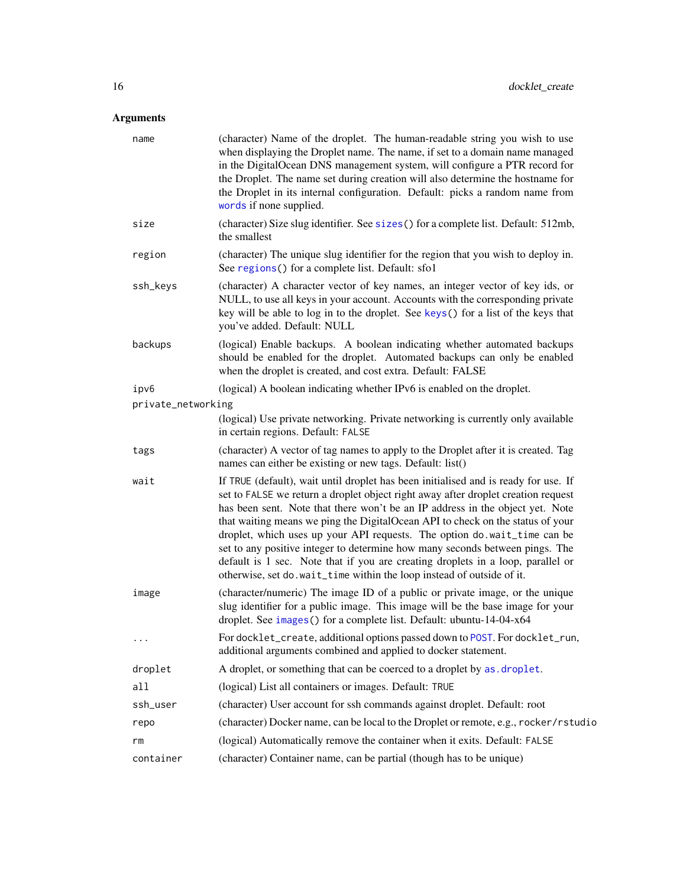## Arguments

| | |
|---|---|
| `name` | (character) Name of the droplet. The human-readable string you wish to use when displaying the Droplet name. The name, if set to a domain name managed in the DigitalOcean DNS management system, will configure a PTR record for the Droplet. The name set during creation will also determine the hostname for the Droplet in its internal configuration. Default: picks a random name from `words` if none supplied. |
| `size` | (character) Size slug identifier. See `sizes()` for a complete list. Default: 512mb, the smallest |
| `region` | (character) The unique slug identifier for the region that you wish to deploy in. See `regions()` for a complete list. Default: sfo1 |
| `ssh_keys` | (character) A character vector of key names, an integer vector of key ids, or NULL, to use all keys in your account. Accounts with the corresponding private key will be able to log in to the droplet. See `keys()` for a list of the keys that you've added. Default: NULL |
| `backups` | (logical) Enable backups. A boolean indicating whether automated backups should be enabled for the droplet. Automated backups can only be enabled when the droplet is created, and cost extra. Default: FALSE |
| `ipv6` | (logical) A boolean indicating whether IPv6 is enabled on the droplet. |
| `private_networking` | (logical) Use private networking. Private networking is currently only available in certain regions. Default: `FALSE` |
| `tags` | (character) A vector of tag names to apply to the Droplet after it is created. Tag names can either be existing or new tags. Default: list() |
| `wait` | If `TRUE` (default), wait until droplet has been initialised and is ready for use. If set to `FALSE` we return a droplet object right away after droplet creation request has been sent. Note that there won't be an IP address in the object yet. Note that waiting means we ping the DigitalOcean API to check on the status of your droplet, which uses up your API requests. The option `do.wait_time` can be set to any positive integer to determine how many seconds between pings. The default is 1 sec. Note that if you are creating droplets in a loop, parallel or otherwise, set `do.wait_time` within the loop instead of outside of it. |
| `image` | (character/numeric) The image ID of a public or private image, or the unique slug identifier for a public image. This image will be the base image for your droplet. See `images()` for a complete list. Default: ubuntu-14-04-x64 |
| `...` | For `docklet_create`, additional options passed down to `POST`. For `docklet_run`, additional arguments combined and applied to docker statement. |
| `droplet` | A droplet, or something that can be coerced to a droplet by `as.droplet`. |
| `all` | (logical) List all containers or images. Default: `TRUE` |
| `ssh_user` | (character) User account for ssh commands against droplet. Default: root |
| `repo` | (character) Docker name, can be local to the Droplet or remote, e.g., `rocker/rstudio` |
| `rm` | (logical) Automatically remove the container when it exits. Default: `FALSE` |
| `container` | (character) Container name, can be partial (though has to be unique) |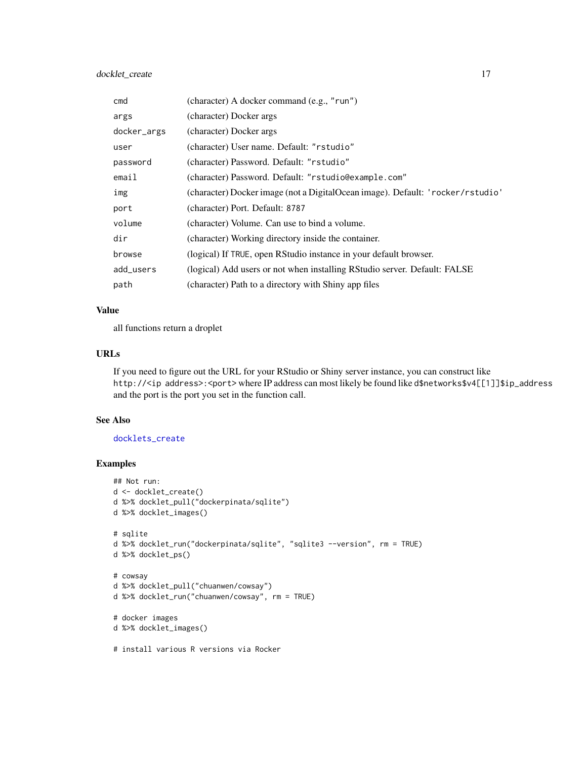| | |
|---|---|
| cmd | (character) A docker command (e.g., "run") |
| args | (character) Docker args |
| docker_args | (character) Docker args |
| user | (character) User name. Default: "rstudio" |
| password | (character) Password. Default: "rstudio" |
| email | (character) Password. Default: "rstudio@example.com" |
| img | (character) Docker image (not a DigitalOcean image). Default: 'rocker/rstudio' |
| port | (character) Port. Default: 8787 |
| volume | (character) Volume. Can use to bind a volume. |
| dir | (character) Working directory inside the container. |
| browse | (logical) If TRUE, open RStudio instance in your default browser. |
| add_users | (logical) Add users or not when installing RStudio server. Default: FALSE |
| path | (character) Path to a directory with Shiny app files |

## Value

all functions return a droplet

## URLs

If you need to figure out the URL for your RStudio or Shiny server instance, you can construct like `http://<ip address>:<port>` where IP address can most likely be found like `d$networks$v4[[1]]$ip_address` and the port is the port you set in the function call.

## See Also

docklets_create

## Examples

```
## Not run:
d <- docklet_create()
d %>% docklet_pull("dockerpinata/sqlite")
d %>% docklet_images()

# sqlite
d %>% docklet_run("dockerpinata/sqlite", "sqlite3 --version", rm = TRUE)
d %>% docklet_ps()

# cowsay
d %>% docklet_pull("chuanwen/cowsay")
d %>% docklet_run("chuanwen/cowsay", rm = TRUE)

# docker images
d %>% docklet_images()

# install various R versions via Rocker
```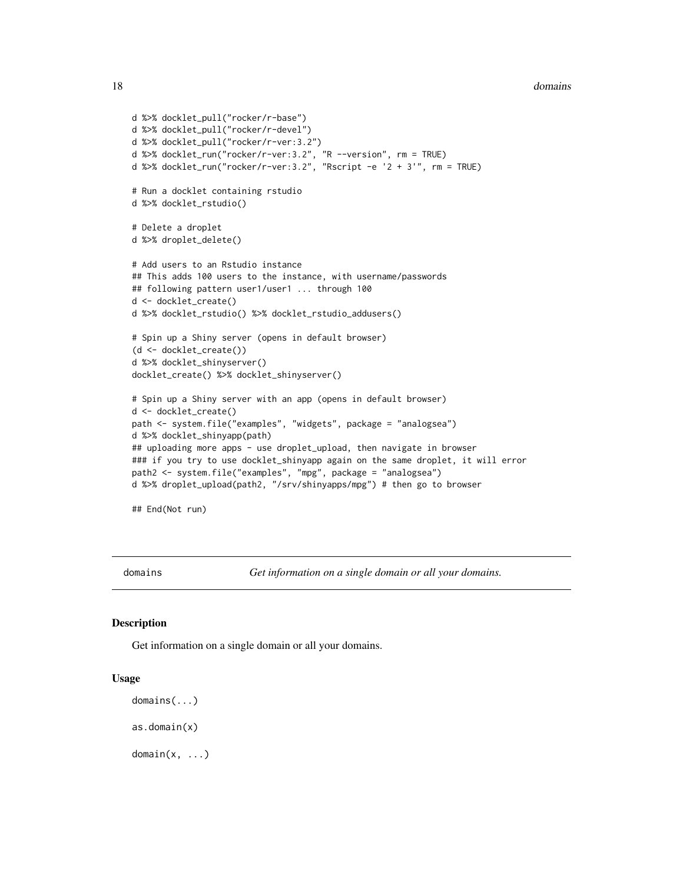```
d %>% docklet_pull("rocker/r-base")
d %>% docklet_pull("rocker/r-devel")
d %>% docklet_pull("rocker/r-ver:3.2")
d %>% docklet_run("rocker/r-ver:3.2", "R --version", rm = TRUE)
d %>% docklet_run("rocker/r-ver:3.2", "Rscript -e '2 + 3'", rm = TRUE)

# Run a docklet containing rstudio
d %>% docklet_rstudio()

# Delete a droplet
d %>% droplet_delete()

# Add users to an Rstudio instance
## This adds 100 users to the instance, with username/passwords
## following pattern user1/user1 ... through 100
d <- docklet_create()
d %>% docklet_rstudio() %>% docklet_rstudio_addusers()

# Spin up a Shiny server (opens in default browser)
(d <- docklet_create())
d %>% docklet_shinyserver()
docklet_create() %>% docklet_shinyserver()

# Spin up a Shiny server with an app (opens in default browser)
d <- docklet_create()
path <- system.file("examples", "widgets", package = "analogsea")
d %>% docklet_shinyapp(path)
## uploading more apps - use droplet_upload, then navigate in browser
### if you try to use docklet_shinyapp again on the same droplet, it will error
path2 <- system.file("examples", "mpg", package = "analogsea")
d %>% droplet_upload(path2, "/srv/shinyapps/mpg") # then go to browser

## End(Not run)
```

## domains — *Get information on a single domain or all your domains.*

### Description

Get information on a single domain or all your domains.

### Usage

```
domains(...)

as.domain(x)

domain(x, ...)
```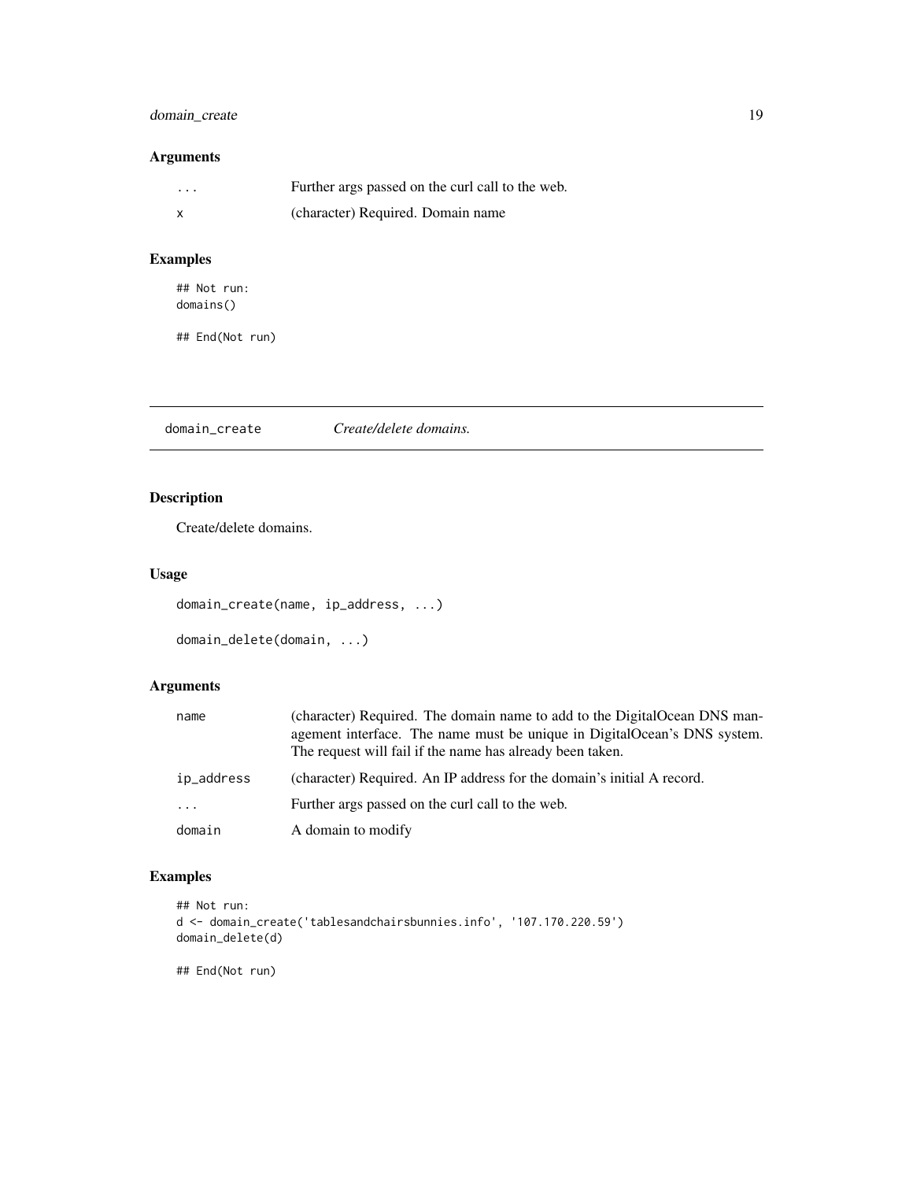## Arguments

| | |
|---|---|
| ... | Further args passed on the curl call to the web. |
| x | (character) Required. Domain name |

## Examples

```
## Not run:
domains()

## End(Not run)
```

---

# domain_create    *Create/delete domains.*

## Description

Create/delete domains.

## Usage

```
domain_create(name, ip_address, ...)

domain_delete(domain, ...)
```

## Arguments

| | |
|---|---|
| name | (character) Required. The domain name to add to the DigitalOcean DNS management interface. The name must be unique in DigitalOcean's DNS system. The request will fail if the name has already been taken. |
| ip_address | (character) Required. An IP address for the domain's initial A record. |
| ... | Further args passed on the curl call to the web. |
| domain | A domain to modify |

## Examples

```
## Not run:
d <- domain_create('tablesandchairsbunnies.info', '107.170.220.59')
domain_delete(d)

## End(Not run)
```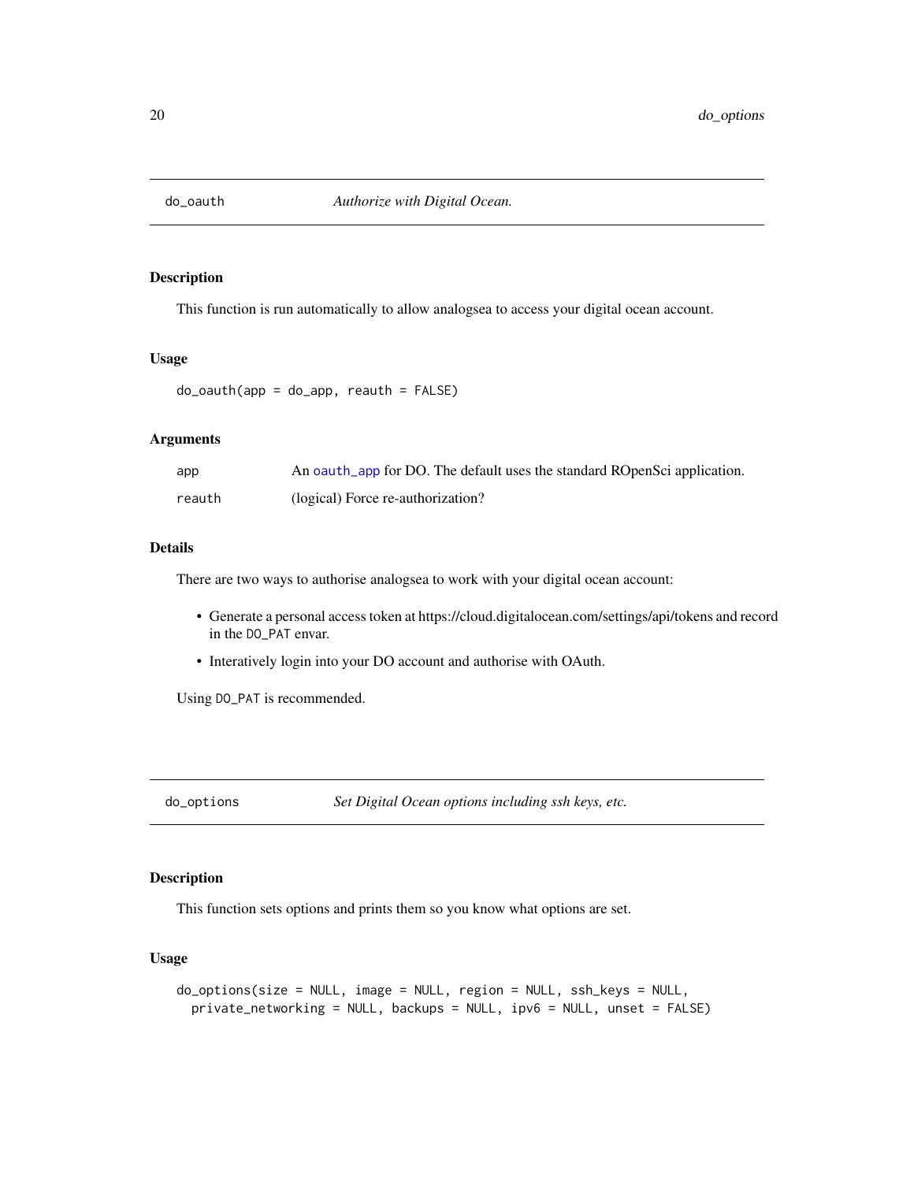## do_oauth — *Authorize with Digital Ocean.*

### Description

This function is run automatically to allow analogsea to access your digital ocean account.

### Usage

```
do_oauth(app = do_app, reauth = FALSE)
```

### Arguments

| | |
|---|---|
| app | An oauth_app for DO. The default uses the standard ROpenSci application. |
| reauth | (logical) Force re-authorization? |

### Details

There are two ways to authorise analogsea to work with your digital ocean account:

- Generate a personal access token at https://cloud.digitalocean.com/settings/api/tokens and record in the `DO_PAT` envar.
- Interatively login into your DO account and authorise with OAuth.

Using `DO_PAT` is recommended.

## do_options — *Set Digital Ocean options including ssh keys, etc.*

### Description

This function sets options and prints them so you know what options are set.

### Usage

```
do_options(size = NULL, image = NULL, region = NULL, ssh_keys = NULL,
  private_networking = NULL, backups = NULL, ipv6 = NULL, unset = FALSE)
```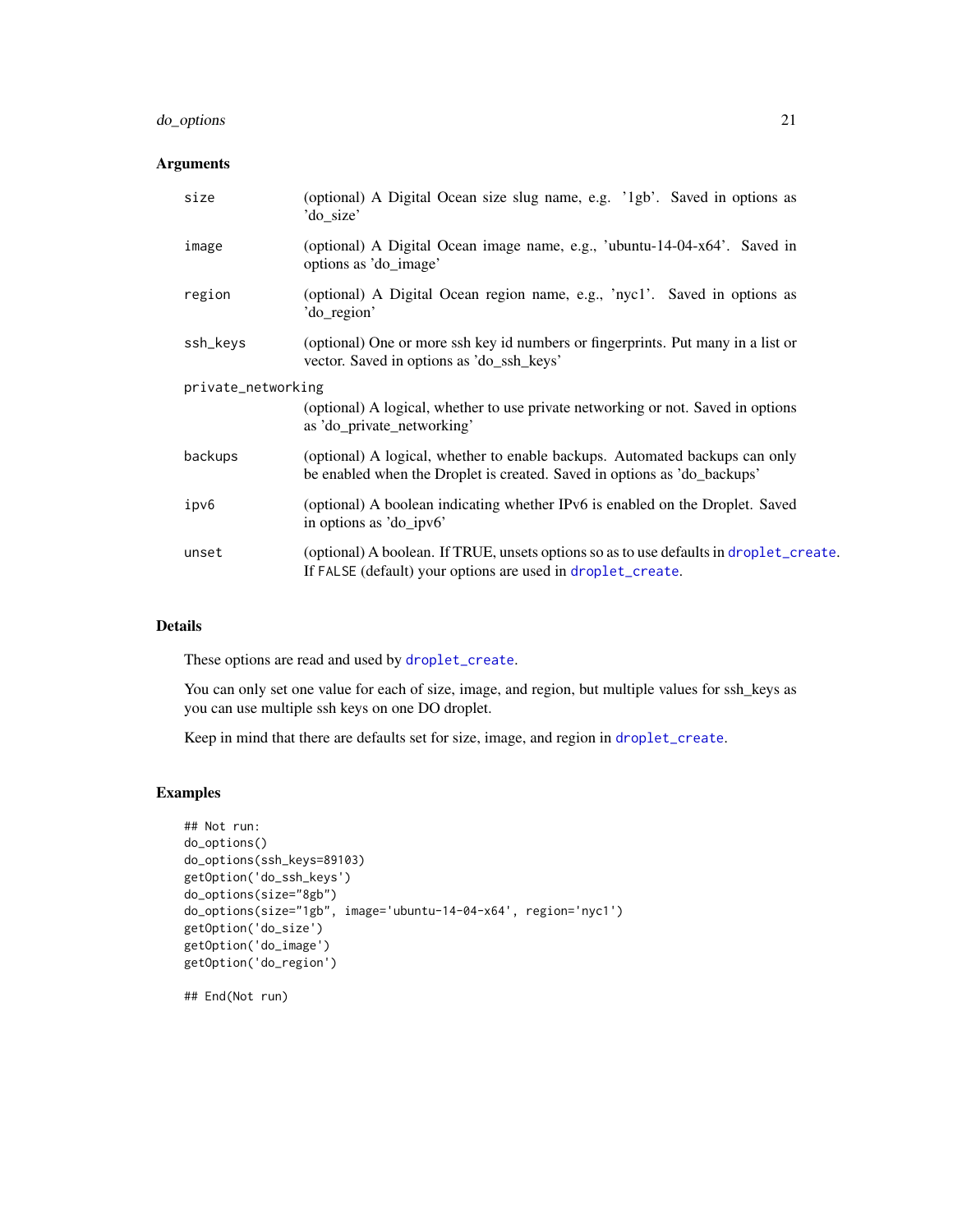### Arguments

| | |
|---|---|
| size | (optional) A Digital Ocean size slug name, e.g. '1gb'. Saved in options as 'do_size' |
| image | (optional) A Digital Ocean image name, e.g., 'ubuntu-14-04-x64'. Saved in options as 'do_image' |
| region | (optional) A Digital Ocean region name, e.g., 'nyc1'. Saved in options as 'do_region' |
| ssh_keys | (optional) One or more ssh key id numbers or fingerprints. Put many in a list or vector. Saved in options as 'do_ssh_keys' |
| private_networking | (optional) A logical, whether to use private networking or not. Saved in options as 'do_private_networking' |
| backups | (optional) A logical, whether to enable backups. Automated backups can only be enabled when the Droplet is created. Saved in options as 'do_backups' |
| ipv6 | (optional) A boolean indicating whether IPv6 is enabled on the Droplet. Saved in options as 'do_ipv6' |
| unset | (optional) A boolean. If TRUE, unsets options so as to use defaults in `droplet_create`. If `FALSE` (default) your options are used in `droplet_create`. |

### Details

These options are read and used by `droplet_create`.

You can only set one value for each of size, image, and region, but multiple values for ssh_keys as you can use multiple ssh keys on one DO droplet.

Keep in mind that there are defaults set for size, image, and region in `droplet_create`.

### Examples

```
## Not run:
do_options()
do_options(ssh_keys=89103)
getOption('do_ssh_keys')
do_options(size="8gb")
do_options(size="1gb", image='ubuntu-14-04-x64', region='nyc1')
getOption('do_size')
getOption('do_image')
getOption('do_region')

## End(Not run)
```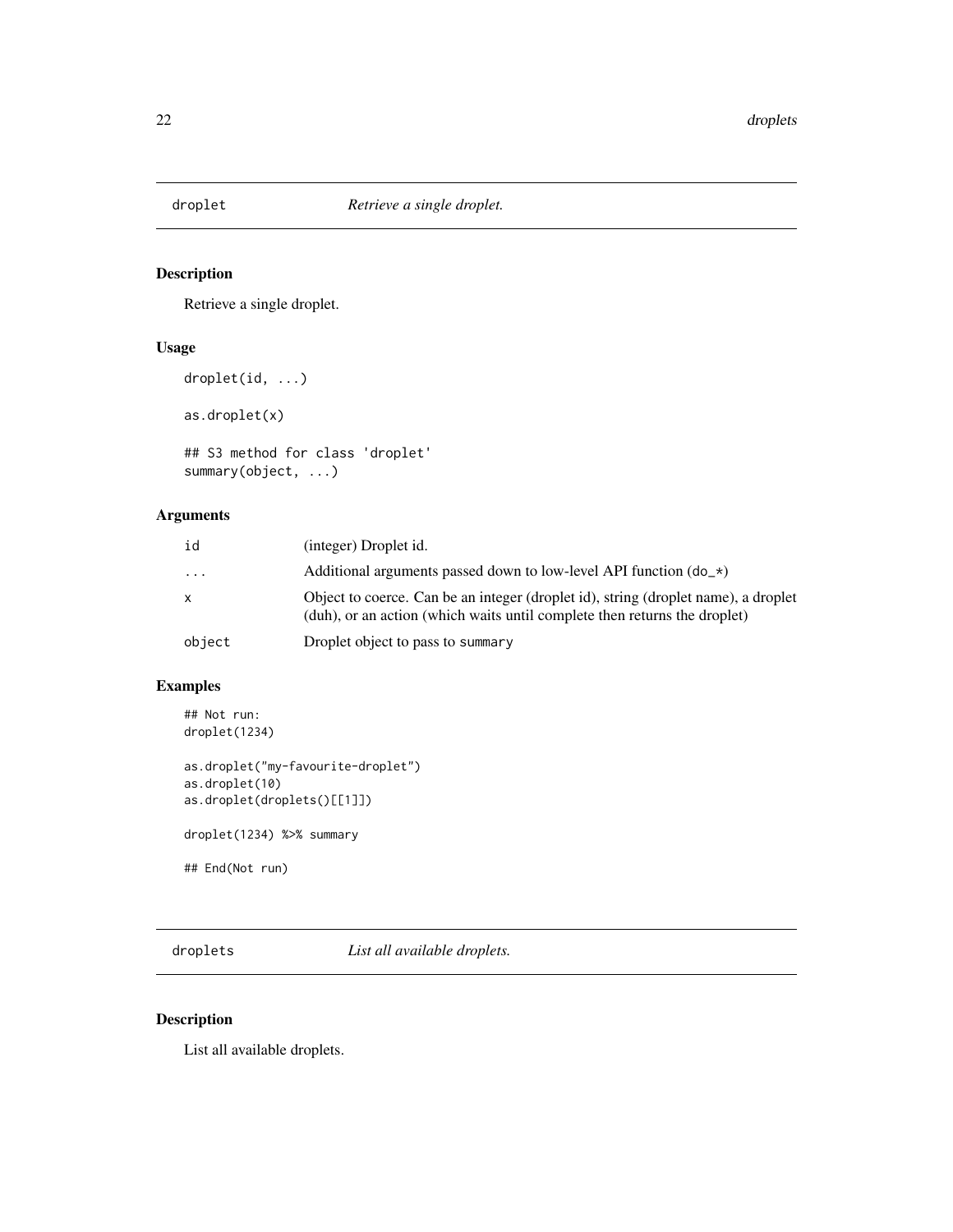## droplet — *Retrieve a single droplet.*

### Description

Retrieve a single droplet.

### Usage

```
droplet(id, ...)

as.droplet(x)

## S3 method for class 'droplet'
summary(object, ...)
```

### Arguments

| | |
|---|---|
| id | (integer) Droplet id. |
| ... | Additional arguments passed down to low-level API function (do_*) |
| x | Object to coerce. Can be an integer (droplet id), string (droplet name), a droplet (duh), or an action (which waits until complete then returns the droplet) |
| object | Droplet object to pass to summary |

### Examples

```
## Not run:
droplet(1234)

as.droplet("my-favourite-droplet")
as.droplet(10)
as.droplet(droplets()[[1]])

droplet(1234) %>% summary

## End(Not run)
```

## droplets — *List all available droplets.*

### Description

List all available droplets.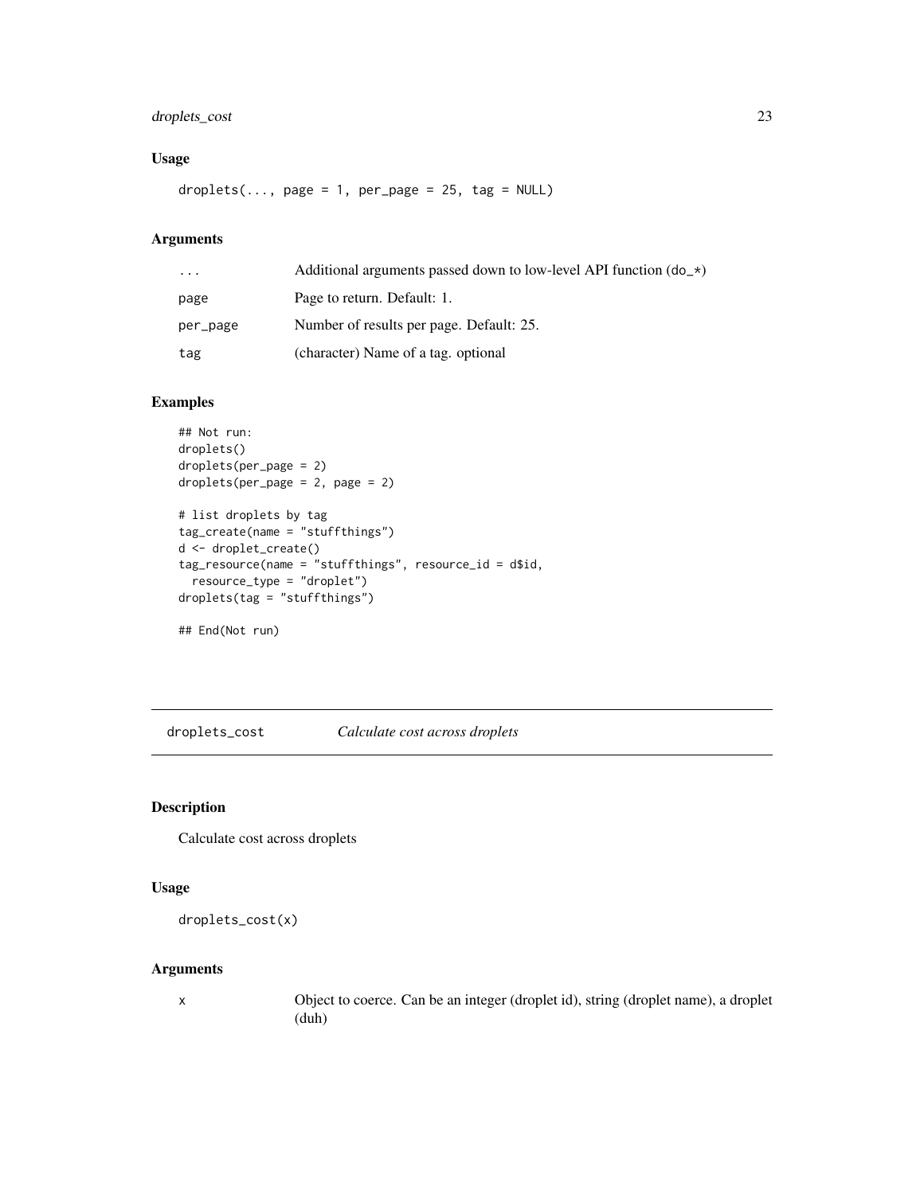### Usage

```
droplets(..., page = 1, per_page = 25, tag = NULL)
```

### Arguments

| | |
|---|---|
| ... | Additional arguments passed down to low-level API function (do_*) |
| page | Page to return. Default: 1. |
| per_page | Number of results per page. Default: 25. |
| tag | (character) Name of a tag. optional |

### Examples

```
## Not run:
droplets()
droplets(per_page = 2)
droplets(per_page = 2, page = 2)

# list droplets by tag
tag_create(name = "stuffthings")
d <- droplet_create()
tag_resource(name = "stuffthings", resource_id = d$id,
  resource_type = "droplet")
droplets(tag = "stuffthings")

## End(Not run)
```

---

## droplets_cost *Calculate cost across droplets*

### Description

Calculate cost across droplets

### Usage

```
droplets_cost(x)
```

### Arguments

| | |
|---|---|
| x | Object to coerce. Can be an integer (droplet id), string (droplet name), a droplet (duh) |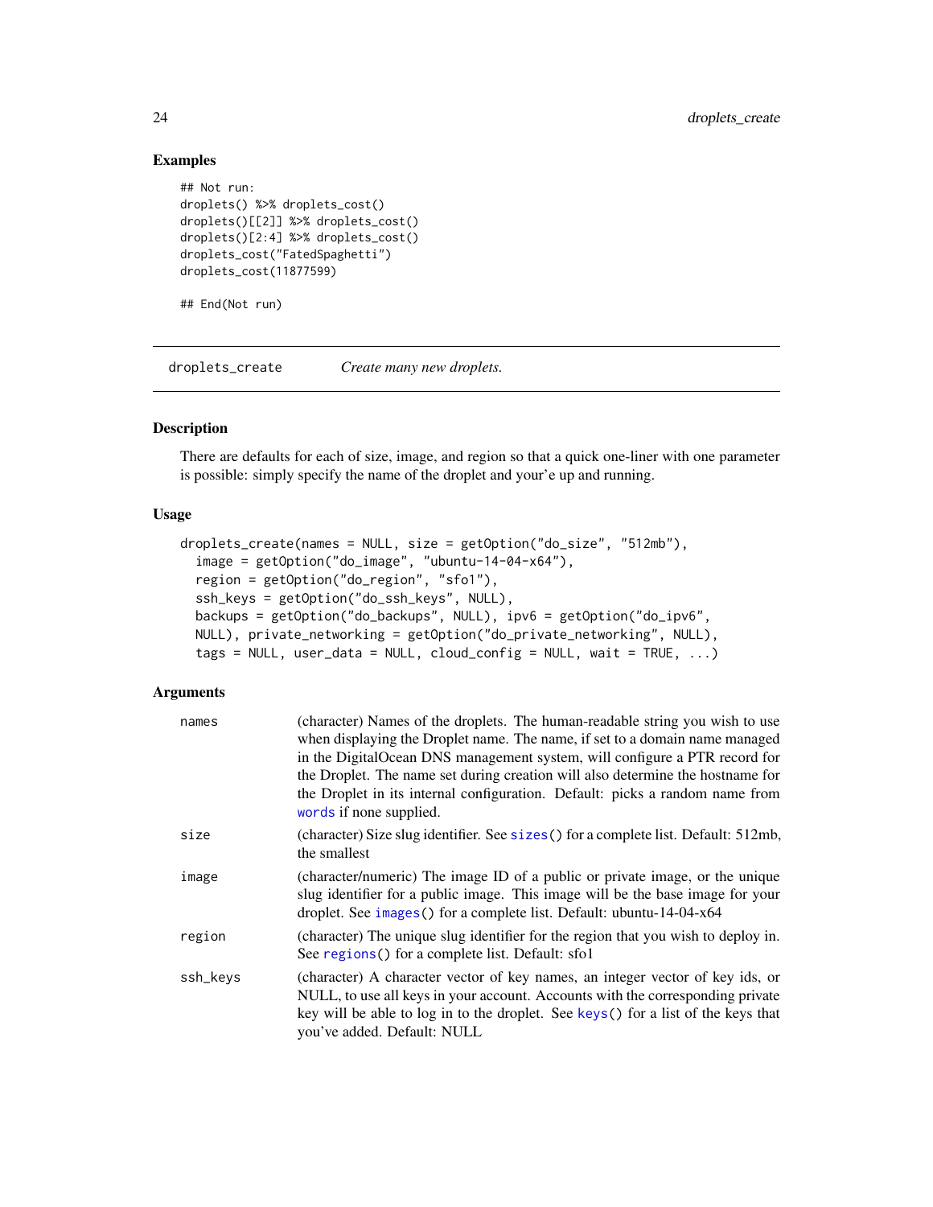## Examples

```
## Not run:
droplets() %>% droplets_cost()
droplets()[[2]] %>% droplets_cost()
droplets()[2:4] %>% droplets_cost()
droplets_cost("FatedSpaghetti")
droplets_cost(11877599)

## End(Not run)
```

---

# droplets_create    *Create many new droplets.*

---

## Description

There are defaults for each of size, image, and region so that a quick one-liner with one parameter is possible: simply specify the name of the droplet and your'e up and running.

## Usage

```
droplets_create(names = NULL, size = getOption("do_size", "512mb"),
  image = getOption("do_image", "ubuntu-14-04-x64"),
  region = getOption("do_region", "sfo1"),
  ssh_keys = getOption("do_ssh_keys", NULL),
  backups = getOption("do_backups", NULL), ipv6 = getOption("do_ipv6",
  NULL), private_networking = getOption("do_private_networking", NULL),
  tags = NULL, user_data = NULL, cloud_config = NULL, wait = TRUE, ...)
```

## Arguments

| | |
|---|---|
| names | (character) Names of the droplets. The human-readable string you wish to use when displaying the Droplet name. The name, if set to a domain name managed in the DigitalOcean DNS management system, will configure a PTR record for the Droplet. The name set during creation will also determine the hostname for the Droplet in its internal configuration. Default: picks a random name from `words` if none supplied. |
| size | (character) Size slug identifier. See `sizes()` for a complete list. Default: 512mb, the smallest |
| image | (character/numeric) The image ID of a public or private image, or the unique slug identifier for a public image. This image will be the base image for your droplet. See `images()` for a complete list. Default: ubuntu-14-04-x64 |
| region | (character) The unique slug identifier for the region that you wish to deploy in. See `regions()` for a complete list. Default: sfo1 |
| ssh_keys | (character) A character vector of key names, an integer vector of key ids, or NULL, to use all keys in your account. Accounts with the corresponding private key will be able to log in to the droplet. See `keys()` for a list of the keys that you've added. Default: NULL |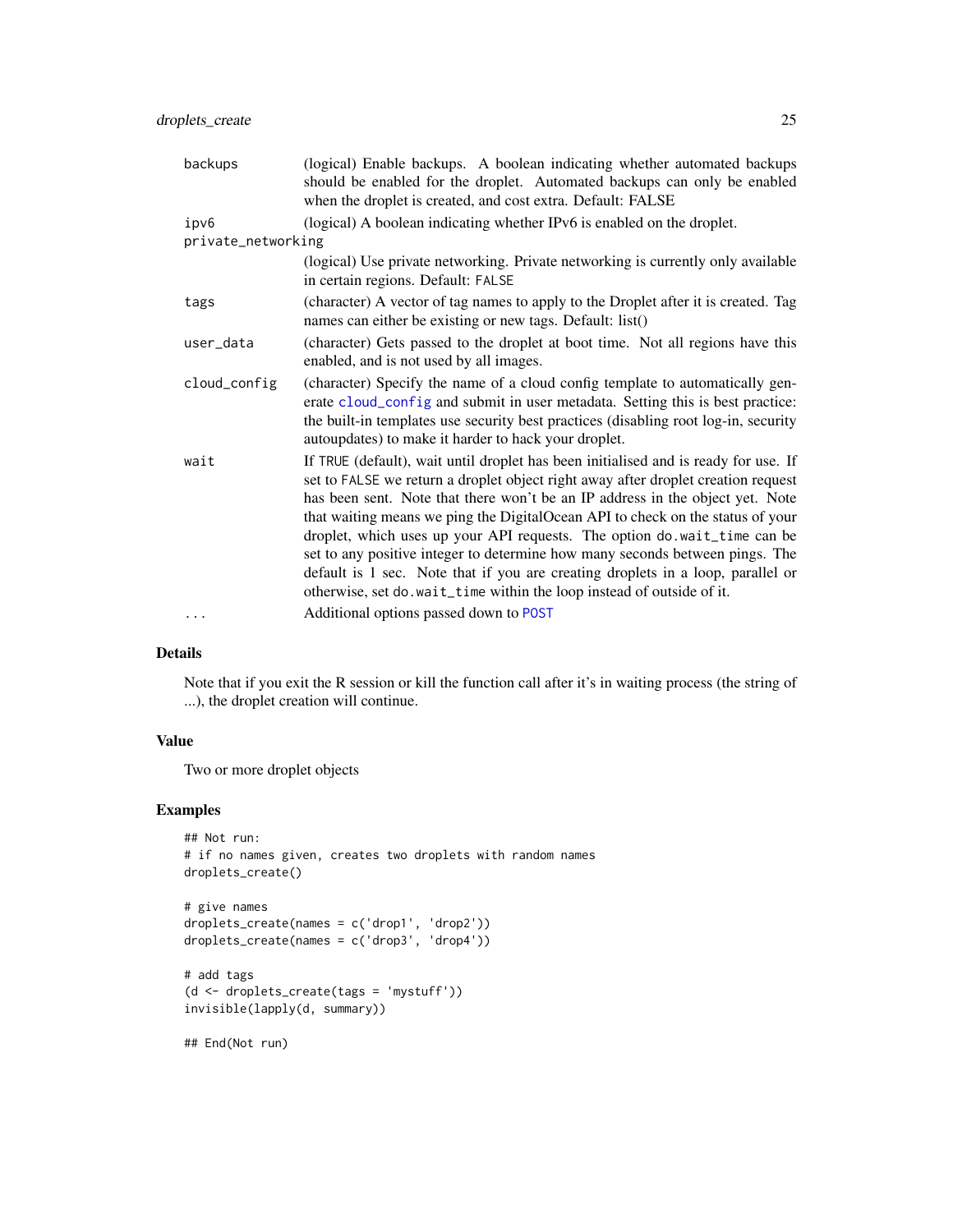| | |
|---|---|
| backups | (logical) Enable backups. A boolean indicating whether automated backups should be enabled for the droplet. Automated backups can only be enabled when the droplet is created, and cost extra. Default: FALSE |
| ipv6 | (logical) A boolean indicating whether IPv6 is enabled on the droplet. |
| private_networking | (logical) Use private networking. Private networking is currently only available in certain regions. Default: `FALSE` |
| tags | (character) A vector of tag names to apply to the Droplet after it is created. Tag names can either be existing or new tags. Default: list() |
| user_data | (character) Gets passed to the droplet at boot time. Not all regions have this enabled, and is not used by all images. |
| cloud_config | (character) Specify the name of a cloud config template to automatically generate `cloud_config` and submit in user metadata. Setting this is best practice: the built-in templates use security best practices (disabling root log-in, security autoupdates) to make it harder to hack your droplet. |
| wait | If `TRUE` (default), wait until droplet has been initialised and is ready for use. If set to `FALSE` we return a droplet object right away after droplet creation request has been sent. Note that there won't be an IP address in the object yet. Note that waiting means we ping the DigitalOcean API to check on the status of your droplet, which uses up your API requests. The option `do.wait_time` can be set to any positive integer to determine how many seconds between pings. The default is 1 sec. Note that if you are creating droplets in a loop, parallel or otherwise, set `do.wait_time` within the loop instead of outside of it. |
| ... | Additional options passed down to `POST` |

## Details

Note that if you exit the R session or kill the function call after it's in waiting process (the string of ...), the droplet creation will continue.

## Value

Two or more droplet objects

## Examples

```
## Not run:
# if no names given, creates two droplets with random names
droplets_create()

# give names
droplets_create(names = c('drop1', 'drop2'))
droplets_create(names = c('drop3', 'drop4'))

# add tags
(d <- droplets_create(tags = 'mystuff'))
invisible(lapply(d, summary))

## End(Not run)
```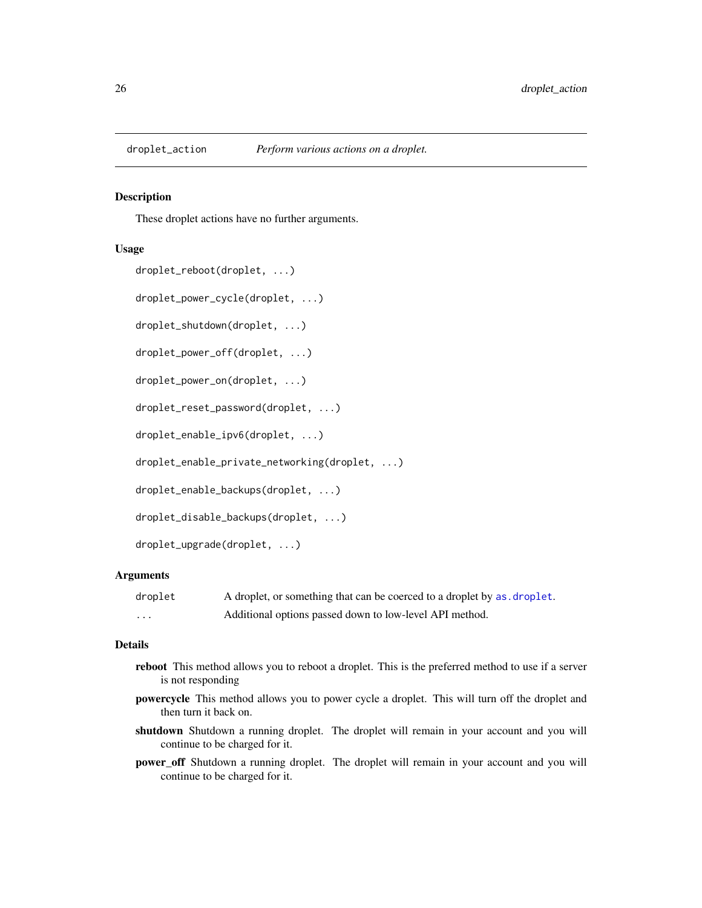# droplet_action — *Perform various actions on a droplet.*

## Description

These droplet actions have no further arguments.

## Usage

```
droplet_reboot(droplet, ...)

droplet_power_cycle(droplet, ...)

droplet_shutdown(droplet, ...)

droplet_power_off(droplet, ...)

droplet_power_on(droplet, ...)

droplet_reset_password(droplet, ...)

droplet_enable_ipv6(droplet, ...)

droplet_enable_private_networking(droplet, ...)

droplet_enable_backups(droplet, ...)

droplet_disable_backups(droplet, ...)

droplet_upgrade(droplet, ...)
```

## Arguments

| | |
|---|---|
| `droplet` | A droplet, or something that can be coerced to a droplet by `as.droplet`. |
| `...` | Additional options passed down to low-level API method. |

## Details

**reboot** This method allows you to reboot a droplet. This is the preferred method to use if a server is not responding

**powercycle** This method allows you to power cycle a droplet. This will turn off the droplet and then turn it back on.

**shutdown** Shutdown a running droplet. The droplet will remain in your account and you will continue to be charged for it.

**power_off** Shutdown a running droplet. The droplet will remain in your account and you will continue to be charged for it.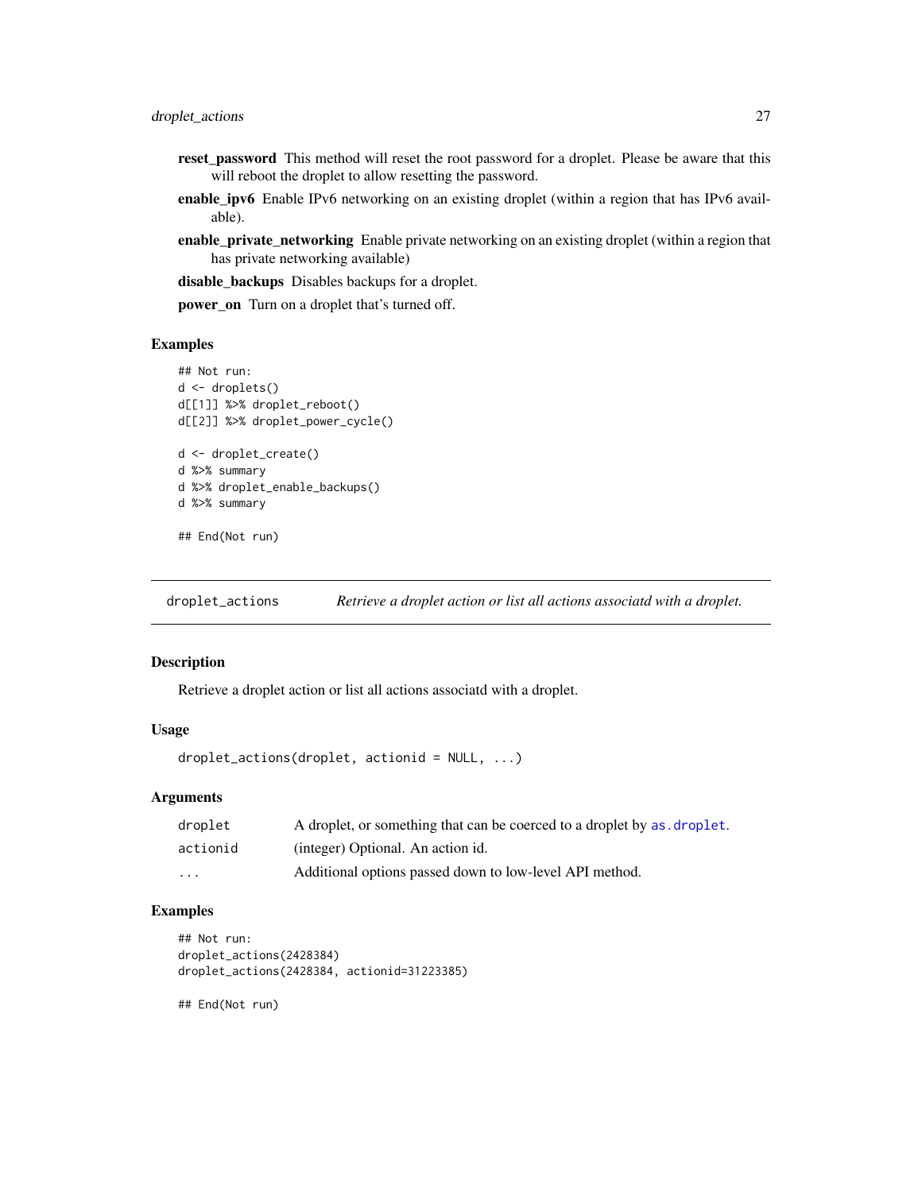**reset_password** This method will reset the root password for a droplet. Please be aware that this will reboot the droplet to allow resetting the password.

**enable_ipv6** Enable IPv6 networking on an existing droplet (within a region that has IPv6 available).

**enable_private_networking** Enable private networking on an existing droplet (within a region that has private networking available)

**disable_backups** Disables backups for a droplet.

**power_on** Turn on a droplet that's turned off.

### Examples

```
## Not run:
d <- droplets()
d[[1]] %>% droplet_reboot()
d[[2]] %>% droplet_power_cycle()

d <- droplet_create()
d %>% summary
d %>% droplet_enable_backups()
d %>% summary

## End(Not run)
```

---

## droplet_actions — *Retrieve a droplet action or list all actions associatd with a droplet.*

### Description

Retrieve a droplet action or list all actions associatd with a droplet.

### Usage

```
droplet_actions(droplet, actionid = NULL, ...)
```

### Arguments

| | |
|---|---|
| droplet | A droplet, or something that can be coerced to a droplet by as.droplet. |
| actionid | (integer) Optional. An action id. |
| ... | Additional options passed down to low-level API method. |

### Examples

```
## Not run:
droplet_actions(2428384)
droplet_actions(2428384, actionid=31223385)

## End(Not run)
```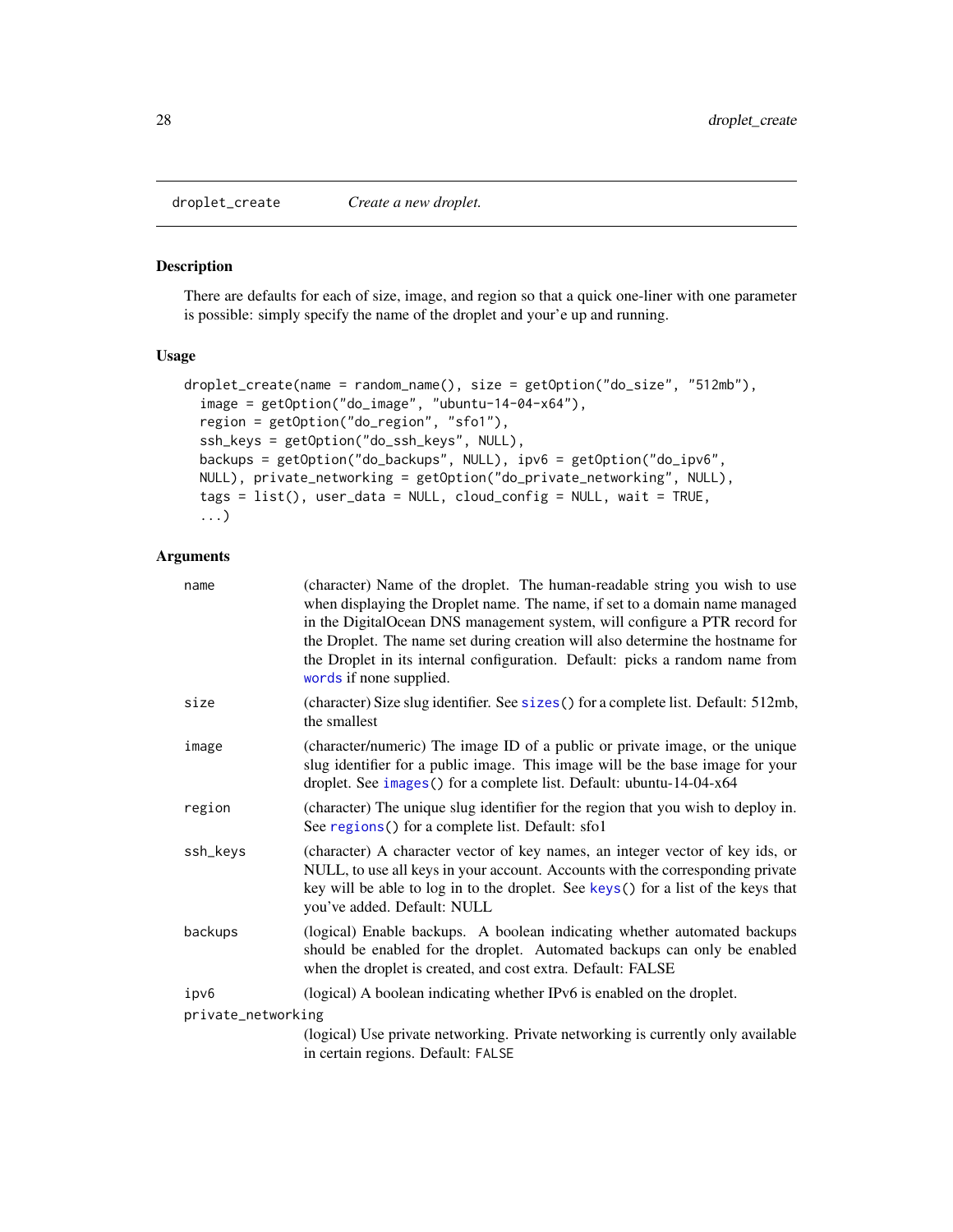droplet_create *Create a new droplet.*

### Description

There are defaults for each of size, image, and region so that a quick one-liner with one parameter is possible: simply specify the name of the droplet and your'e up and running.

### Usage

```
droplet_create(name = random_name(), size = getOption("do_size", "512mb"),
  image = getOption("do_image", "ubuntu-14-04-x64"),
  region = getOption("do_region", "sfo1"),
  ssh_keys = getOption("do_ssh_keys", NULL),
  backups = getOption("do_backups", NULL), ipv6 = getOption("do_ipv6",
  NULL), private_networking = getOption("do_private_networking", NULL),
  tags = list(), user_data = NULL, cloud_config = NULL, wait = TRUE,
  ...)
```

### Arguments

| Argument | Description |
|---|---|
| name | (character) Name of the droplet. The human-readable string you wish to use when displaying the Droplet name. The name, if set to a domain name managed in the DigitalOcean DNS management system, will configure a PTR record for the Droplet. The name set during creation will also determine the hostname for the Droplet in its internal configuration. Default: picks a random name from words if none supplied. |
| size | (character) Size slug identifier. See sizes() for a complete list. Default: 512mb, the smallest |
| image | (character/numeric) The image ID of a public or private image, or the unique slug identifier for a public image. This image will be the base image for your droplet. See images() for a complete list. Default: ubuntu-14-04-x64 |
| region | (character) The unique slug identifier for the region that you wish to deploy in. See regions() for a complete list. Default: sfo1 |
| ssh_keys | (character) A character vector of key names, an integer vector of key ids, or NULL, to use all keys in your account. Accounts with the corresponding private key will be able to log in to the droplet. See keys() for a list of the keys that you've added. Default: NULL |
| backups | (logical) Enable backups. A boolean indicating whether automated backups should be enabled for the droplet. Automated backups can only be enabled when the droplet is created, and cost extra. Default: FALSE |
| ipv6 | (logical) A boolean indicating whether IPv6 is enabled on the droplet. |
| private_networking | (logical) Use private networking. Private networking is currently only available in certain regions. Default: FALSE |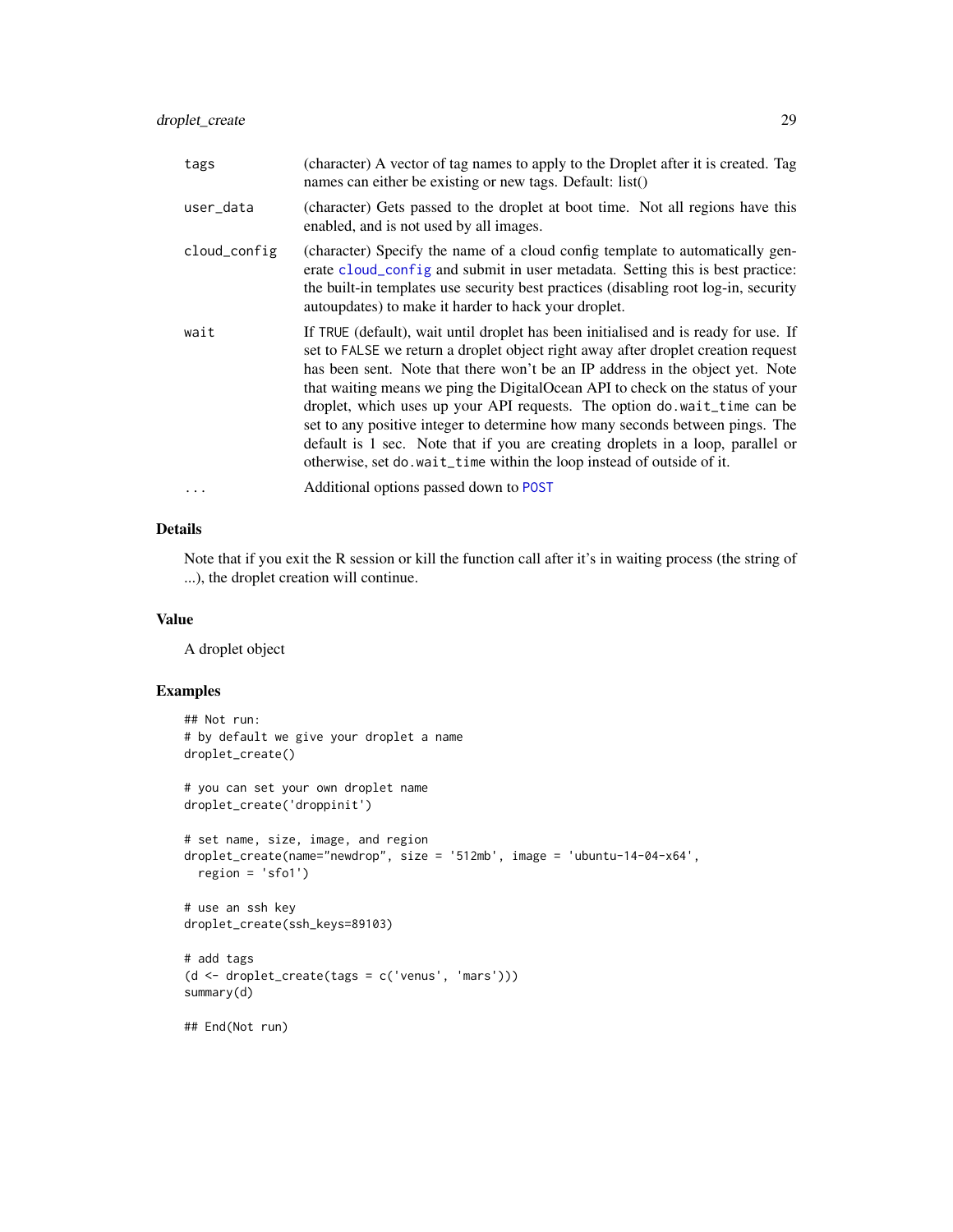| | |
|---|---|
| tags | (character) A vector of tag names to apply to the Droplet after it is created. Tag names can either be existing or new tags. Default: list() |
| user_data | (character) Gets passed to the droplet at boot time. Not all regions have this enabled, and is not used by all images. |
| cloud_config | (character) Specify the name of a cloud config template to automatically generate cloud_config and submit in user metadata. Setting this is best practice: the built-in templates use security best practices (disabling root log-in, security autoupdates) to make it harder to hack your droplet. |
| wait | If TRUE (default), wait until droplet has been initialised and is ready for use. If set to FALSE we return a droplet object right away after droplet creation request has been sent. Note that there won't be an IP address in the object yet. Note that waiting means we ping the DigitalOcean API to check on the status of your droplet, which uses up your API requests. The option do.wait_time can be set to any positive integer to determine how many seconds between pings. The default is 1 sec. Note that if you are creating droplets in a loop, parallel or otherwise, set do.wait_time within the loop instead of outside of it. |
| ... | Additional options passed down to POST |

## Details

Note that if you exit the R session or kill the function call after it's in waiting process (the string of ...), the droplet creation will continue.

## Value

A droplet object

## Examples

```
## Not run:
# by default we give your droplet a name
droplet_create()

# you can set your own droplet name
droplet_create('droppinit')

# set name, size, image, and region
droplet_create(name="newdrop", size = '512mb', image = 'ubuntu-14-04-x64',
  region = 'sfo1')

# use an ssh key
droplet_create(ssh_keys=89103)

# add tags
(d <- droplet_create(tags = c('venus', 'mars')))
summary(d)

## End(Not run)
```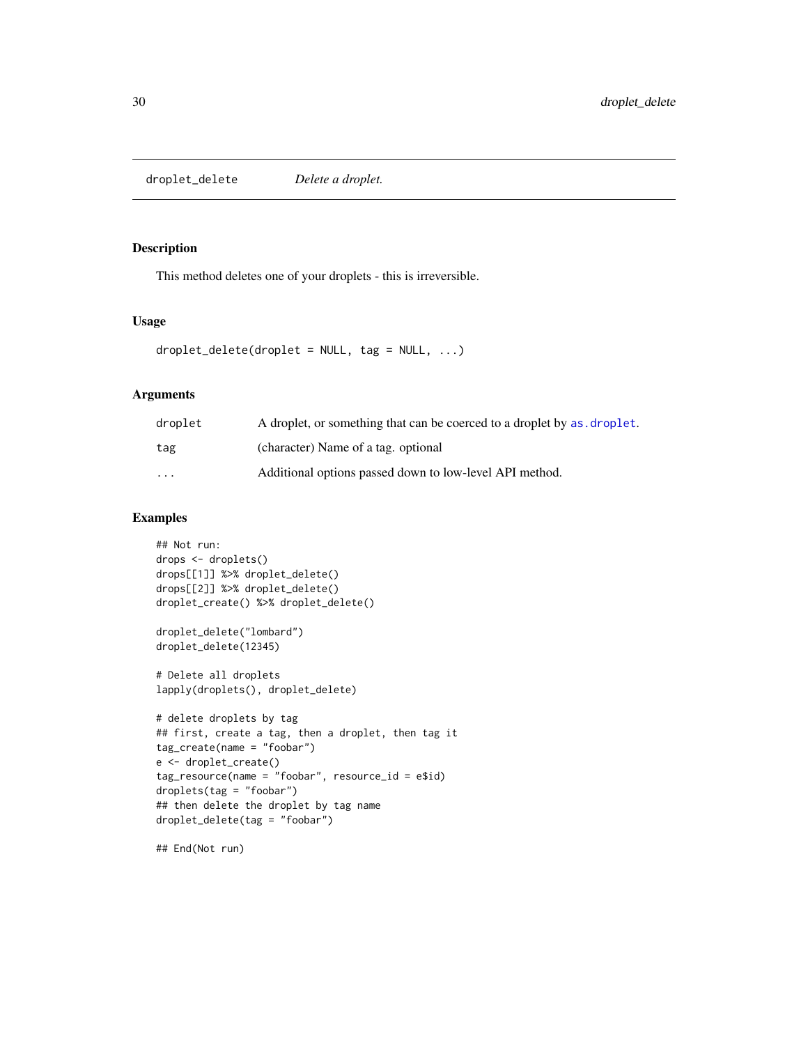droplet_delete *Delete a droplet.*

### Description

This method deletes one of your droplets - this is irreversible.

### Usage

```
droplet_delete(droplet = NULL, tag = NULL, ...)
```

### Arguments

| | |
|---|---|
| droplet | A droplet, or something that can be coerced to a droplet by as.droplet. |
| tag | (character) Name of a tag. optional |
| ... | Additional options passed down to low-level API method. |

### Examples

```
## Not run:
drops <- droplets()
drops[[1]] %>% droplet_delete()
drops[[2]] %>% droplet_delete()
droplet_create() %>% droplet_delete()

droplet_delete("lombard")
droplet_delete(12345)

# Delete all droplets
lapply(droplets(), droplet_delete)

# delete droplets by tag
## first, create a tag, then a droplet, then tag it
tag_create(name = "foobar")
e <- droplet_create()
tag_resource(name = "foobar", resource_id = e$id)
droplets(tag = "foobar")
## then delete the droplet by tag name
droplet_delete(tag = "foobar")

## End(Not run)
```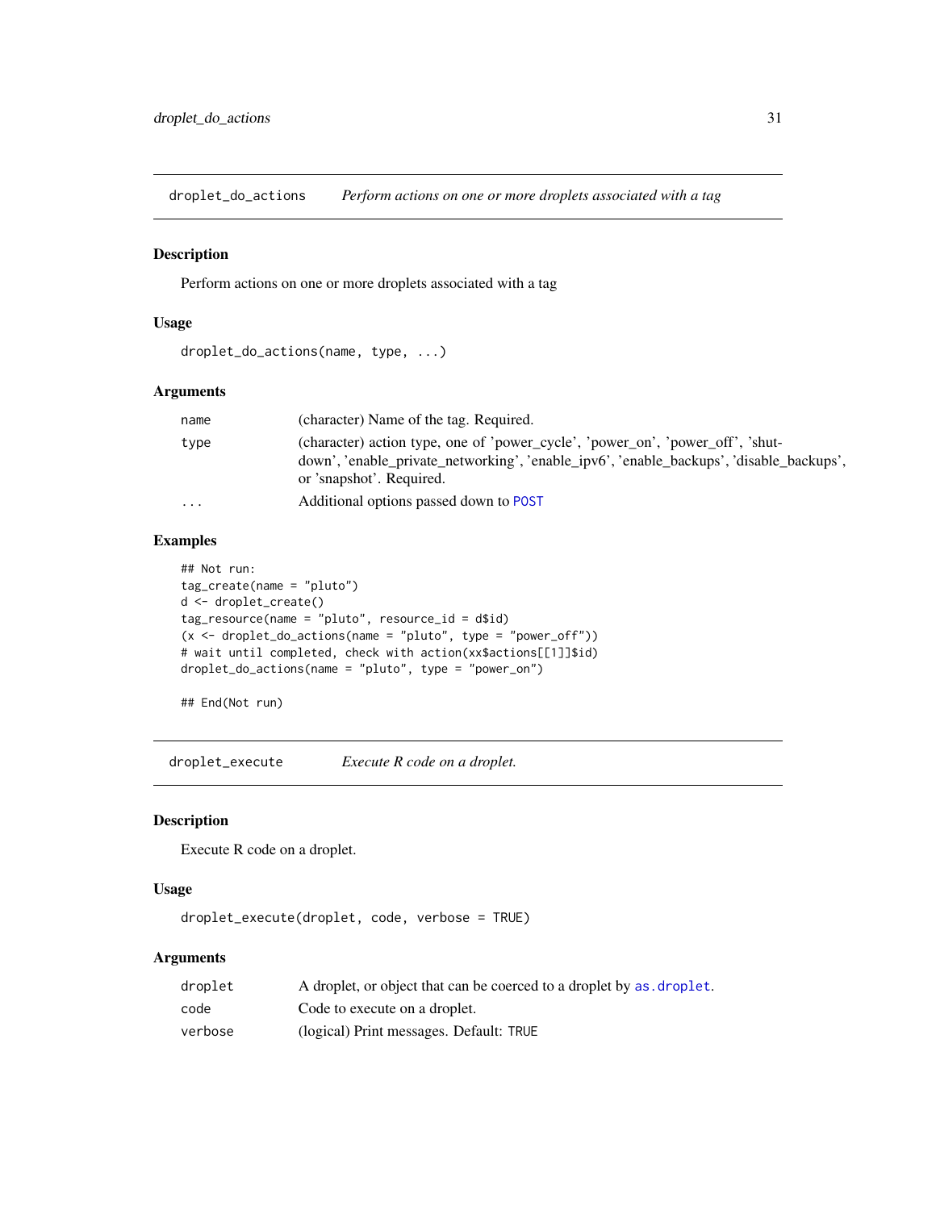## droplet_do_actions — *Perform actions on one or more droplets associated with a tag*

### Description

Perform actions on one or more droplets associated with a tag

### Usage

```
droplet_do_actions(name, type, ...)
```

### Arguments

| | |
|---|---|
| name | (character) Name of the tag. Required. |
| type | (character) action type, one of 'power_cycle', 'power_on', 'power_off', 'shutdown', 'enable_private_networking', 'enable_ipv6', 'enable_backups', 'disable_backups', or 'snapshot'. Required. |
| ... | Additional options passed down to POST |

### Examples

```
## Not run:
tag_create(name = "pluto")
d <- droplet_create()
tag_resource(name = "pluto", resource_id = d$id)
(x <- droplet_do_actions(name = "pluto", type = "power_off"))
# wait until completed, check with action(xx$actions[[1]]$id)
droplet_do_actions(name = "pluto", type = "power_on")

## End(Not run)
```

## droplet_execute — *Execute R code on a droplet.*

### Description

Execute R code on a droplet.

### Usage

```
droplet_execute(droplet, code, verbose = TRUE)
```

### Arguments

| | |
|---|---|
| droplet | A droplet, or object that can be coerced to a droplet by as.droplet. |
| code | Code to execute on a droplet. |
| verbose | (logical) Print messages. Default: TRUE |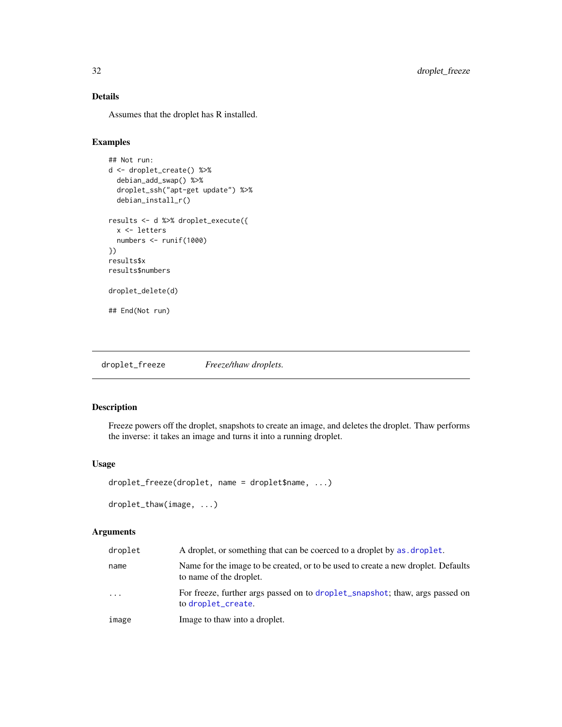### Details

Assumes that the droplet has R installed.

### Examples

```
## Not run:
d <- droplet_create() %>%
  debian_add_swap() %>%
  droplet_ssh("apt-get update") %>%
  debian_install_r()

results <- d %>% droplet_execute({
  x <- letters
  numbers <- runif(1000)
})
results$x
results$numbers

droplet_delete(d)

## End(Not run)
```

---

## droplet_freeze — *Freeze/thaw droplets.*

---

### Description

Freeze powers off the droplet, snapshots to create an image, and deletes the droplet. Thaw performs the inverse: it takes an image and turns it into a running droplet.

### Usage

```
droplet_freeze(droplet, name = droplet$name, ...)

droplet_thaw(image, ...)
```

### Arguments

| | |
|---|---|
| `droplet` | A droplet, or something that can be coerced to a droplet by `as.droplet`. |
| `name` | Name for the image to be created, or to be used to create a new droplet. Defaults to name of the droplet. |
| `...` | For freeze, further args passed on to `droplet_snapshot`; thaw, args passed on to `droplet_create`. |
| `image` | Image to thaw into a droplet. |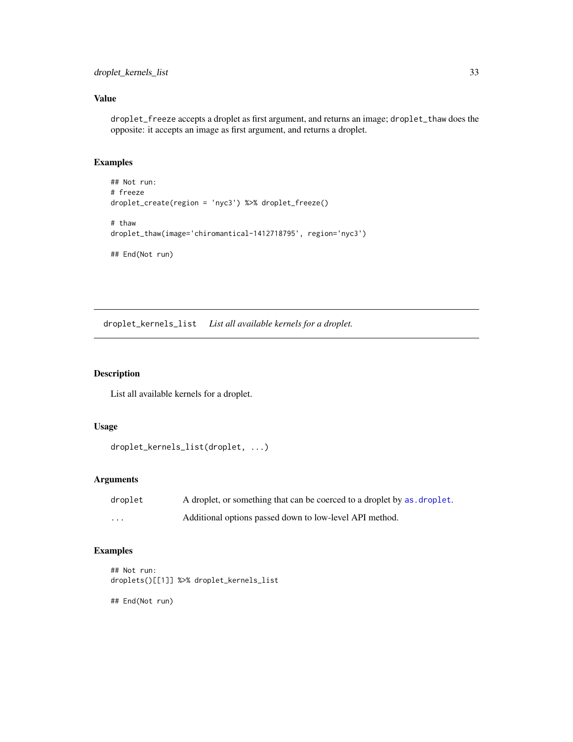### Value

`droplet_freeze` accepts a droplet as first argument, and returns an image; `droplet_thaw` does the opposite: it accepts an image as first argument, and returns a droplet.

### Examples

```
## Not run:
# freeze
droplet_create(region = 'nyc3') %>% droplet_freeze()

# thaw
droplet_thaw(image='chiromantical-1412718795', region='nyc3')

## End(Not run)
```

---

## `droplet_kernels_list` *List all available kernels for a droplet.*

---

### Description

List all available kernels for a droplet.

### Usage

```
droplet_kernels_list(droplet, ...)
```

### Arguments

| | |
|---|---|
| `droplet` | A droplet, or something that can be coerced to a droplet by `as.droplet`. |
| `...` | Additional options passed down to low-level API method. |

### Examples

```
## Not run:
droplets()[[1]] %>% droplet_kernels_list

## End(Not run)
```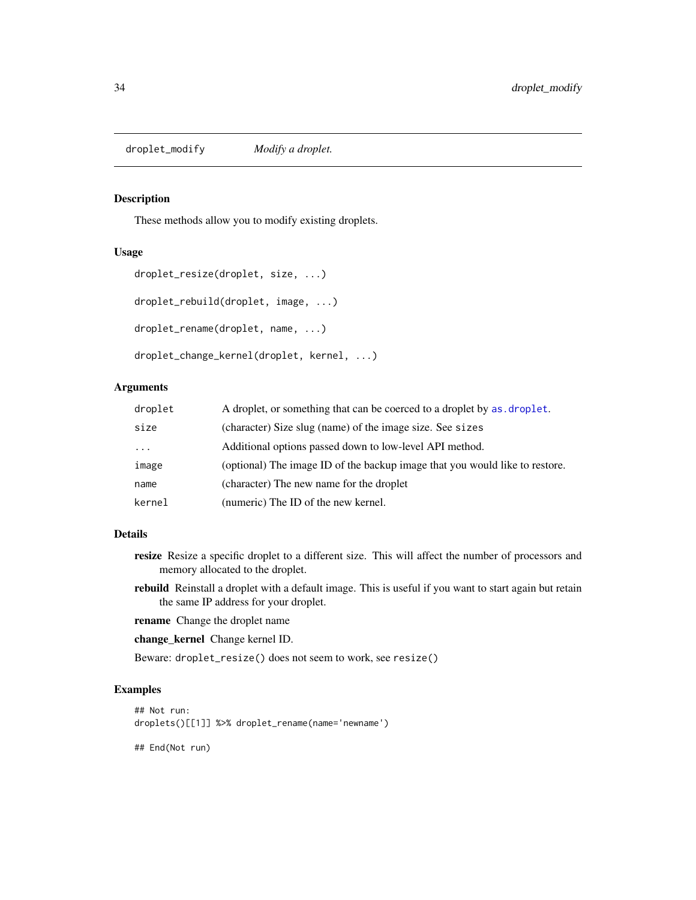droplet_modify — *Modify a droplet.*

## Description

These methods allow you to modify existing droplets.

## Usage

```
droplet_resize(droplet, size, ...)

droplet_rebuild(droplet, image, ...)

droplet_rename(droplet, name, ...)

droplet_change_kernel(droplet, kernel, ...)
```

## Arguments

| | |
|---|---|
| `droplet` | A droplet, or something that can be coerced to a droplet by `as.droplet`. |
| `size` | (character) Size slug (name) of the image size. See `sizes` |
| `...` | Additional options passed down to low-level API method. |
| `image` | (optional) The image ID of the backup image that you would like to restore. |
| `name` | (character) The new name for the droplet |
| `kernel` | (numeric) The ID of the new kernel. |

## Details

**resize** Resize a specific droplet to a different size. This will affect the number of processors and memory allocated to the droplet.

**rebuild** Reinstall a droplet with a default image. This is useful if you want to start again but retain the same IP address for your droplet.

**rename** Change the droplet name

**change_kernel** Change kernel ID.

Beware: `droplet_resize()` does not seem to work, see `resize()`

## Examples

```
## Not run:
droplets()[[1]] %>% droplet_rename(name='newname')

## End(Not run)
```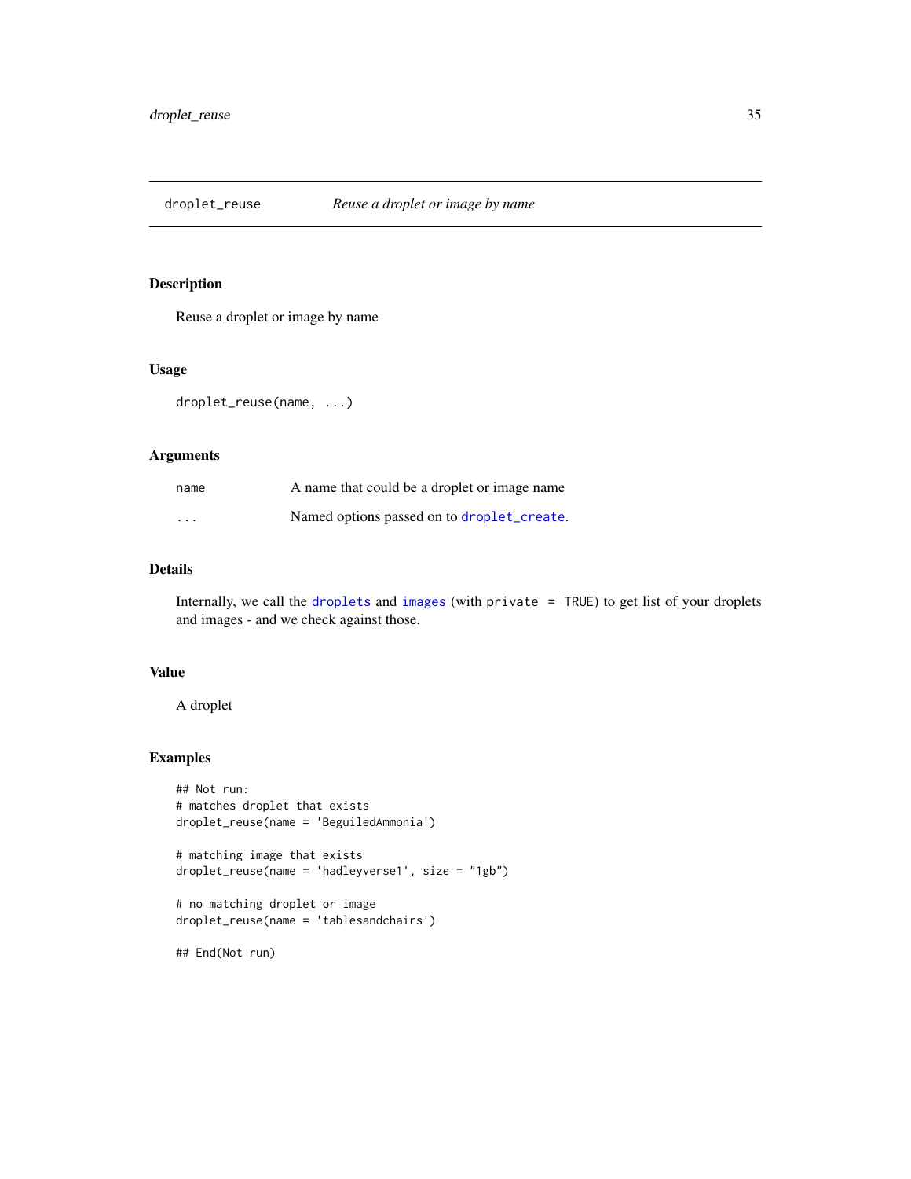## droplet_reuse — *Reuse a droplet or image by name*

### Description

Reuse a droplet or image by name

### Usage

```
droplet_reuse(name, ...)
```

### Arguments

| | |
|---|---|
| `name` | A name that could be a droplet or image name |
| `...` | Named options passed on to `droplet_create`. |

### Details

Internally, we call the `droplets` and `images` (with `private = TRUE`) to get list of your droplets and images - and we check against those.

### Value

A droplet

### Examples

```
## Not run:
# matches droplet that exists
droplet_reuse(name = 'BeguiledAmmonia')

# matching image that exists
droplet_reuse(name = 'hadleyverse1', size = "1gb")

# no matching droplet or image
droplet_reuse(name = 'tablesandchairs')

## End(Not run)
```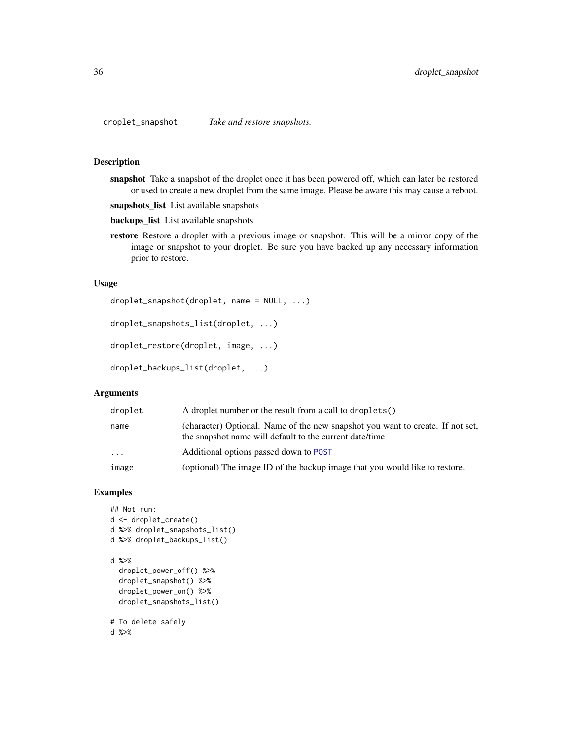## droplet_snapshot — *Take and restore snapshots.*

### Description

**snapshot** Take a snapshot of the droplet once it has been powered off, which can later be restored or used to create a new droplet from the same image. Please be aware this may cause a reboot.

**snapshots_list** List available snapshots

**backups_list** List available snapshots

**restore** Restore a droplet with a previous image or snapshot. This will be a mirror copy of the image or snapshot to your droplet. Be sure you have backed up any necessary information prior to restore.

### Usage

```
droplet_snapshot(droplet, name = NULL, ...)

droplet_snapshots_list(droplet, ...)

droplet_restore(droplet, image, ...)

droplet_backups_list(droplet, ...)
```

### Arguments

| | |
|---|---|
| droplet | A droplet number or the result from a call to droplets() |
| name | (character) Optional. Name of the new snapshot you want to create. If not set, the snapshot name will default to the current date/time |
| ... | Additional options passed down to POST |
| image | (optional) The image ID of the backup image that you would like to restore. |

### Examples

```
## Not run:
d <- droplet_create()
d %>% droplet_snapshots_list()
d %>% droplet_backups_list()

d %>%
  droplet_power_off() %>%
  droplet_snapshot() %>%
  droplet_power_on() %>%
  droplet_snapshots_list()

# To delete safely
d %>%
```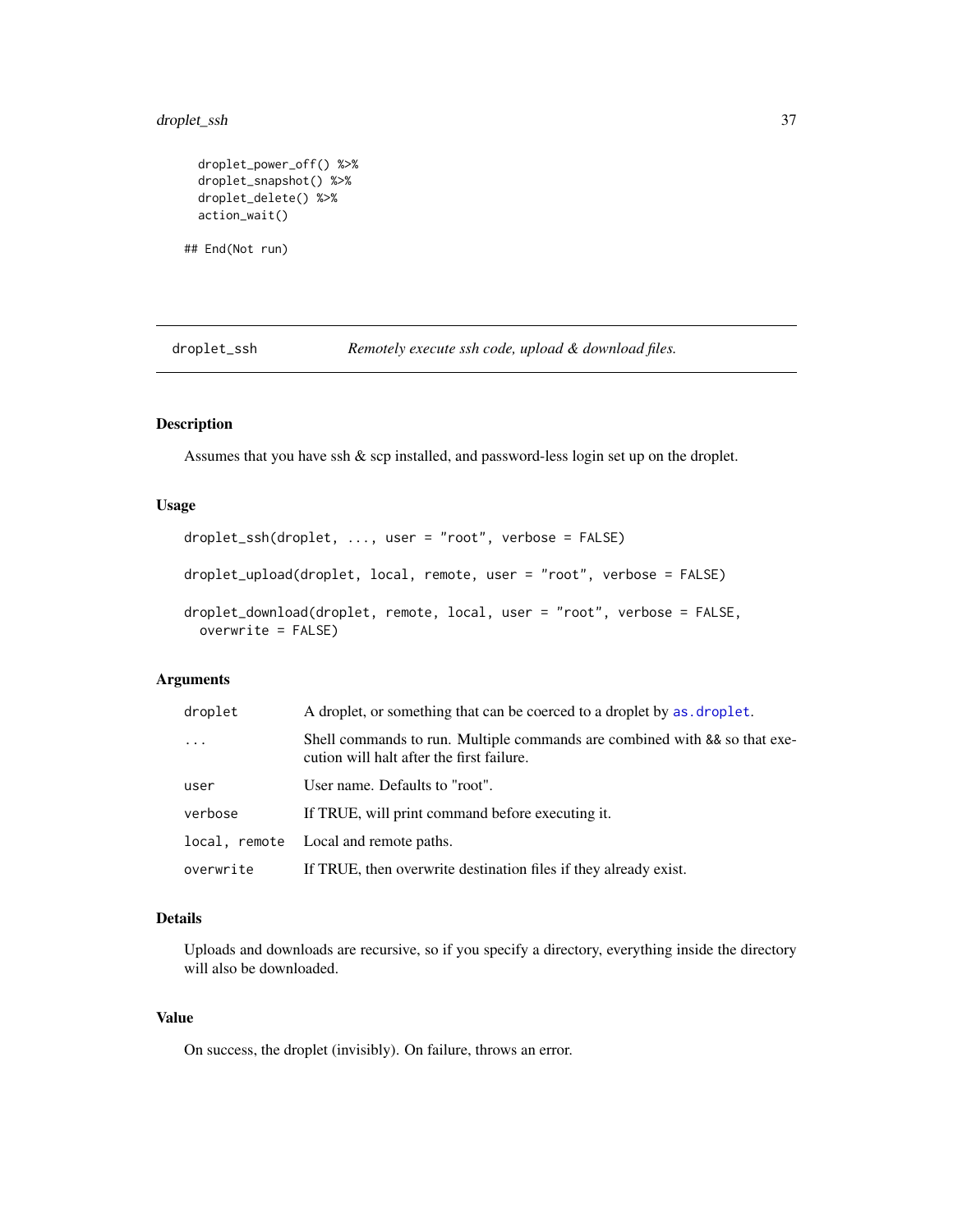```
  droplet_power_off() %>%
  droplet_snapshot() %>%
  droplet_delete() %>%
  action_wait()

## End(Not run)
```

---

## droplet_ssh — *Remotely execute ssh code, upload & download files.*

### Description

Assumes that you have ssh & scp installed, and password-less login set up on the droplet.

### Usage

```
droplet_ssh(droplet, ..., user = "root", verbose = FALSE)

droplet_upload(droplet, local, remote, user = "root", verbose = FALSE)

droplet_download(droplet, remote, local, user = "root", verbose = FALSE,
  overwrite = FALSE)
```

### Arguments

| | |
|---|---|
| `droplet` | A droplet, or something that can be coerced to a droplet by `as.droplet`. |
| `...` | Shell commands to run. Multiple commands are combined with `&&` so that execution will halt after the first failure. |
| `user` | User name. Defaults to "root". |
| `verbose` | If TRUE, will print command before executing it. |
| `local, remote` | Local and remote paths. |
| `overwrite` | If TRUE, then overwrite destination files if they already exist. |

### Details

Uploads and downloads are recursive, so if you specify a directory, everything inside the directory will also be downloaded.

### Value

On success, the droplet (invisibly). On failure, throws an error.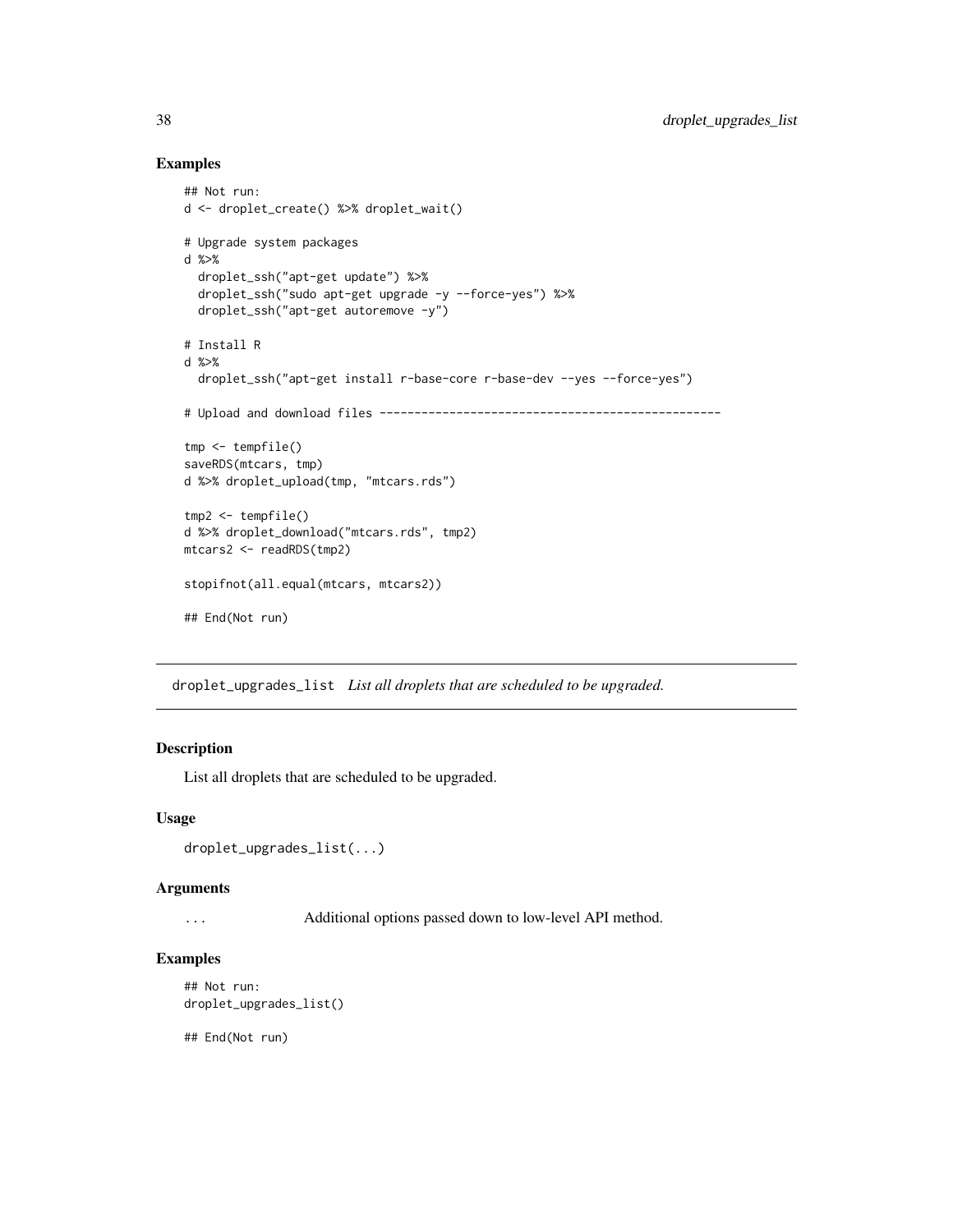## Examples

```
## Not run:
d <- droplet_create() %>% droplet_wait()

# Upgrade system packages
d %>%
  droplet_ssh("apt-get update") %>%
  droplet_ssh("sudo apt-get upgrade -y --force-yes") %>%
  droplet_ssh("apt-get autoremove -y")

# Install R
d %>%
  droplet_ssh("apt-get install r-base-core r-base-dev --yes --force-yes")

# Upload and download files -------------------------------------------------

tmp <- tempfile()
saveRDS(mtcars, tmp)
d %>% droplet_upload(tmp, "mtcars.rds")

tmp2 <- tempfile()
d %>% droplet_download("mtcars.rds", tmp2)
mtcars2 <- readRDS(tmp2)

stopifnot(all.equal(mtcars, mtcars2))

## End(Not run)
```

---

# droplet_upgrades_list *List all droplets that are scheduled to be upgraded.*

---

## Description

List all droplets that are scheduled to be upgraded.

## Usage

```
droplet_upgrades_list(...)
```

## Arguments

| | |
|---|---|
| ... | Additional options passed down to low-level API method. |

## Examples

```
## Not run:
droplet_upgrades_list()

## End(Not run)
```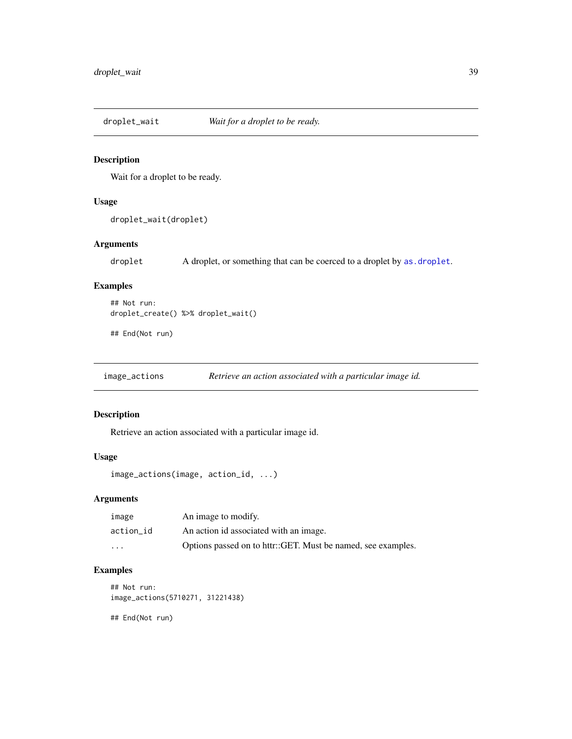## droplet_wait    *Wait for a droplet to be ready.*

### Description

Wait for a droplet to be ready.

### Usage

```
droplet_wait(droplet)
```

### Arguments

| | |
|---|---|
| droplet | A droplet, or something that can be coerced to a droplet by as.droplet. |

### Examples

```
## Not run:
droplet_create() %>% droplet_wait()

## End(Not run)
```

## image_actions    *Retrieve an action associated with a particular image id.*

### Description

Retrieve an action associated with a particular image id.

### Usage

```
image_actions(image, action_id, ...)
```

### Arguments

| | |
|---|---|
| image | An image to modify. |
| action_id | An action id associated with an image. |
| ... | Options passed on to httr::GET. Must be named, see examples. |

### Examples

```
## Not run:
image_actions(5710271, 31221438)

## End(Not run)
```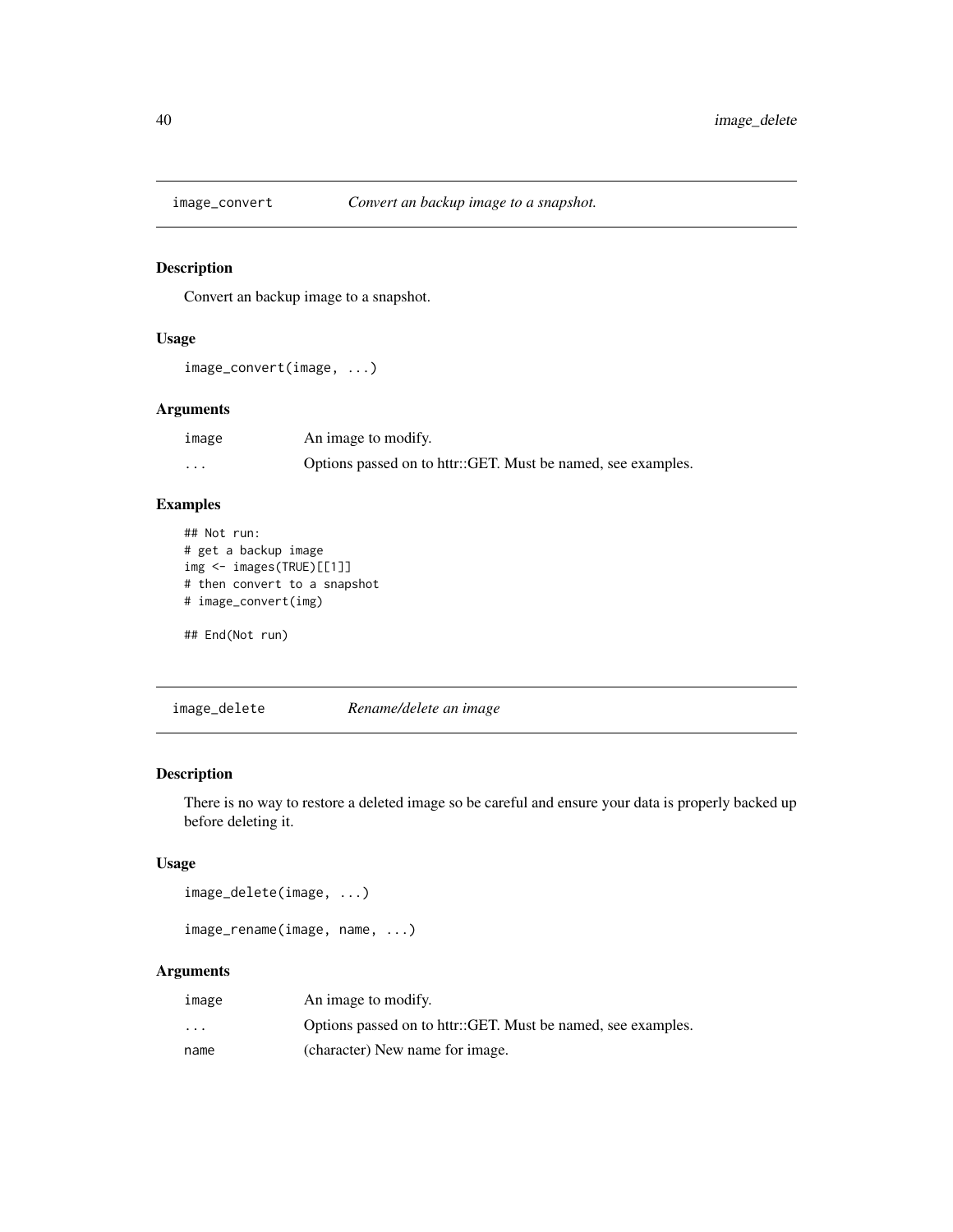## image_convert *Convert an backup image to a snapshot.*

### Description

Convert an backup image to a snapshot.

### Usage

```
image_convert(image, ...)
```

### Arguments

| | |
|---|---|
| image | An image to modify. |
| ... | Options passed on to httr::GET. Must be named, see examples. |

### Examples

```
## Not run:
# get a backup image
img <- images(TRUE)[[1]]
# then convert to a snapshot
# image_convert(img)

## End(Not run)
```

## image_delete *Rename/delete an image*

### Description

There is no way to restore a deleted image so be careful and ensure your data is properly backed up before deleting it.

### Usage

```
image_delete(image, ...)

image_rename(image, name, ...)
```

### Arguments

| | |
|---|---|
| image | An image to modify. |
| ... | Options passed on to httr::GET. Must be named, see examples. |
| name | (character) New name for image. |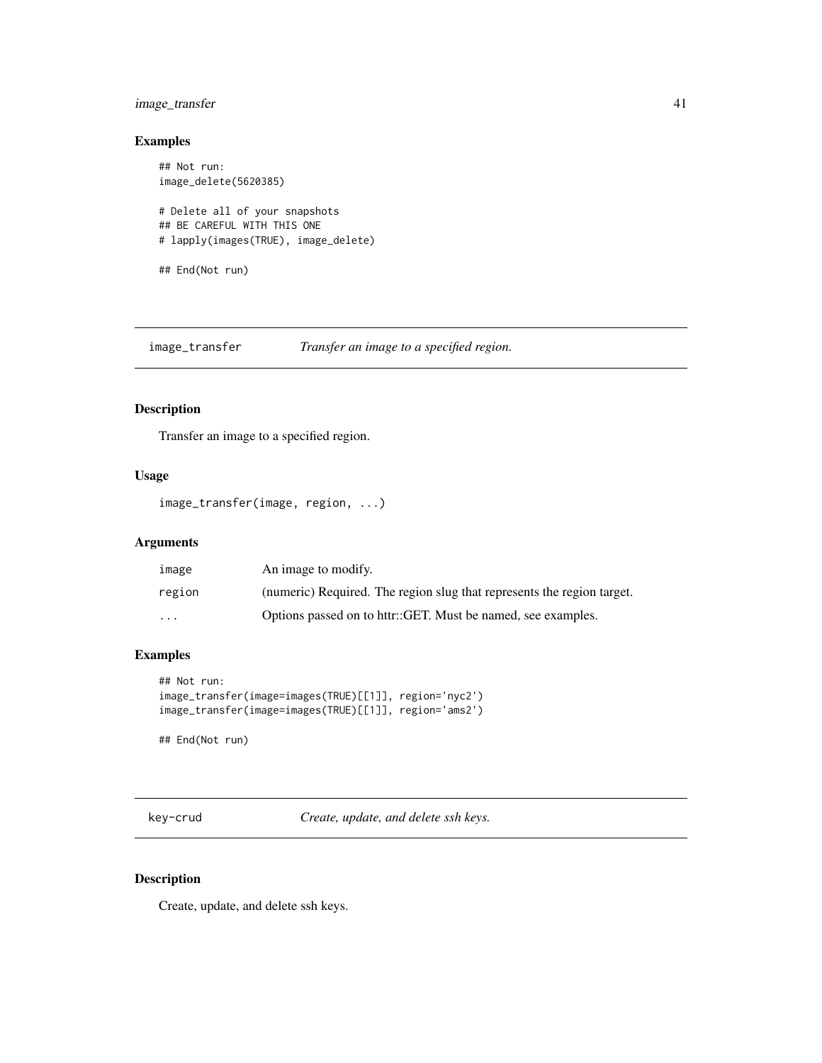## Examples

```
## Not run:
image_delete(5620385)

# Delete all of your snapshots
## BE CAREFUL WITH THIS ONE
# lapply(images(TRUE), image_delete)

## End(Not run)
```

---

# image_transfer — *Transfer an image to a specified region.*

## Description

Transfer an image to a specified region.

## Usage

```
image_transfer(image, region, ...)
```

## Arguments

| | |
|---|---|
| image | An image to modify. |
| region | (numeric) Required. The region slug that represents the region target. |
| ... | Options passed on to httr::GET. Must be named, see examples. |

## Examples

```
## Not run:
image_transfer(image=images(TRUE)[[1]], region='nyc2')
image_transfer(image=images(TRUE)[[1]], region='ams2')

## End(Not run)
```

---

# key-crud — *Create, update, and delete ssh keys.*

## Description

Create, update, and delete ssh keys.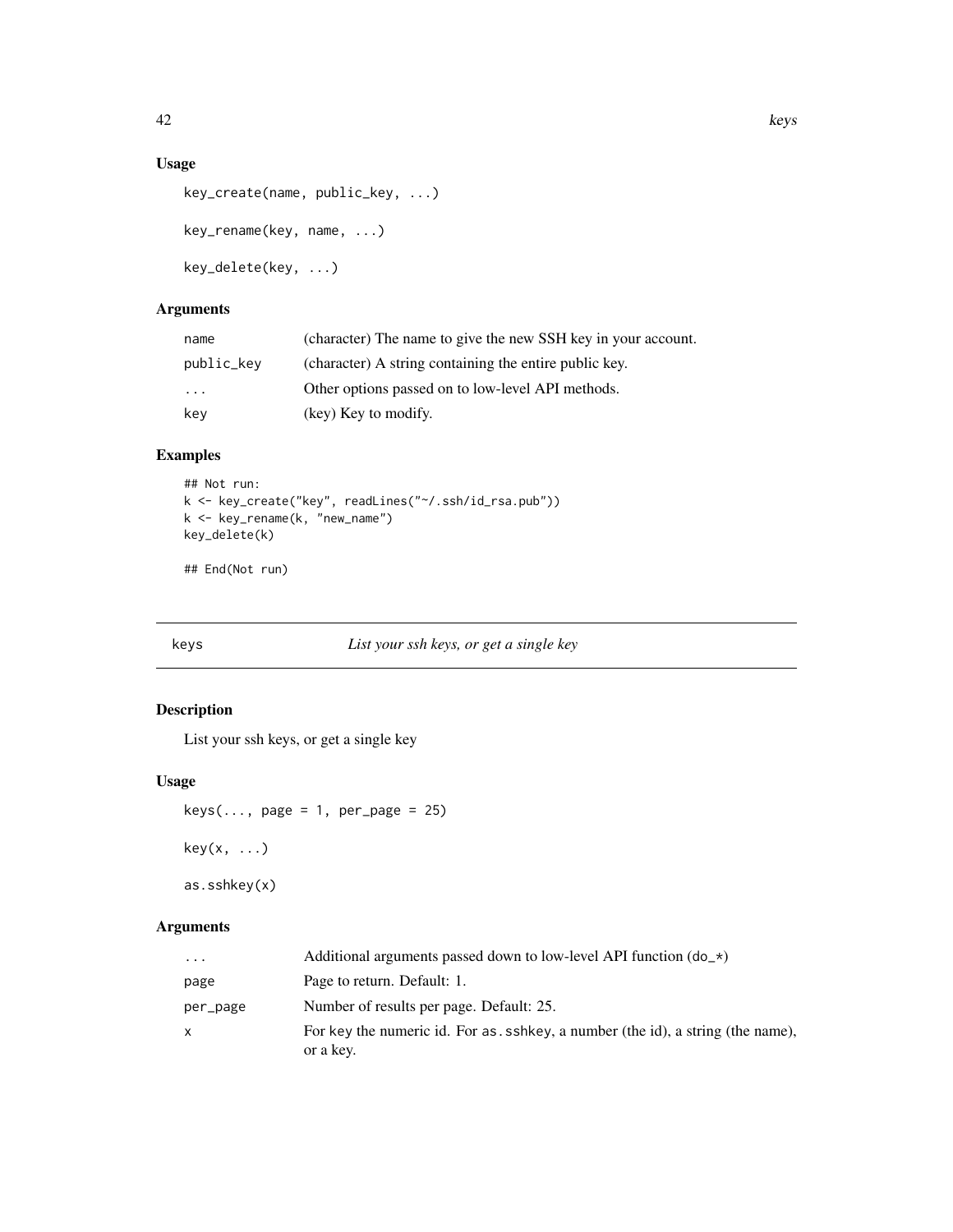## Usage

```
key_create(name, public_key, ...)

key_rename(key, name, ...)

key_delete(key, ...)
```

## Arguments

| | |
|---|---|
| name | (character) The name to give the new SSH key in your account. |
| public_key | (character) A string containing the entire public key. |
| ... | Other options passed on to low-level API methods. |
| key | (key) Key to modify. |

## Examples

```
## Not run:
k <- key_create("key", readLines("~/.ssh/id_rsa.pub"))
k <- key_rename(k, "new_name")
key_delete(k)

## End(Not run)
```

---

# keys — *List your ssh keys, or get a single key*

## Description

List your ssh keys, or get a single key

## Usage

```
keys(..., page = 1, per_page = 25)

key(x, ...)

as.sshkey(x)
```

## Arguments

| | |
|---|---|
| ... | Additional arguments passed down to low-level API function (do_*) |
| page | Page to return. Default: 1. |
| per_page | Number of results per page. Default: 25. |
| x | For key the numeric id. For as.sshkey, a number (the id), a string (the name), or a key. |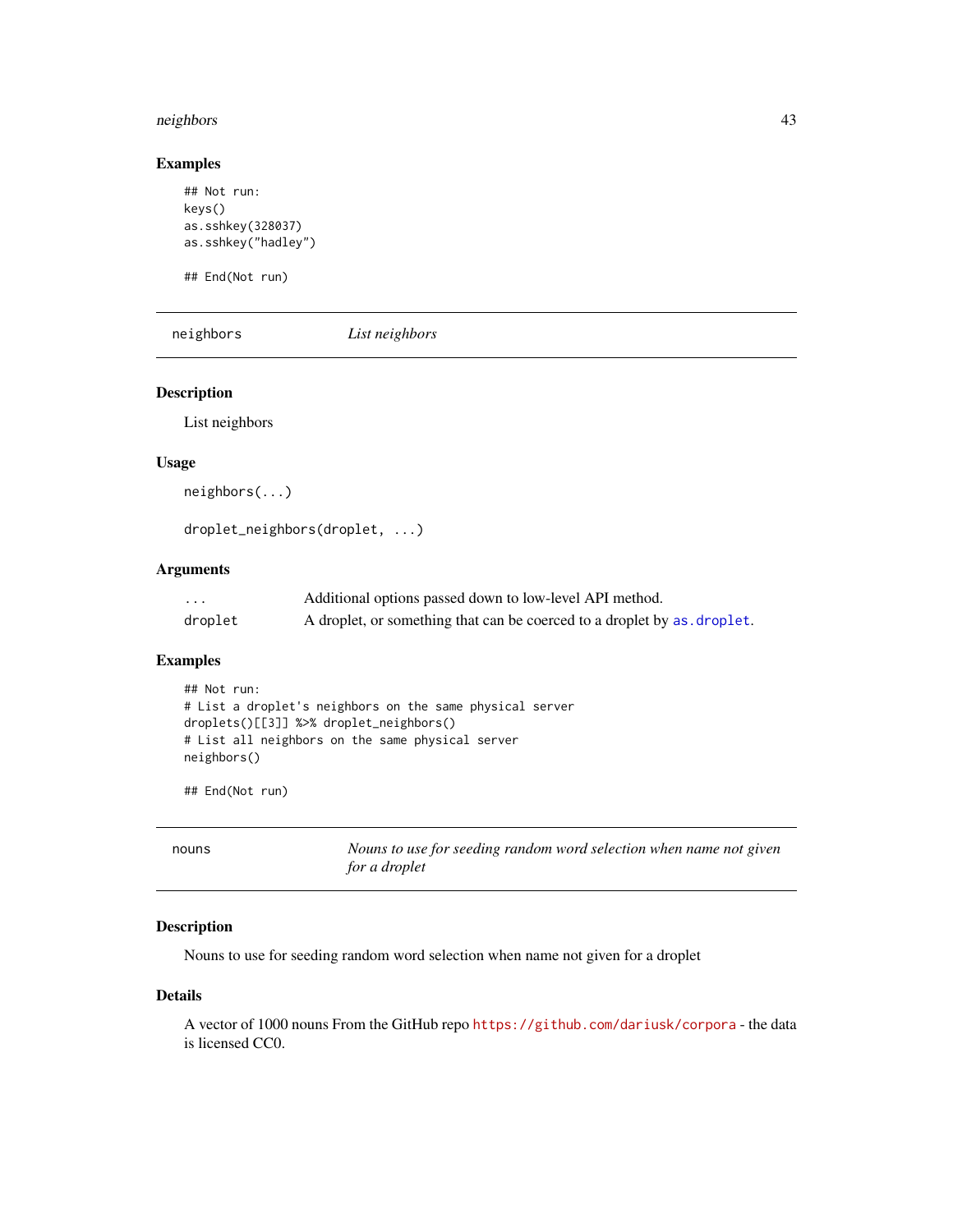## Examples

```
## Not run:
keys()
as.sshkey(328037)
as.sshkey("hadley")

## End(Not run)
```

---

## neighbors — *List neighbors*

### Description

List neighbors

### Usage

```
neighbors(...)

droplet_neighbors(droplet, ...)
```

### Arguments

| | |
|---|---|
| `...` | Additional options passed down to low-level API method. |
| `droplet` | A droplet, or something that can be coerced to a droplet by `as.droplet`. |

### Examples

```
## Not run:
# List a droplet's neighbors on the same physical server
droplets()[[3]] %>% droplet_neighbors()
# List all neighbors on the same physical server
neighbors()

## End(Not run)
```

---

## nouns — *Nouns to use for seeding random word selection when name not given for a droplet*

### Description

Nouns to use for seeding random word selection when name not given for a droplet

### Details

A vector of 1000 nouns From the GitHub repo https://github.com/dariusk/corpora - the data is licensed CC0.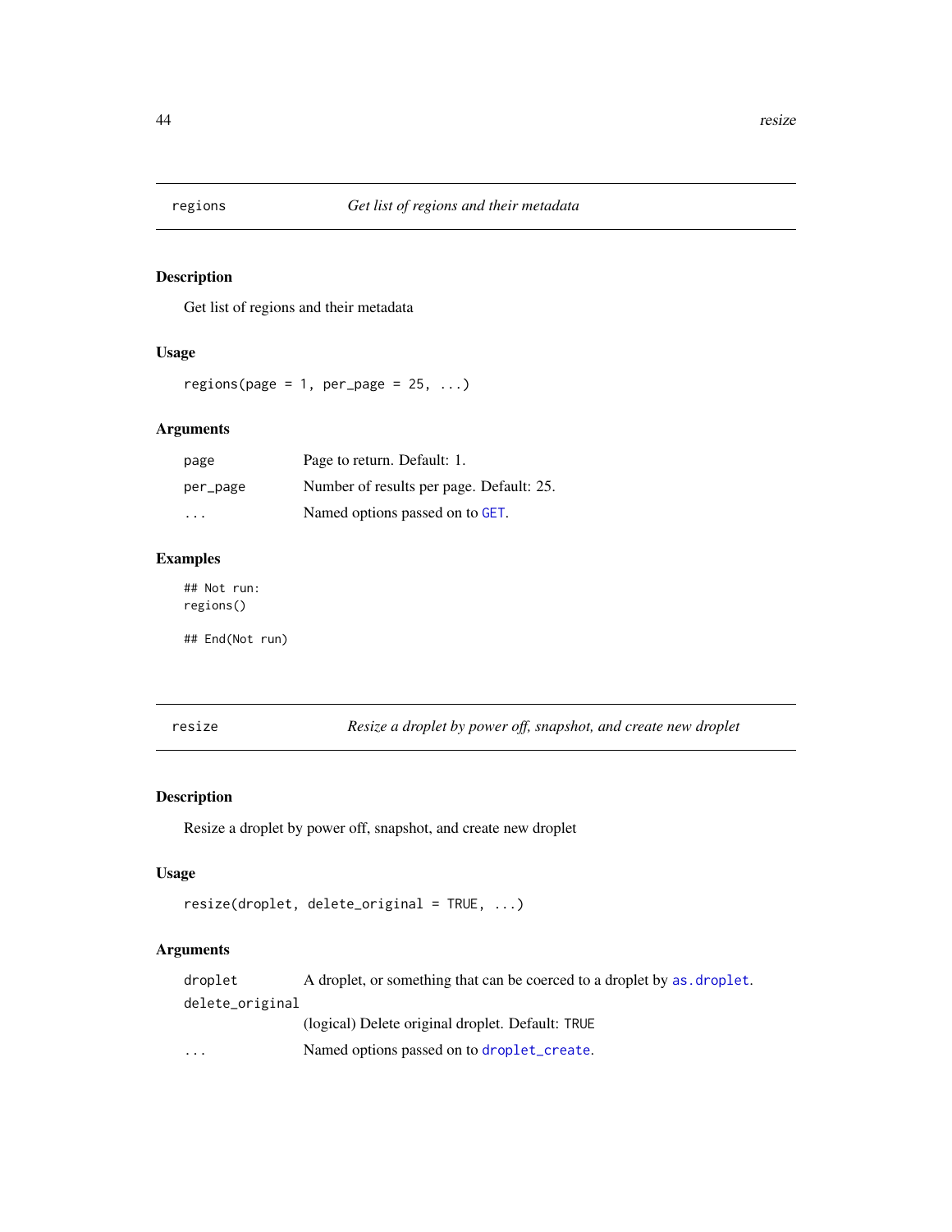## regions — *Get list of regions and their metadata*

### Description

Get list of regions and their metadata

### Usage

```
regions(page = 1, per_page = 25, ...)
```

### Arguments

| | |
|---|---|
| page | Page to return. Default: 1. |
| per_page | Number of results per page. Default: 25. |
| ... | Named options passed on to GET. |

### Examples

```
## Not run:
regions()

## End(Not run)
```

## resize — *Resize a droplet by power off, snapshot, and create new droplet*

### Description

Resize a droplet by power off, snapshot, and create new droplet

### Usage

```
resize(droplet, delete_original = TRUE, ...)
```

### Arguments

| | |
|---|---|
| droplet | A droplet, or something that can be coerced to a droplet by as.droplet. |
| delete_original | (logical) Delete original droplet. Default: TRUE |
| ... | Named options passed on to droplet_create. |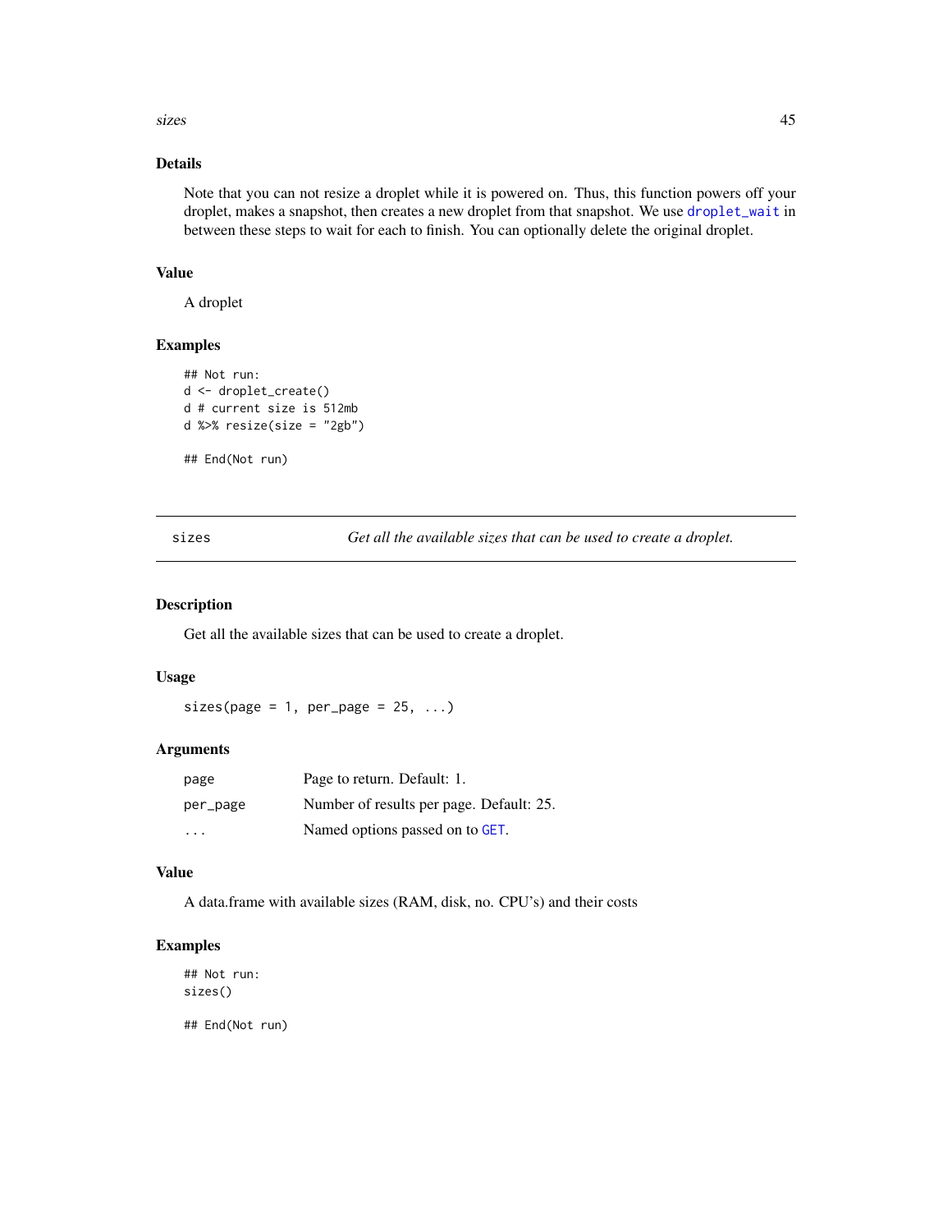### Details

Note that you can not resize a droplet while it is powered on. Thus, this function powers off your droplet, makes a snapshot, then creates a new droplet from that snapshot. We use `droplet_wait` in between these steps to wait for each to finish. You can optionally delete the original droplet.

### Value

A droplet

### Examples

```
## Not run:
d <- droplet_create()
d # current size is 512mb
d %>% resize(size = "2gb")

## End(Not run)
```

---

## sizes — *Get all the available sizes that can be used to create a droplet.*

---

### Description

Get all the available sizes that can be used to create a droplet.

### Usage

```
sizes(page = 1, per_page = 25, ...)
```

### Arguments

| | |
|---|---|
| page | Page to return. Default: 1. |
| per_page | Number of results per page. Default: 25. |
| ... | Named options passed on to `GET`. |

### Value

A data.frame with available sizes (RAM, disk, no. CPU's) and their costs

### Examples

```
## Not run:
sizes()

## End(Not run)
```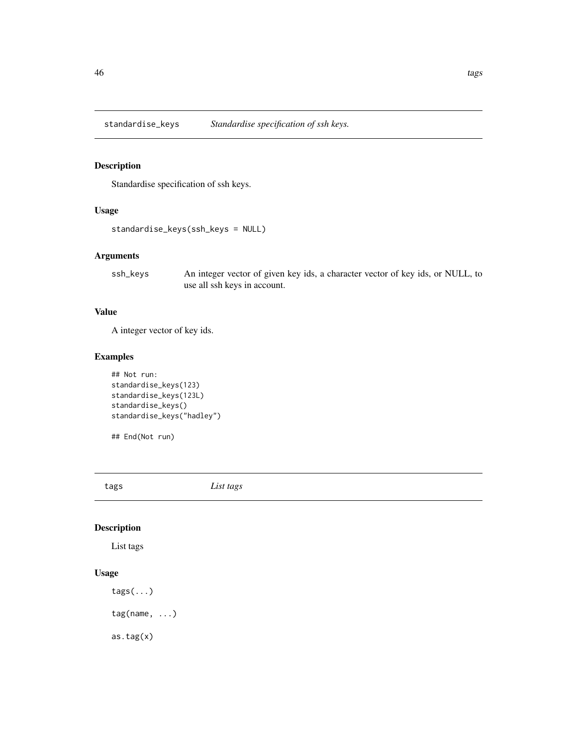## standardise_keys *Standardise specification of ssh keys.*

### Description

Standardise specification of ssh keys.

### Usage

```
standardise_keys(ssh_keys = NULL)
```

### Arguments

| | |
|---|---|
| ssh_keys | An integer vector of given key ids, a character vector of key ids, or NULL, to use all ssh keys in account. |

### Value

A integer vector of key ids.

### Examples

```
## Not run:
standardise_keys(123)
standardise_keys(123L)
standardise_keys()
standardise_keys("hadley")

## End(Not run)
```

## tags *List tags*

### Description

List tags

### Usage

```
tags(...)

tag(name, ...)

as.tag(x)
```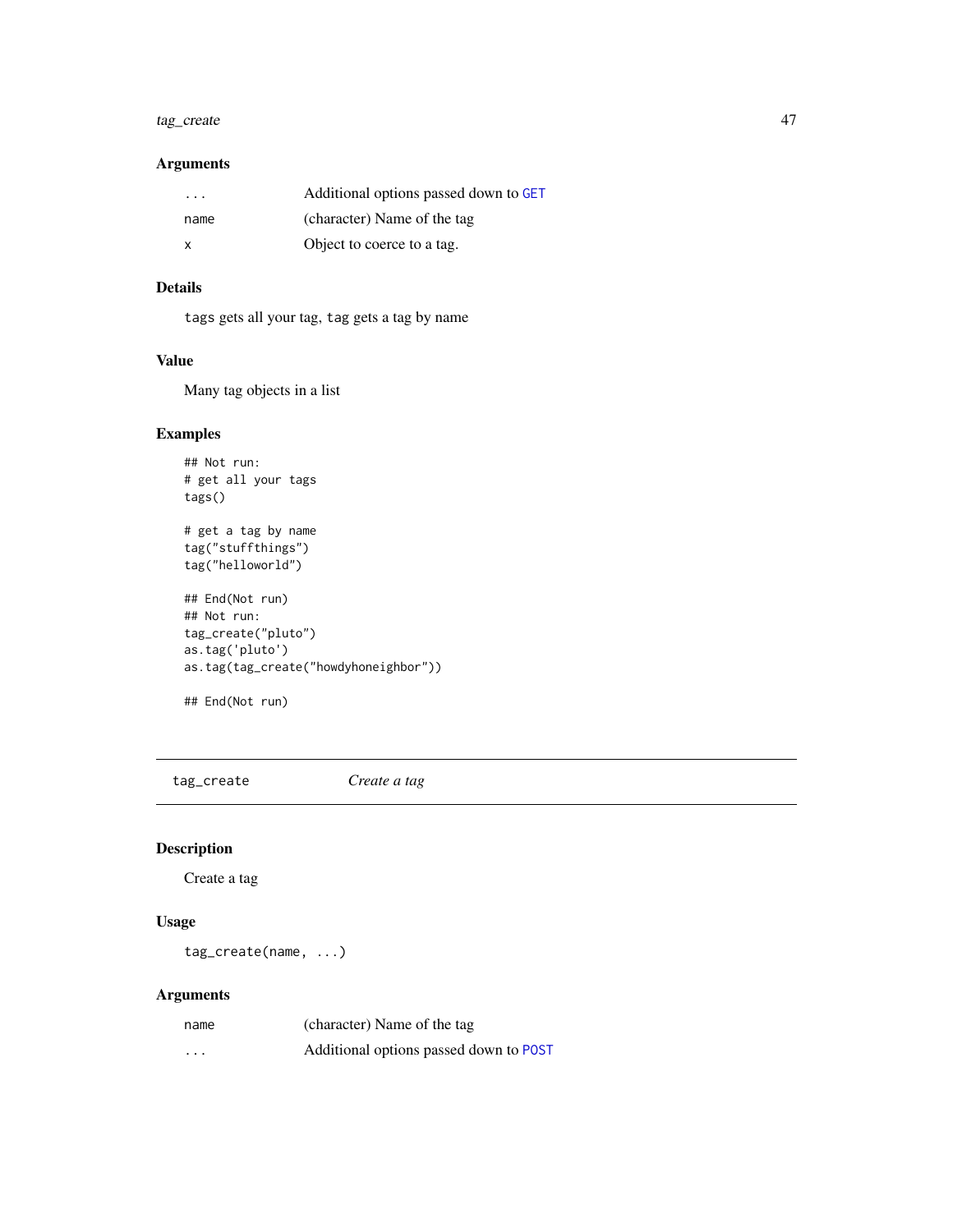### Arguments

| | |
|---|---|
| ... | Additional options passed down to GET |
| name | (character) Name of the tag |
| x | Object to coerce to a tag. |

### Details

tags gets all your tag, tag gets a tag by name

### Value

Many tag objects in a list

### Examples

```
## Not run:
# get all your tags
tags()

# get a tag by name
tag("stuffthings")
tag("helloworld")

## End(Not run)
## Not run:
tag_create("pluto")
as.tag('pluto')
as.tag(tag_create("howdyhoneighbor"))

## End(Not run)
```

---

## tag_create — *Create a tag*

### Description

Create a tag

### Usage

```
tag_create(name, ...)
```

### Arguments

| | |
|---|---|
| name | (character) Name of the tag |
| ... | Additional options passed down to POST |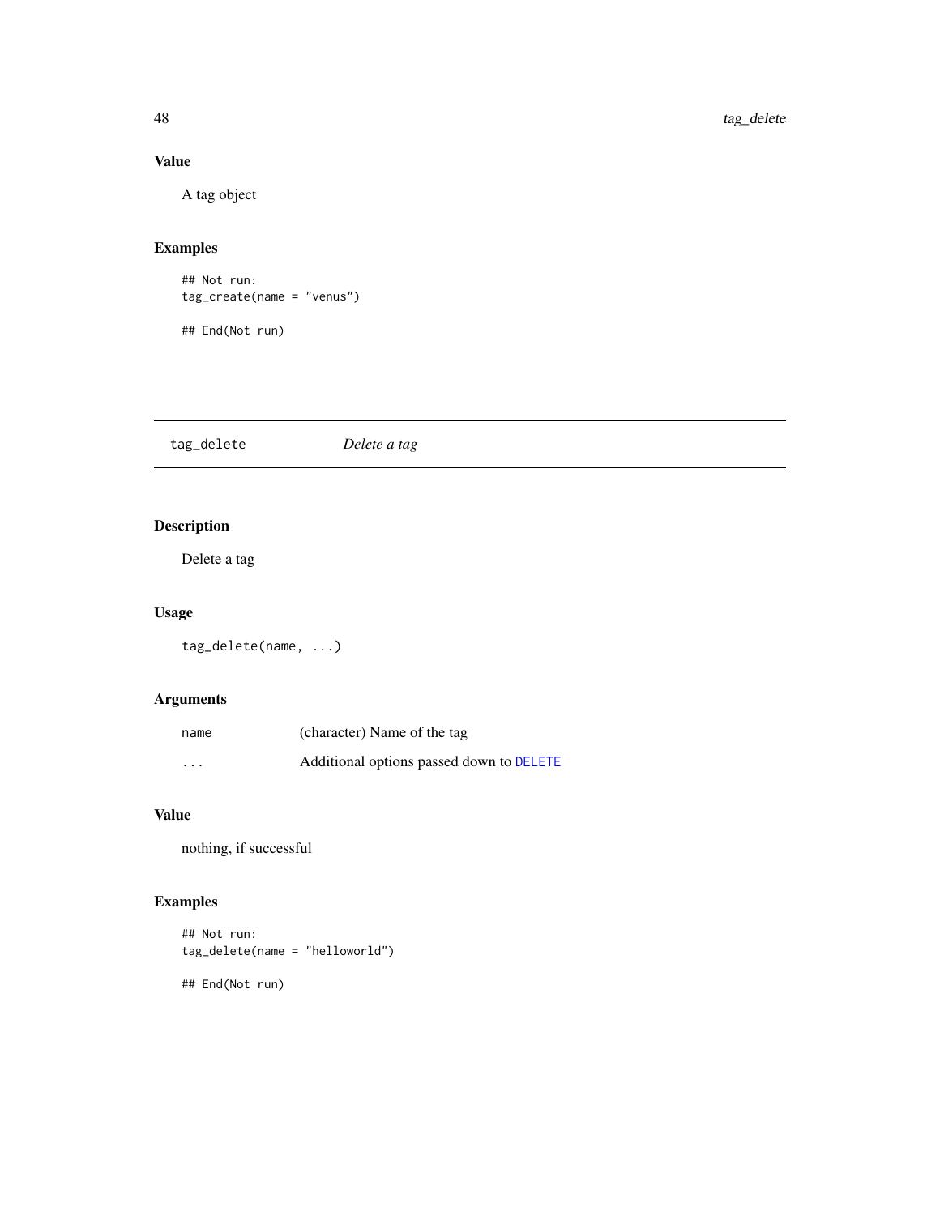## Value

A tag object

## Examples

```
## Not run:
tag_create(name = "venus")

## End(Not run)
```

---

# tag_delete *Delete a tag*

---

## Description

Delete a tag

## Usage

```
tag_delete(name, ...)
```

## Arguments

| | |
|---|---|
| name | (character) Name of the tag |
| ... | Additional options passed down to DELETE |

## Value

nothing, if successful

## Examples

```
## Not run:
tag_delete(name = "helloworld")

## End(Not run)
```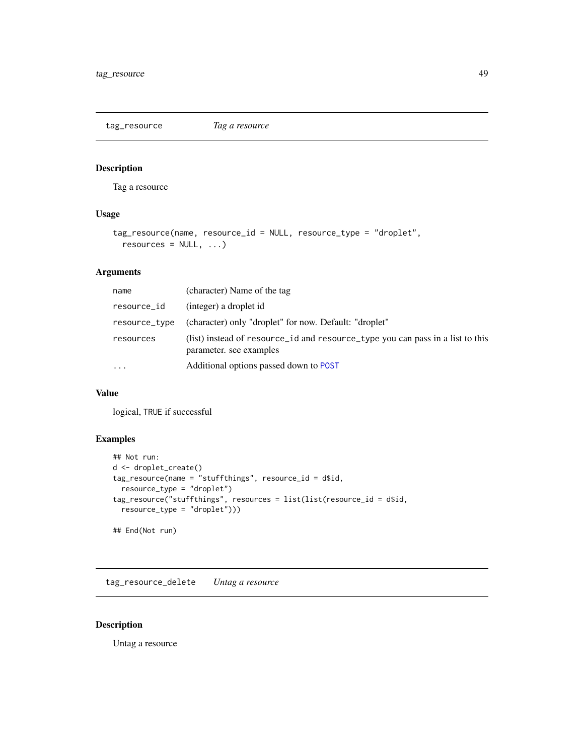## tag_resource *Tag a resource*

### Description

Tag a resource

### Usage

```
tag_resource(name, resource_id = NULL, resource_type = "droplet",
  resources = NULL, ...)
```

### Arguments

| | |
|---|---|
| `name` | (character) Name of the tag |
| `resource_id` | (integer) a droplet id |
| `resource_type` | (character) only "droplet" for now. Default: "droplet" |
| `resources` | (list) instead of `resource_id` and `resource_type` you can pass in a list to this parameter. see examples |
| `...` | Additional options passed down to `POST` |

### Value

logical, `TRUE` if successful

### Examples

```
## Not run:
d <- droplet_create()
tag_resource(name = "stuffthings", resource_id = d$id,
  resource_type = "droplet")
tag_resource("stuffthings", resources = list(list(resource_id = d$id,
  resource_type = "droplet")))

## End(Not run)
```

## tag_resource_delete *Untag a resource*

### Description

Untag a resource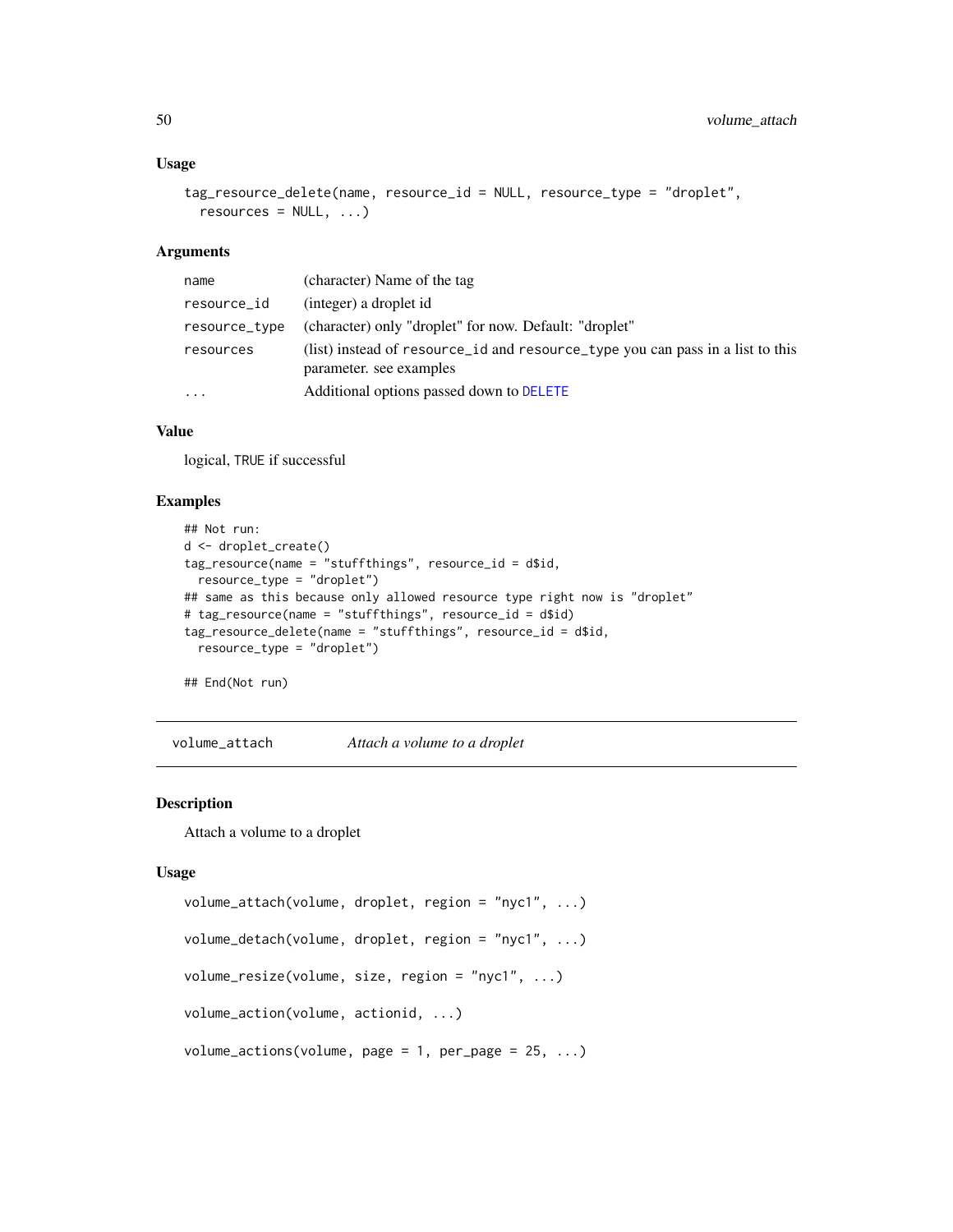### Usage

```
tag_resource_delete(name, resource_id = NULL, resource_type = "droplet",
  resources = NULL, ...)
```

### Arguments

| | |
|---|---|
| name | (character) Name of the tag |
| resource_id | (integer) a droplet id |
| resource_type | (character) only "droplet" for now. Default: "droplet" |
| resources | (list) instead of resource_id and resource_type you can pass in a list to this parameter. see examples |
| ... | Additional options passed down to DELETE |

### Value

logical, TRUE if successful

### Examples

```
## Not run:
d <- droplet_create()
tag_resource(name = "stuffthings", resource_id = d$id,
  resource_type = "droplet")
## same as this because only allowed resource type right now is "droplet"
# tag_resource(name = "stuffthings", resource_id = d$id)
tag_resource_delete(name = "stuffthings", resource_id = d$id,
  resource_type = "droplet")

## End(Not run)
```

---

## volume_attach — *Attach a volume to a droplet*

### Description

Attach a volume to a droplet

### Usage

```
volume_attach(volume, droplet, region = "nyc1", ...)

volume_detach(volume, droplet, region = "nyc1", ...)

volume_resize(volume, size, region = "nyc1", ...)

volume_action(volume, actionid, ...)

volume_actions(volume, page = 1, per_page = 25, ...)
```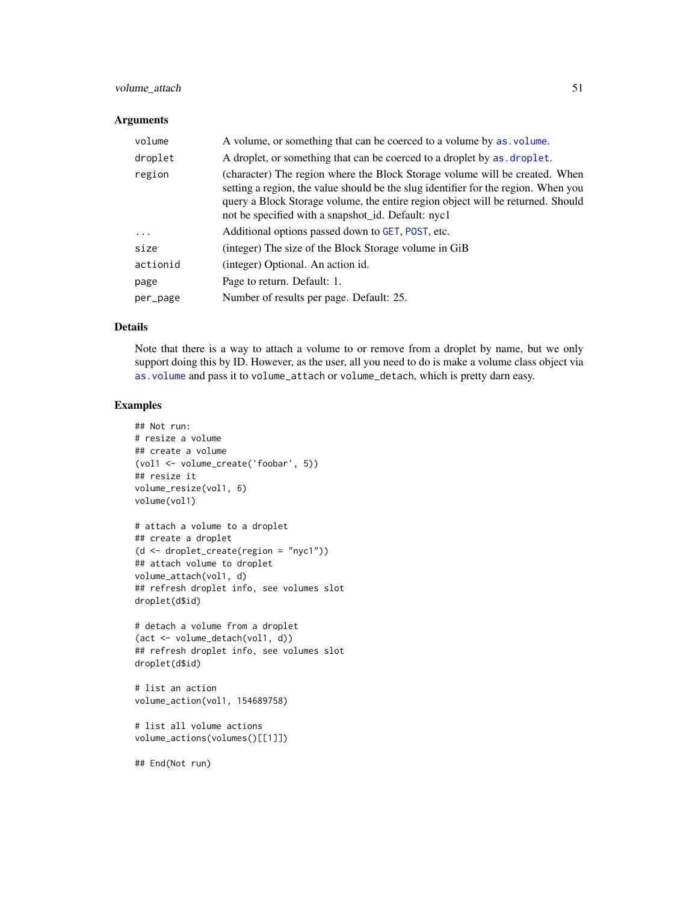## Arguments

| | |
|---|---|
| volume | A volume, or something that can be coerced to a volume by as.volume. |
| droplet | A droplet, or something that can be coerced to a droplet by as.droplet. |
| region | (character) The region where the Block Storage volume will be created. When setting a region, the value should be the slug identifier for the region. When you query a Block Storage volume, the entire region object will be returned. Should not be specified with a snapshot_id. Default: nyc1 |
| ... | Additional options passed down to GET, POST, etc. |
| size | (integer) The size of the Block Storage volume in GiB |
| actionid | (integer) Optional. An action id. |
| page | Page to return. Default: 1. |
| per_page | Number of results per page. Default: 25. |

## Details

Note that there is a way to attach a volume to or remove from a droplet by name, but we only support doing this by ID. However, as the user, all you need to do is make a volume class object via as.volume and pass it to volume_attach or volume_detach, which is pretty darn easy.

## Examples

```
## Not run:
# resize a volume
## create a volume
(vol1 <- volume_create('foobar', 5))
## resize it
volume_resize(vol1, 6)
volume(vol1)

# attach a volume to a droplet
## create a droplet
(d <- droplet_create(region = "nyc1"))
## attach volume to droplet
volume_attach(vol1, d)
## refresh droplet info, see volumes slot
droplet(d$id)

# detach a volume from a droplet
(act <- volume_detach(vol1, d))
## refresh droplet info, see volumes slot
droplet(d$id)

# list an action
volume_action(vol1, 154689758)

# list all volume actions
volume_actions(volumes()[[1]])

## End(Not run)
```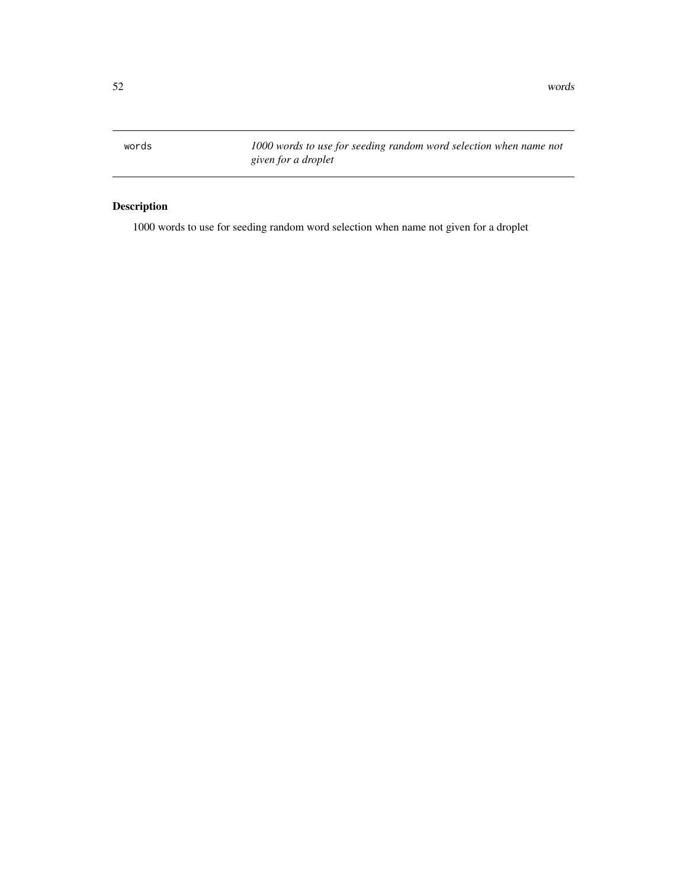`words` *1000 words to use for seeding random word selection when name not given for a droplet*

## Description

1000 words to use for seeding random word selection when name not given for a droplet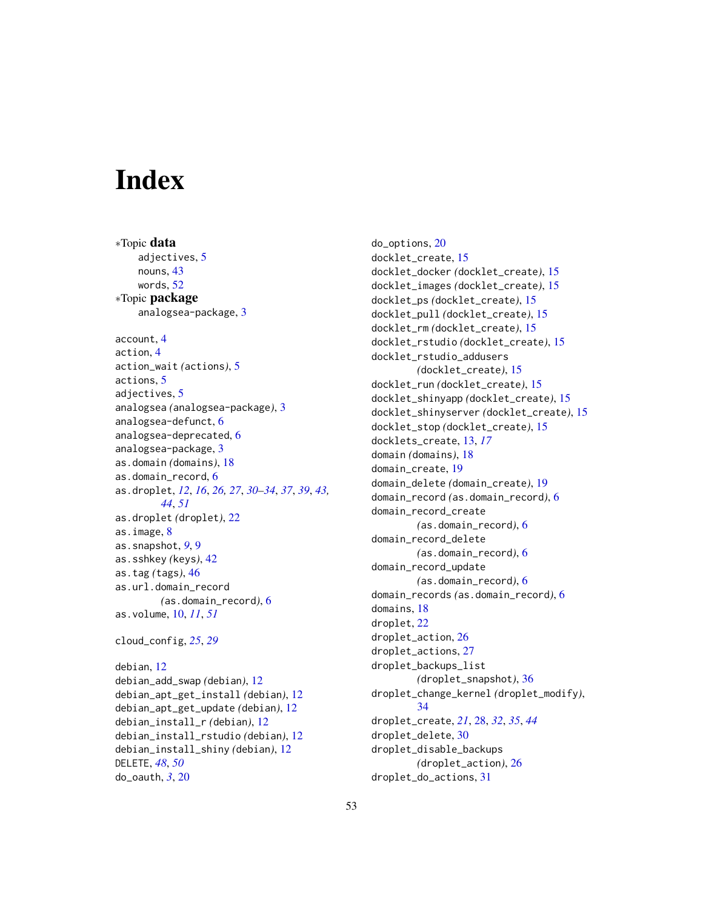# Index

*Topic **data**
- adjectives, 5
- nouns, 43
- words, 52

*Topic **package**
- analogsea-package, 3

account, 4
action, 4
action_wait *(actions)*, 5
actions, 5
adjectives, 5
analogsea *(analogsea-package)*, 3
analogsea-defunct, 6
analogsea-deprecated, 6
analogsea-package, 3
as.domain *(domains)*, 18
as.domain_record, 6
as.droplet, *12*, *16*, *26*, *27*, *30–34*, *37*, *39*, *43*, *44*, *51*
as.droplet *(droplet)*, 22
as.image, 8
as.snapshot, *9*, 9
as.sshkey *(keys)*, 42
as.tag *(tags)*, 46
as.url.domain_record *(as.domain_record)*, 6
as.volume, 10, *11*, *51*

cloud_config, *25*, *29*

debian, 12
debian_add_swap *(debian)*, 12
debian_apt_get_install *(debian)*, 12
debian_apt_get_update *(debian)*, 12
debian_install_r *(debian)*, 12
debian_install_rstudio *(debian)*, 12
debian_install_shiny *(debian)*, 12
DELETE, *48*, *50*
do_oauth, *3*, 20
do_options, 20
docklet_create, 15
docklet_docker *(docklet_create)*, 15
docklet_images *(docklet_create)*, 15
docklet_ps *(docklet_create)*, 15
docklet_pull *(docklet_create)*, 15
docklet_rm *(docklet_create)*, 15
docklet_rstudio *(docklet_create)*, 15
docklet_rstudio_addusers *(docklet_create)*, 15
docklet_run *(docklet_create)*, 15
docklet_shinyapp *(docklet_create)*, 15
docklet_shinyserver *(docklet_create)*, 15
docklet_stop *(docklet_create)*, 15
docklets_create, 13, *17*
domain *(domains)*, 18
domain_create, 19
domain_delete *(domain_create)*, 19
domain_record *(as.domain_record)*, 6
domain_record_create *(as.domain_record)*, 6
domain_record_delete *(as.domain_record)*, 6
domain_record_update *(as.domain_record)*, 6
domain_records *(as.domain_record)*, 6
domains, 18
droplet, 22
droplet_action, 26
droplet_actions, 27
droplet_backups_list *(droplet_snapshot)*, 36
droplet_change_kernel *(droplet_modify)*, 34
droplet_create, *21*, 28, *32*, *35*, *44*
droplet_delete, 30
droplet_disable_backups *(droplet_action)*, 26
droplet_do_actions, 31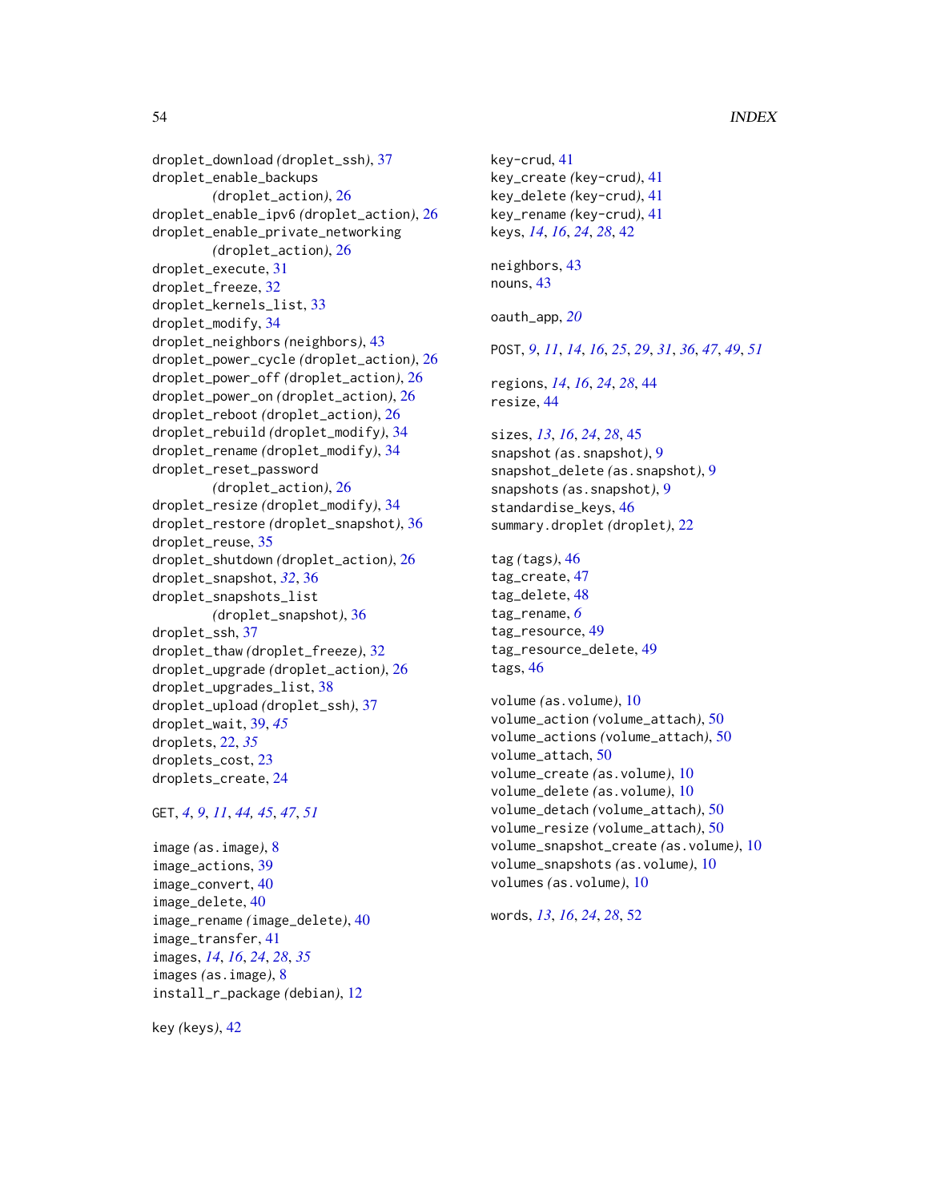droplet_download *(droplet_ssh)*, 37
droplet_enable_backups *(droplet_action)*, 26
droplet_enable_ipv6 *(droplet_action)*, 26
droplet_enable_private_networking *(droplet_action)*, 26
droplet_execute, 31
droplet_freeze, 32
droplet_kernels_list, 33
droplet_modify, 34
droplet_neighbors *(neighbors)*, 43
droplet_power_cycle *(droplet_action)*, 26
droplet_power_off *(droplet_action)*, 26
droplet_power_on *(droplet_action)*, 26
droplet_reboot *(droplet_action)*, 26
droplet_rebuild *(droplet_modify)*, 34
droplet_rename *(droplet_modify)*, 34
droplet_reset_password *(droplet_action)*, 26
droplet_resize *(droplet_modify)*, 34
droplet_restore *(droplet_snapshot)*, 36
droplet_reuse, 35
droplet_shutdown *(droplet_action)*, 26
droplet_snapshot, *32*, 36
droplet_snapshots_list *(droplet_snapshot)*, 36
droplet_ssh, 37
droplet_thaw *(droplet_freeze)*, 32
droplet_upgrade *(droplet_action)*, 26
droplet_upgrades_list, 38
droplet_upload *(droplet_ssh)*, 37
droplet_wait, 39, *45*
droplets, 22, *35*
droplets_cost, 23
droplets_create, 24

GET, *4*, *9*, *11*, *44*, *45*, *47*, *51*

image *(as.image)*, 8
image_actions, 39
image_convert, 40
image_delete, 40
image_rename *(image_delete)*, 40
image_transfer, 41
images, *14*, *16*, *24*, *28*, *35*
images *(as.image)*, 8
install_r_package *(debian)*, 12

key *(keys)*, 42
key-crud, 41
key_create *(key-crud)*, 41
key_delete *(key-crud)*, 41
key_rename *(key-crud)*, 41
keys, *14*, *16*, *24*, *28*, 42

neighbors, 43
nouns, 43

oauth_app, *20*

POST, *9*, *11*, *14*, *16*, *25*, *29*, *31*, *36*, *47*, *49*, *51*

regions, *14*, *16*, *24*, *28*, 44
resize, 44

sizes, *13*, *16*, *24*, *28*, 45
snapshot *(as.snapshot)*, 9
snapshot_delete *(as.snapshot)*, 9
snapshots *(as.snapshot)*, 9
standardise_keys, 46
summary.droplet *(droplet)*, 22

tag *(tags)*, 46
tag_create, 47
tag_delete, 48
tag_rename, *6*
tag_resource, 49
tag_resource_delete, 49
tags, 46

volume *(as.volume)*, 10
volume_action *(volume_attach)*, 50
volume_actions *(volume_attach)*, 50
volume_attach, 50
volume_create *(as.volume)*, 10
volume_delete *(as.volume)*, 10
volume_detach *(volume_attach)*, 50
volume_resize *(volume_attach)*, 50
volume_snapshot_create *(as.volume)*, 10
volume_snapshots *(as.volume)*, 10
volumes *(as.volume)*, 10

words, *13*, *16*, *24*, *28*, 52